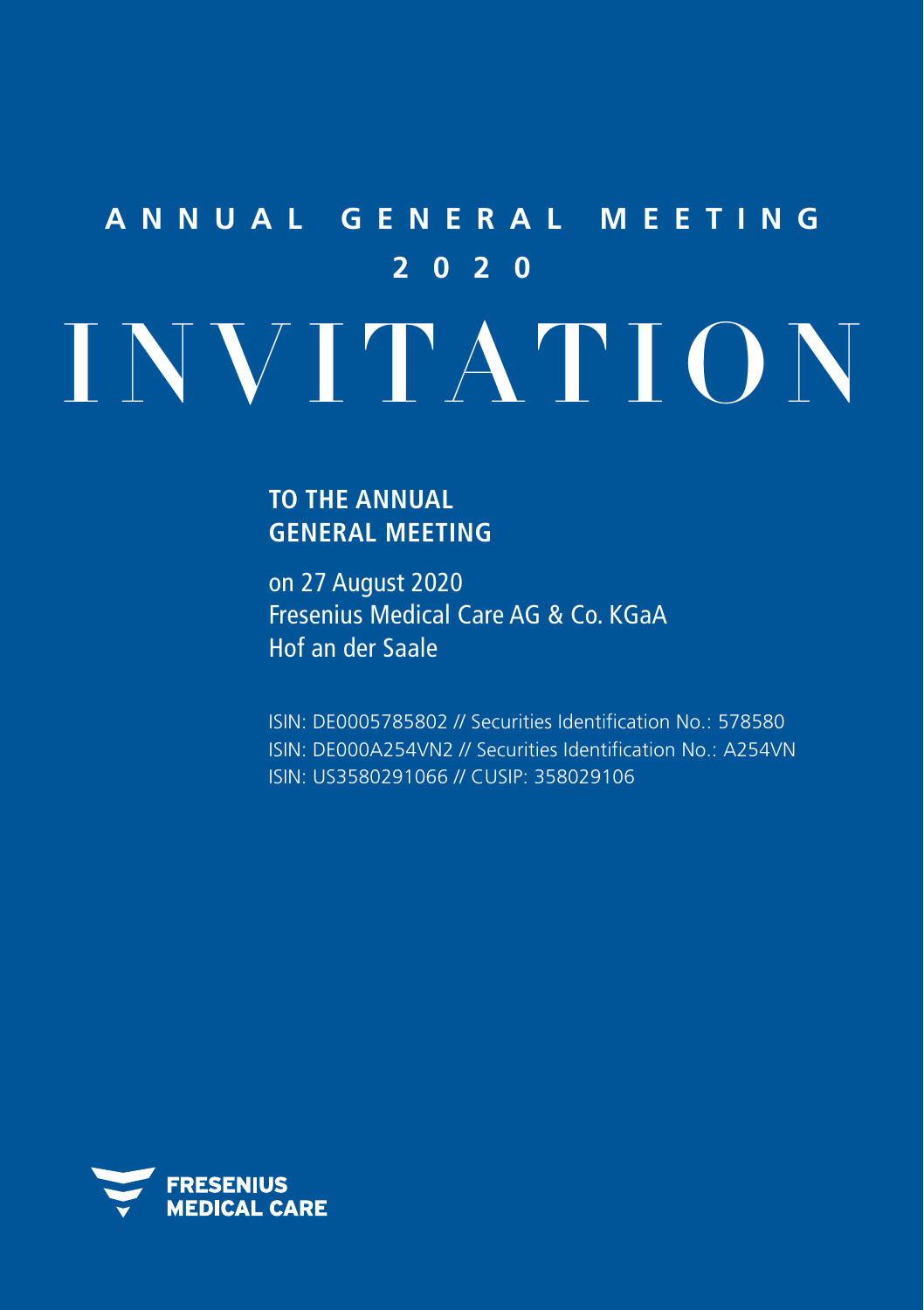# ANNUAL GENERAL MEETING 2020

# INVITATION

## TO THE ANNUAL GENERAL MEETING

on 27 August 2020
Fresenius Medical Care AG & Co. KGaA
Hof an der Saale

ISIN: DE0005785802 // Securities Identification No.: 578580
ISIN: DE000A254VN2 // Securities Identification No.: A254VN
ISIN: US3580291066 // CUSIP: 358029106

FRESENIUS MEDICAL CARE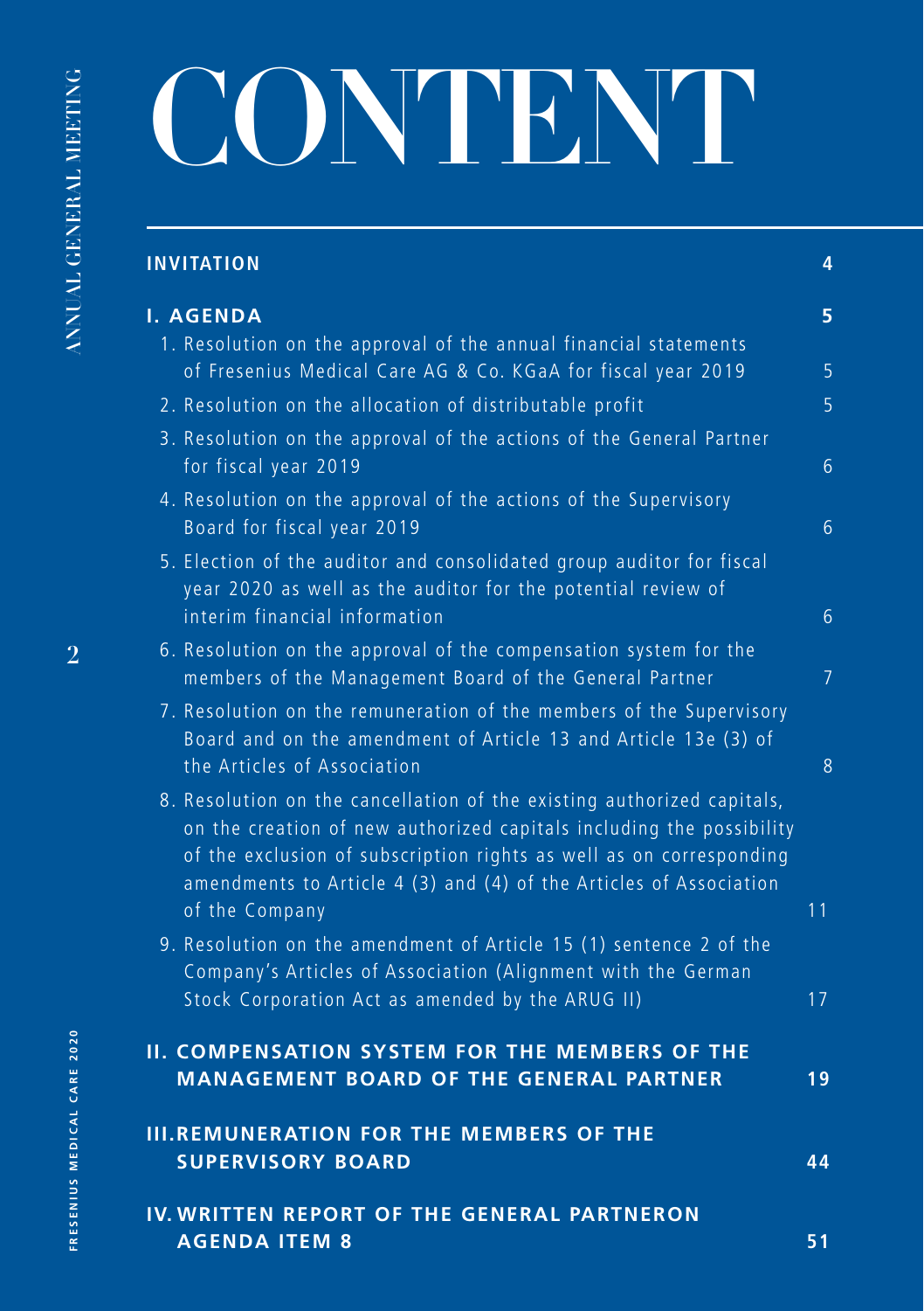# CONTENT

| | |
|---|---|
| **INVITATION** | **4** |
| **I. AGENDA** | **5** |
| 1. Resolution on the approval of the annual financial statements of Fresenius Medical Care AG & Co. KGaA for fiscal year 2019 | 5 |
| 2. Resolution on the allocation of distributable profit | 5 |
| 3. Resolution on the approval of the actions of the General Partner for fiscal year 2019 | 6 |
| 4. Resolution on the approval of the actions of the Supervisory Board for fiscal year 2019 | 6 |
| 5. Election of the auditor and consolidated group auditor for fiscal year 2020 as well as the auditor for the potential review of interim financial information | 6 |
| 6. Resolution on the approval of the compensation system for the members of the Management Board of the General Partner | 7 |
| 7. Resolution on the remuneration of the members of the Supervisory Board and on the amendment of Article 13 and Article 13e (3) of the Articles of Association | 8 |
| 8. Resolution on the cancellation of the existing authorized capitals, on the creation of new authorized capitals including the possibility of the exclusion of subscription rights as well as on corresponding amendments to Article 4 (3) and (4) of the Articles of Association of the Company | 11 |
| 9. Resolution on the amendment of Article 15 (1) sentence 2 of the Company's Articles of Association (Alignment with the German Stock Corporation Act as amended by the ARUG II) | 17 |
| **II. COMPENSATION SYSTEM FOR THE MEMBERS OF THE MANAGEMENT BOARD OF THE GENERAL PARTNER** | **19** |
| **III. REMUNERATION FOR THE MEMBERS OF THE SUPERVISORY BOARD** | **44** |
| **IV. WRITTEN REPORT OF THE GENERAL PARTNERON AGENDA ITEM 8** | **51** |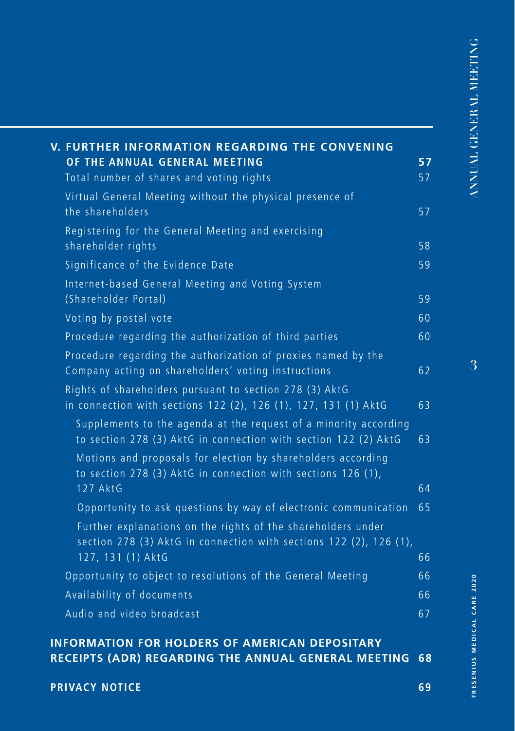| V. FURTHER INFORMATION REGARDING THE CONVENING OF THE ANNUAL GENERAL MEETING | 57 |
|---|---|
| Total number of shares and voting rights | 57 |
| Virtual General Meeting without the physical presence of the shareholders | 57 |
| Registering for the General Meeting and exercising shareholder rights | 58 |
| Significance of the Evidence Date | 59 |
| Internet-based General Meeting and Voting System (Shareholder Portal) | 59 |
| Voting by postal vote | 60 |
| Procedure regarding the authorization of third parties | 60 |
| Procedure regarding the authorization of proxies named by the Company acting on shareholders' voting instructions | 62 |
| Rights of shareholders pursuant to section 278 (3) AktG in connection with sections 122 (2), 126 (1), 127, 131 (1) AktG | 63 |
| Supplements to the agenda at the request of a minority according to section 278 (3) AktG in connection with section 122 (2) AktG | 63 |
| Motions and proposals for election by shareholders according to section 278 (3) AktG in connection with sections 126 (1), 127 AktG | 64 |
| Opportunity to ask questions by way of electronic communication | 65 |
| Further explanations on the rights of the shareholders under section 278 (3) AktG in connection with sections 122 (2), 126 (1), 127, 131 (1) AktG | 66 |
| Opportunity to object to resolutions of the General Meeting | 66 |
| Availability of documents | 66 |
| Audio and video broadcast | 67 |
| **INFORMATION FOR HOLDERS OF AMERICAN DEPOSITARY RECEIPTS (ADR) REGARDING THE ANNUAL GENERAL MEETING** | **68** |
| **PRIVACY NOTICE** | **69** |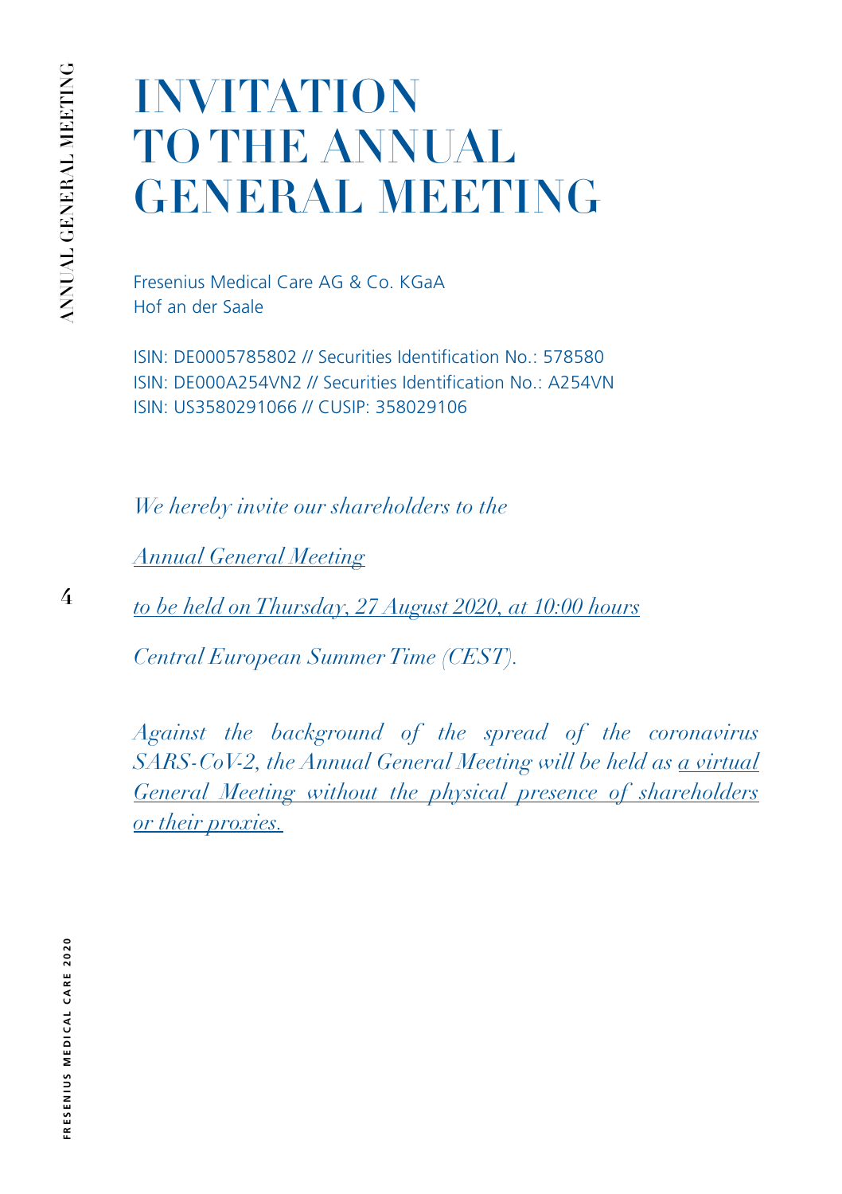# INVITATION TO THE ANNUAL GENERAL MEETING

Fresenius Medical Care AG & Co. KGaA
Hof an der Saale

ISIN: DE0005785802 // Securities Identification No.: 578580
ISIN: DE000A254VN2 // Securities Identification No.: A254VN
ISIN: US3580291066 // CUSIP: 358029106

*We hereby invite our shareholders to the*

*Annual General Meeting*

*to be held on Thursday, 27 August 2020, at 10:00 hours*

*Central European Summer Time (CEST).*

*Against the background of the spread of the coronavirus SARS-CoV-2, the Annual General Meeting will be held as a virtual General Meeting without the physical presence of shareholders or their proxies.*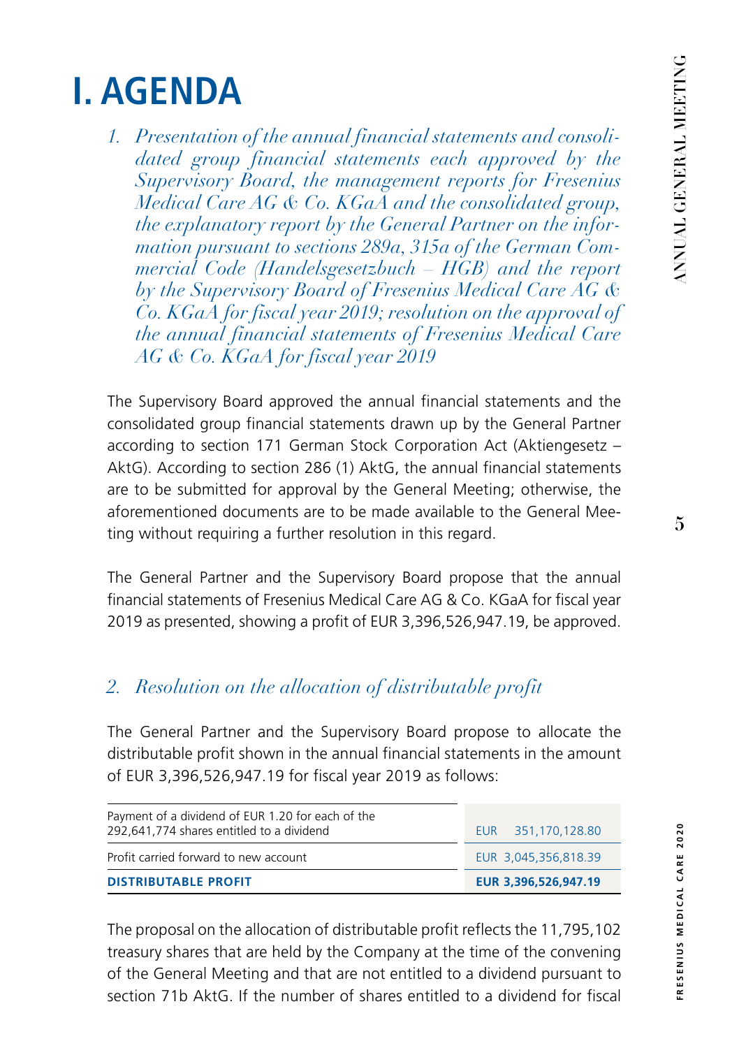# I. AGENDA

## *1. Presentation of the annual financial statements and consolidated group financial statements each approved by the Supervisory Board, the management reports for Fresenius Medical Care AG & Co. KGaA and the consolidated group, the explanatory report by the General Partner on the information pursuant to sections 289a, 315a of the German Commercial Code (Handelsgesetzbuch – HGB) and the report by the Supervisory Board of Fresenius Medical Care AG & Co. KGaA for fiscal year 2019; resolution on the approval of the annual financial statements of Fresenius Medical Care AG & Co. KGaA for fiscal year 2019*

The Supervisory Board approved the annual financial statements and the consolidated group financial statements drawn up by the General Partner according to section 171 German Stock Corporation Act (Aktiengesetz – AktG). According to section 286 (1) AktG, the annual financial statements are to be submitted for approval by the General Meeting; otherwise, the aforementioned documents are to be made available to the General Meeting without requiring a further resolution in this regard.

The General Partner and the Supervisory Board propose that the annual financial statements of Fresenius Medical Care AG & Co. KGaA for fiscal year 2019 as presented, showing a profit of EUR 3,396,526,947.19, be approved.

## *2. Resolution on the allocation of distributable profit*

The General Partner and the Supervisory Board propose to allocate the distributable profit shown in the annual financial statements in the amount of EUR 3,396,526,947.19 for fiscal year 2019 as follows:

| | |
|---|---|
| Payment of a dividend of EUR 1.20 for each of the 292,641,774 shares entitled to a dividend | EUR 351,170,128.80 |
| Profit carried forward to new account | EUR 3,045,356,818.39 |
| **DISTRIBUTABLE PROFIT** | **EUR 3,396,526,947.19** |

The proposal on the allocation of distributable profit reflects the 11,795,102 treasury shares that are held by the Company at the time of the convening of the General Meeting and that are not entitled to a dividend pursuant to section 71b AktG. If the number of shares entitled to a dividend for fiscal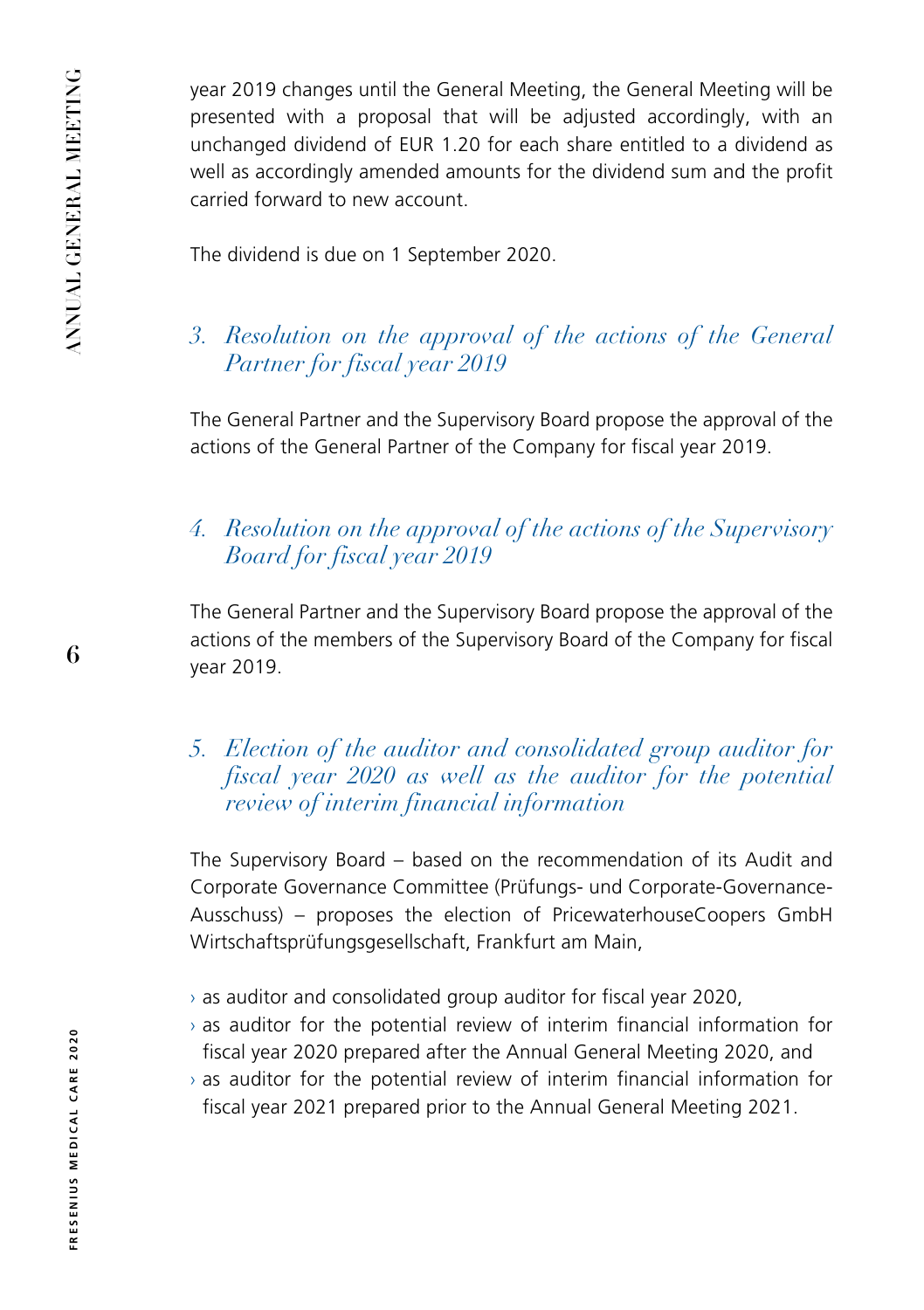year 2019 changes until the General Meeting, the General Meeting will be presented with a proposal that will be adjusted accordingly, with an unchanged dividend of EUR 1.20 for each share entitled to a dividend as well as accordingly amended amounts for the dividend sum and the profit carried forward to new account.

The dividend is due on 1 September 2020.

## *3. Resolution on the approval of the actions of the General Partner for fiscal year 2019*

The General Partner and the Supervisory Board propose the approval of the actions of the General Partner of the Company for fiscal year 2019.

## *4. Resolution on the approval of the actions of the Supervisory Board for fiscal year 2019*

The General Partner and the Supervisory Board propose the approval of the actions of the members of the Supervisory Board of the Company for fiscal year 2019.

## *5. Election of the auditor and consolidated group auditor for fiscal year 2020 as well as the auditor for the potential review of interim financial information*

The Supervisory Board – based on the recommendation of its Audit and Corporate Governance Committee (Prüfungs- und Corporate-Governance-Ausschuss) – proposes the election of PricewaterhouseCoopers GmbH Wirtschaftsprüfungsgesellschaft, Frankfurt am Main,

- as auditor and consolidated group auditor for fiscal year 2020,
- as auditor for the potential review of interim financial information for fiscal year 2020 prepared after the Annual General Meeting 2020, and
- as auditor for the potential review of interim financial information for fiscal year 2021 prepared prior to the Annual General Meeting 2021.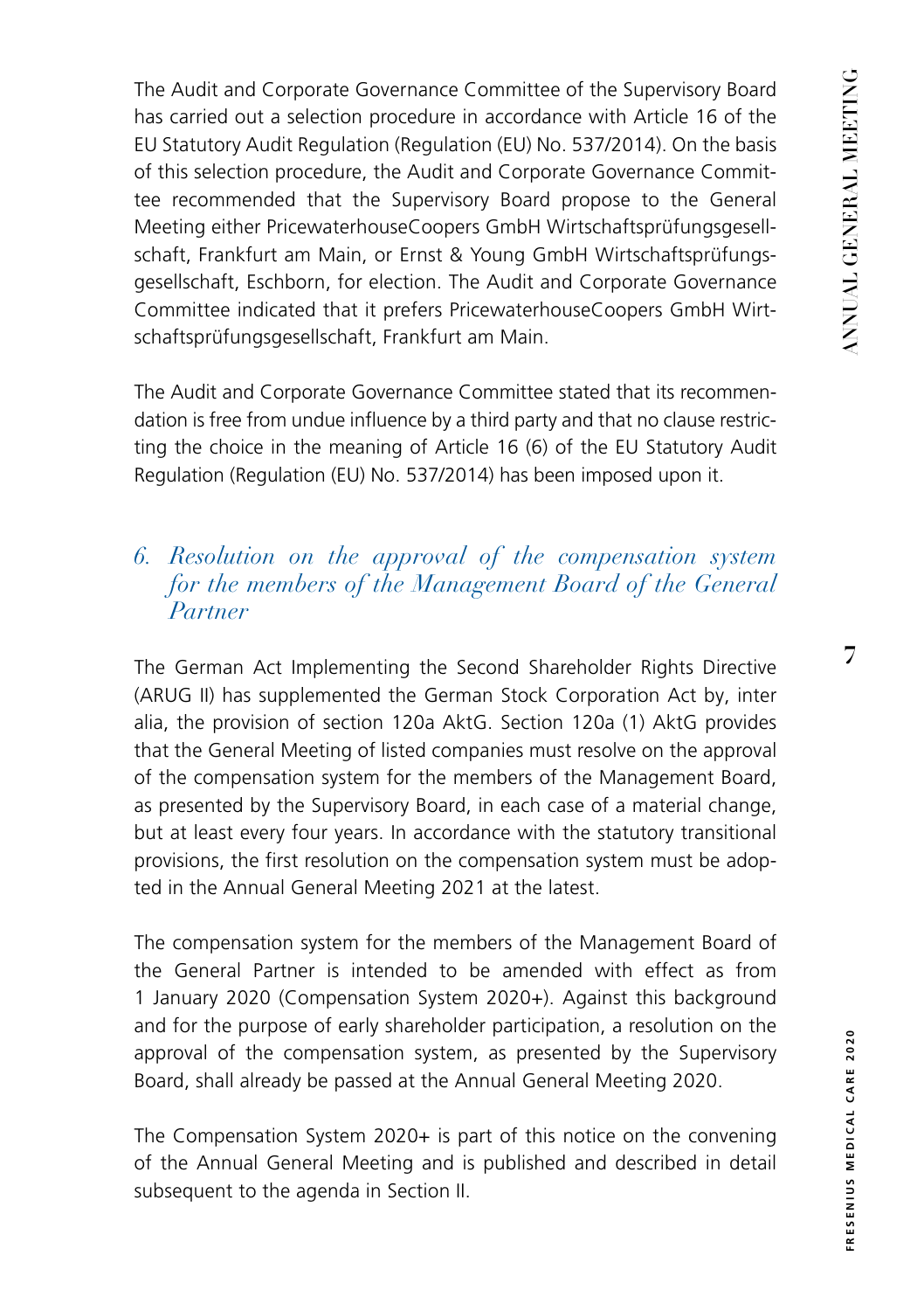The Audit and Corporate Governance Committee of the Supervisory Board has carried out a selection procedure in accordance with Article 16 of the EU Statutory Audit Regulation (Regulation (EU) No. 537/2014). On the basis of this selection procedure, the Audit and Corporate Governance Committee recommended that the Supervisory Board propose to the General Meeting either PricewaterhouseCoopers GmbH Wirtschaftsprüfungsgesellschaft, Frankfurt am Main, or Ernst & Young GmbH Wirtschaftsprüfungsgesellschaft, Eschborn, for election. The Audit and Corporate Governance Committee indicated that it prefers PricewaterhouseCoopers GmbH Wirtschaftsprüfungsgesellschaft, Frankfurt am Main.

The Audit and Corporate Governance Committee stated that its recommendation is free from undue influence by a third party and that no clause restricting the choice in the meaning of Article 16 (6) of the EU Statutory Audit Regulation (Regulation (EU) No. 537/2014) has been imposed upon it.

## *6. Resolution on the approval of the compensation system for the members of the Management Board of the General Partner*

The German Act Implementing the Second Shareholder Rights Directive (ARUG II) has supplemented the German Stock Corporation Act by, inter alia, the provision of section 120a AktG. Section 120a (1) AktG provides that the General Meeting of listed companies must resolve on the approval of the compensation system for the members of the Management Board, as presented by the Supervisory Board, in each case of a material change, but at least every four years. In accordance with the statutory transitional provisions, the first resolution on the compensation system must be adopted in the Annual General Meeting 2021 at the latest.

The compensation system for the members of the Management Board of the General Partner is intended to be amended with effect as from 1 January 2020 (Compensation System 2020+). Against this background and for the purpose of early shareholder participation, a resolution on the approval of the compensation system, as presented by the Supervisory Board, shall already be passed at the Annual General Meeting 2020.

The Compensation System 2020+ is part of this notice on the convening of the Annual General Meeting and is published and described in detail subsequent to the agenda in Section II.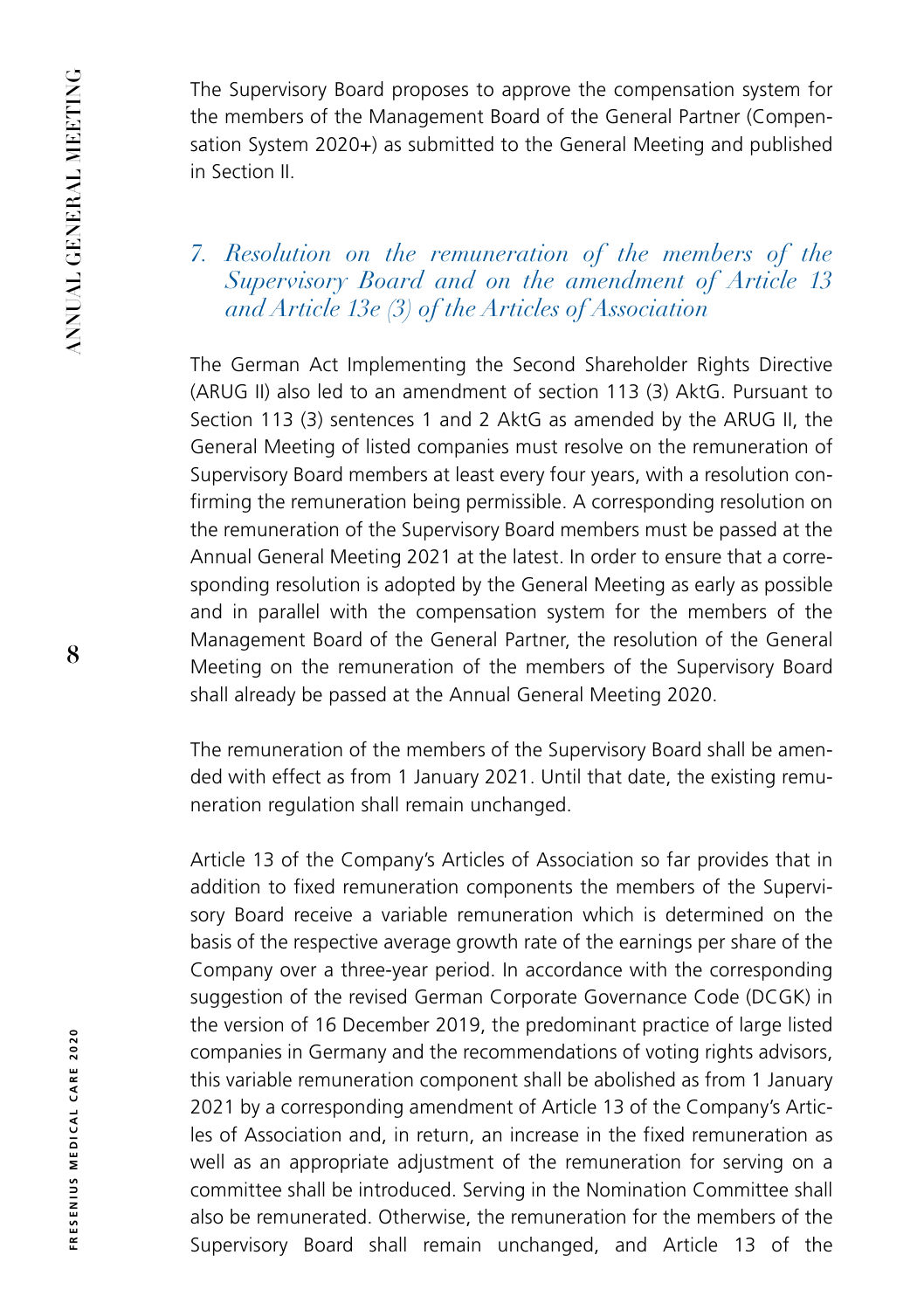The Supervisory Board proposes to approve the compensation system for the members of the Management Board of the General Partner (Compensation System 2020+) as submitted to the General Meeting and published in Section II.

## *7. Resolution on the remuneration of the members of the Supervisory Board and on the amendment of Article 13 and Article 13e (3) of the Articles of Association*

The German Act Implementing the Second Shareholder Rights Directive (ARUG II) also led to an amendment of section 113 (3) AktG. Pursuant to Section 113 (3) sentences 1 and 2 AktG as amended by the ARUG II, the General Meeting of listed companies must resolve on the remuneration of Supervisory Board members at least every four years, with a resolution confirming the remuneration being permissible. A corresponding resolution on the remuneration of the Supervisory Board members must be passed at the Annual General Meeting 2021 at the latest. In order to ensure that a corresponding resolution is adopted by the General Meeting as early as possible and in parallel with the compensation system for the members of the Management Board of the General Partner, the resolution of the General Meeting on the remuneration of the members of the Supervisory Board shall already be passed at the Annual General Meeting 2020.

The remuneration of the members of the Supervisory Board shall be amended with effect as from 1 January 2021. Until that date, the existing remuneration regulation shall remain unchanged.

Article 13 of the Company's Articles of Association so far provides that in addition to fixed remuneration components the members of the Supervisory Board receive a variable remuneration which is determined on the basis of the respective average growth rate of the earnings per share of the Company over a three-year period. In accordance with the corresponding suggestion of the revised German Corporate Governance Code (DCGK) in the version of 16 December 2019, the predominant practice of large listed companies in Germany and the recommendations of voting rights advisors, this variable remuneration component shall be abolished as from 1 January 2021 by a corresponding amendment of Article 13 of the Company's Articles of Association and, in return, an increase in the fixed remuneration as well as an appropriate adjustment of the remuneration for serving on a committee shall be introduced. Serving in the Nomination Committee shall also be remunerated. Otherwise, the remuneration for the members of the Supervisory Board shall remain unchanged, and Article 13 of the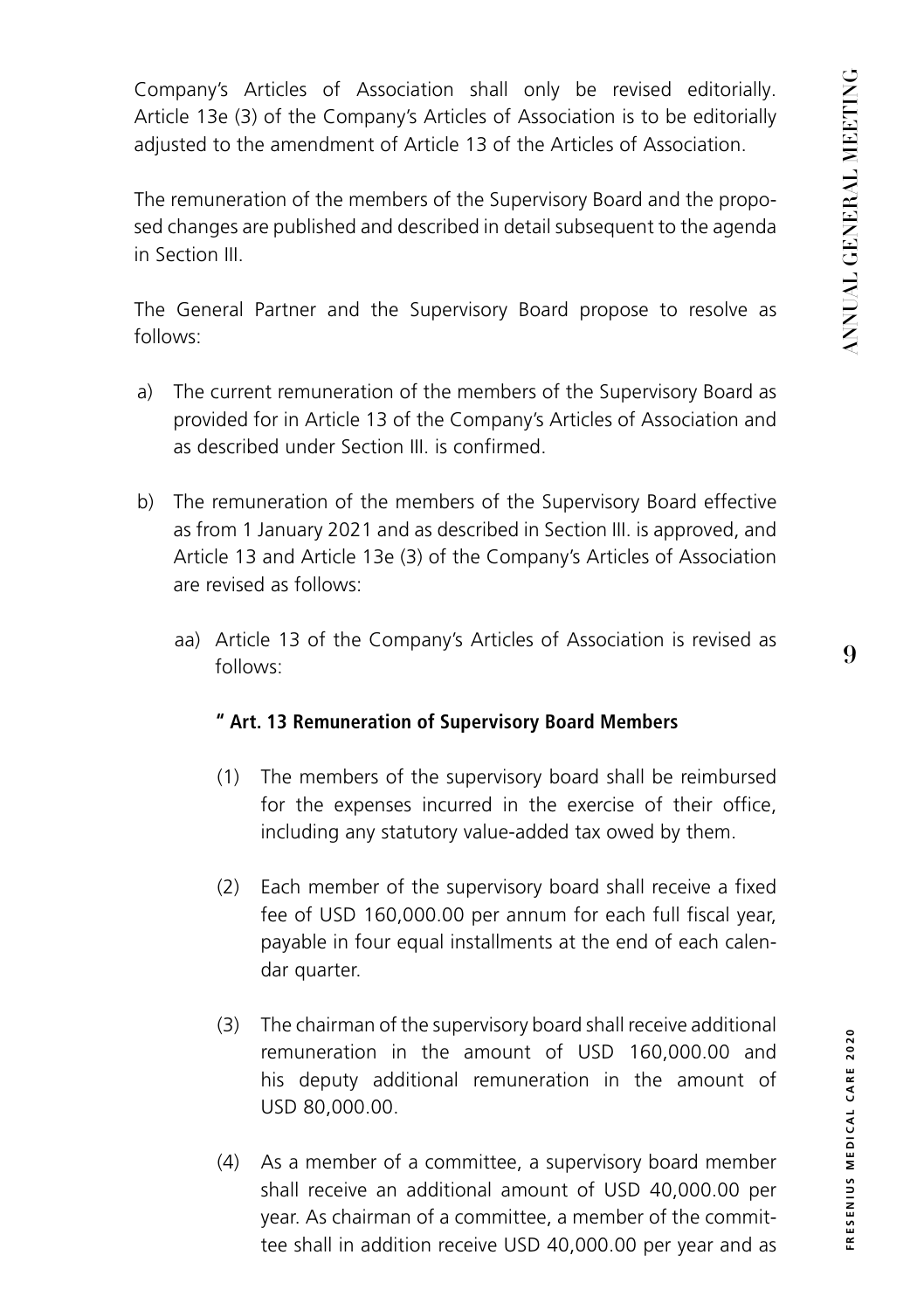Company's Articles of Association shall only be revised editorially. Article 13e (3) of the Company's Articles of Association is to be editorially adjusted to the amendment of Article 13 of the Articles of Association.

The remuneration of the members of the Supervisory Board and the proposed changes are published and described in detail subsequent to the agenda in Section III.

The General Partner and the Supervisory Board propose to resolve as follows:

a) The current remuneration of the members of the Supervisory Board as provided for in Article 13 of the Company's Articles of Association and as described under Section III. is confirmed.

b) The remuneration of the members of the Supervisory Board effective as from 1 January 2021 and as described in Section III. is approved, and Article 13 and Article 13e (3) of the Company's Articles of Association are revised as follows:

   aa) Article 13 of the Company's Articles of Association is revised as follows:

   **" Art. 13 Remuneration of Supervisory Board Members**

   (1) The members of the supervisory board shall be reimbursed for the expenses incurred in the exercise of their office, including any statutory value-added tax owed by them.

   (2) Each member of the supervisory board shall receive a fixed fee of USD 160,000.00 per annum for each full fiscal year, payable in four equal installments at the end of each calendar quarter.

   (3) The chairman of the supervisory board shall receive additional remuneration in the amount of USD 160,000.00 and his deputy additional remuneration in the amount of USD 80,000.00.

   (4) As a member of a committee, a supervisory board member shall receive an additional amount of USD 40,000.00 per year. As chairman of a committee, a member of the committee shall in addition receive USD 40,000.00 per year and as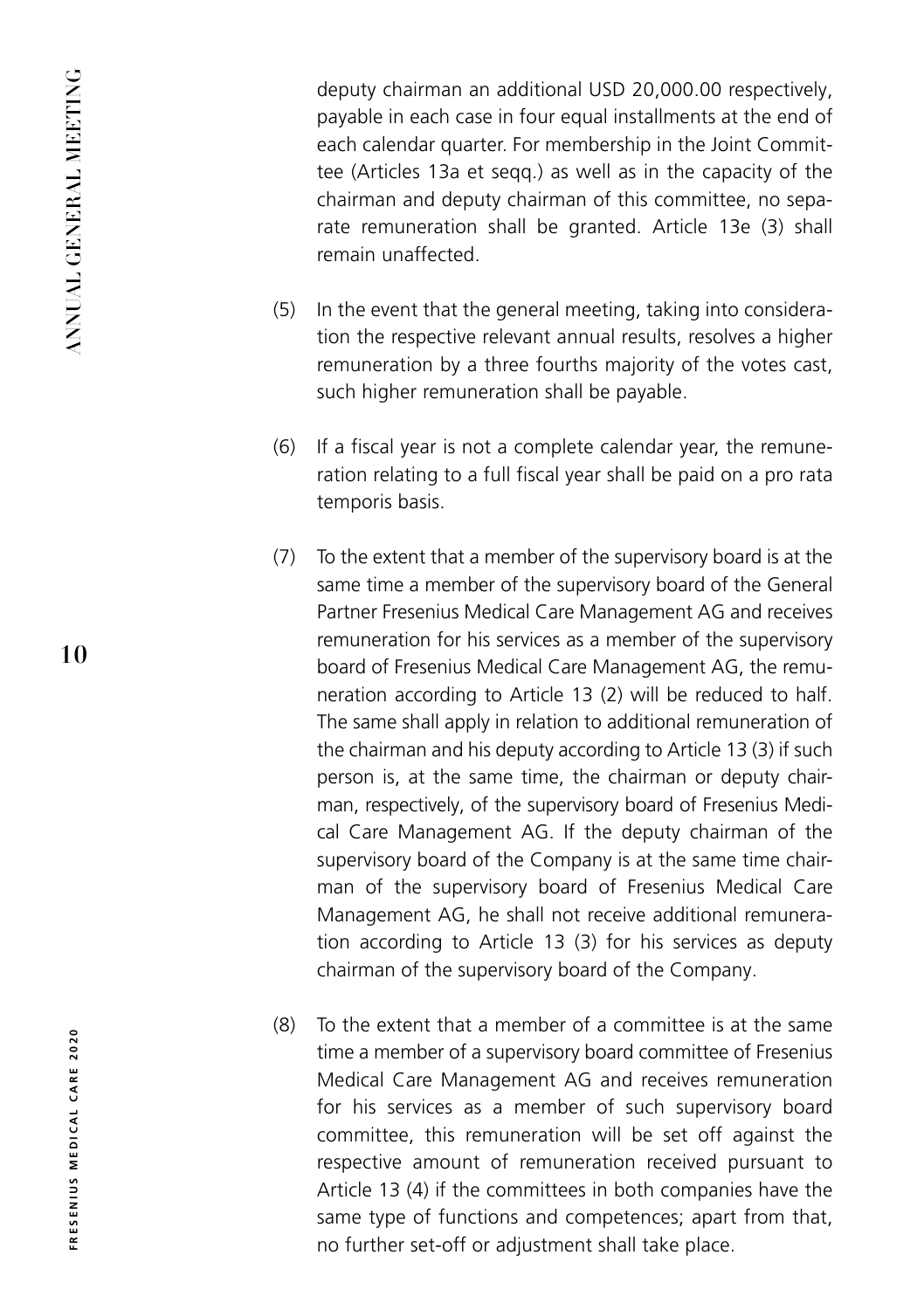deputy chairman an additional USD 20,000.00 respectively, payable in each case in four equal installments at the end of each calendar quarter. For membership in the Joint Committee (Articles 13a et seqq.) as well as in the capacity of the chairman and deputy chairman of this committee, no separate remuneration shall be granted. Article 13e (3) shall remain unaffected.

(5) In the event that the general meeting, taking into consideration the respective relevant annual results, resolves a higher remuneration by a three fourths majority of the votes cast, such higher remuneration shall be payable.

(6) If a fiscal year is not a complete calendar year, the remuneration relating to a full fiscal year shall be paid on a pro rata temporis basis.

(7) To the extent that a member of the supervisory board is at the same time a member of the supervisory board of the General Partner Fresenius Medical Care Management AG and receives remuneration for his services as a member of the supervisory board of Fresenius Medical Care Management AG, the remuneration according to Article 13 (2) will be reduced to half. The same shall apply in relation to additional remuneration of the chairman and his deputy according to Article 13 (3) if such person is, at the same time, the chairman or deputy chairman, respectively, of the supervisory board of Fresenius Medical Care Management AG. If the deputy chairman of the supervisory board of the Company is at the same time chairman of the supervisory board of Fresenius Medical Care Management AG, he shall not receive additional remuneration according to Article 13 (3) for his services as deputy chairman of the supervisory board of the Company.

(8) To the extent that a member of a committee is at the same time a member of a supervisory board committee of Fresenius Medical Care Management AG and receives remuneration for his services as a member of such supervisory board committee, this remuneration will be set off against the respective amount of remuneration received pursuant to Article 13 (4) if the committees in both companies have the same type of functions and competences; apart from that, no further set-off or adjustment shall take place.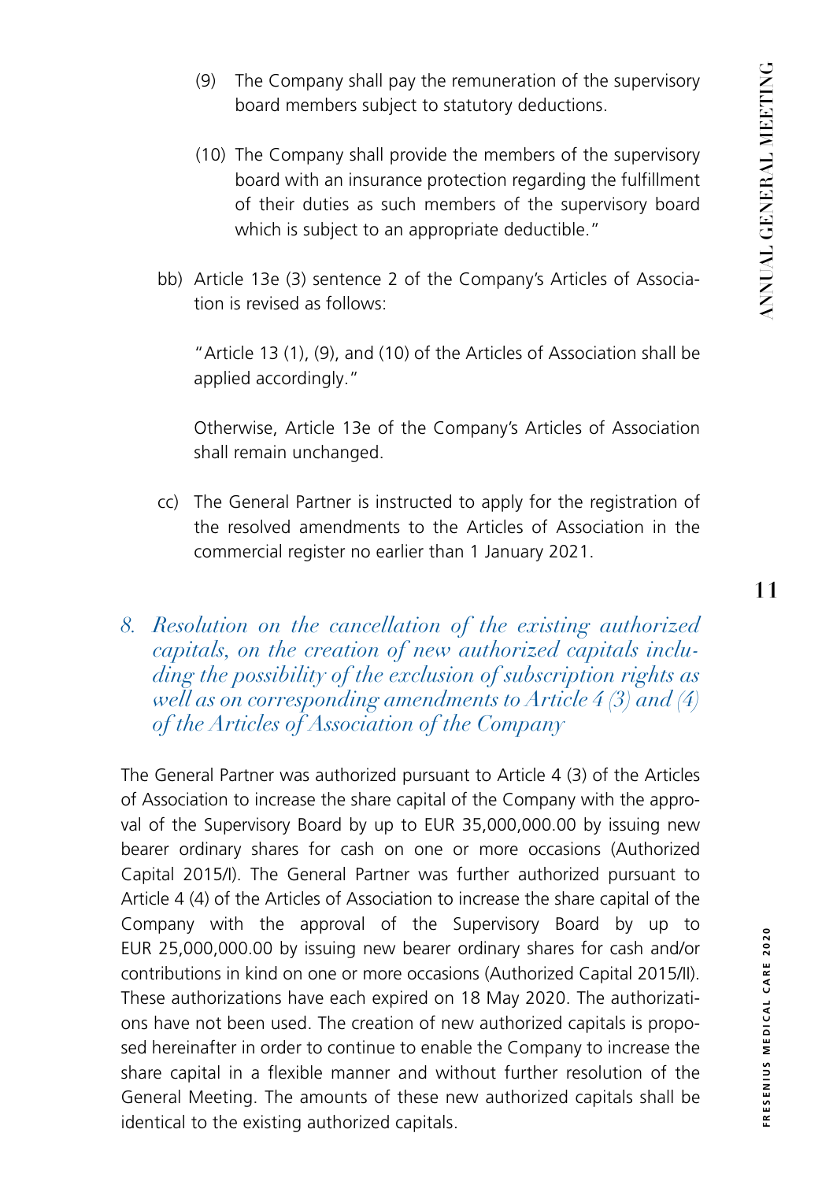(9) The Company shall pay the remuneration of the supervisory board members subject to statutory deductions.

(10) The Company shall provide the members of the supervisory board with an insurance protection regarding the fulfillment of their duties as such members of the supervisory board which is subject to an appropriate deductible."

bb) Article 13e (3) sentence 2 of the Company's Articles of Association is revised as follows:

"Article 13 (1), (9), and (10) of the Articles of Association shall be applied accordingly."

Otherwise, Article 13e of the Company's Articles of Association shall remain unchanged.

cc) The General Partner is instructed to apply for the registration of the resolved amendments to the Articles of Association in the commercial register no earlier than 1 January 2021.

## *8. Resolution on the cancellation of the existing authorized capitals, on the creation of new authorized capitals including the possibility of the exclusion of subscription rights as well as on corresponding amendments to Article 4 (3) and (4) of the Articles of Association of the Company*

The General Partner was authorized pursuant to Article 4 (3) of the Articles of Association to increase the share capital of the Company with the approval of the Supervisory Board by up to EUR 35,000,000.00 by issuing new bearer ordinary shares for cash on one or more occasions (Authorized Capital 2015/I). The General Partner was further authorized pursuant to Article 4 (4) of the Articles of Association to increase the share capital of the Company with the approval of the Supervisory Board by up to EUR 25,000,000.00 by issuing new bearer ordinary shares for cash and/or contributions in kind on one or more occasions (Authorized Capital 2015/II). These authorizations have each expired on 18 May 2020. The authorizations have not been used. The creation of new authorized capitals is proposed hereinafter in order to continue to enable the Company to increase the share capital in a flexible manner and without further resolution of the General Meeting. The amounts of these new authorized capitals shall be identical to the existing authorized capitals.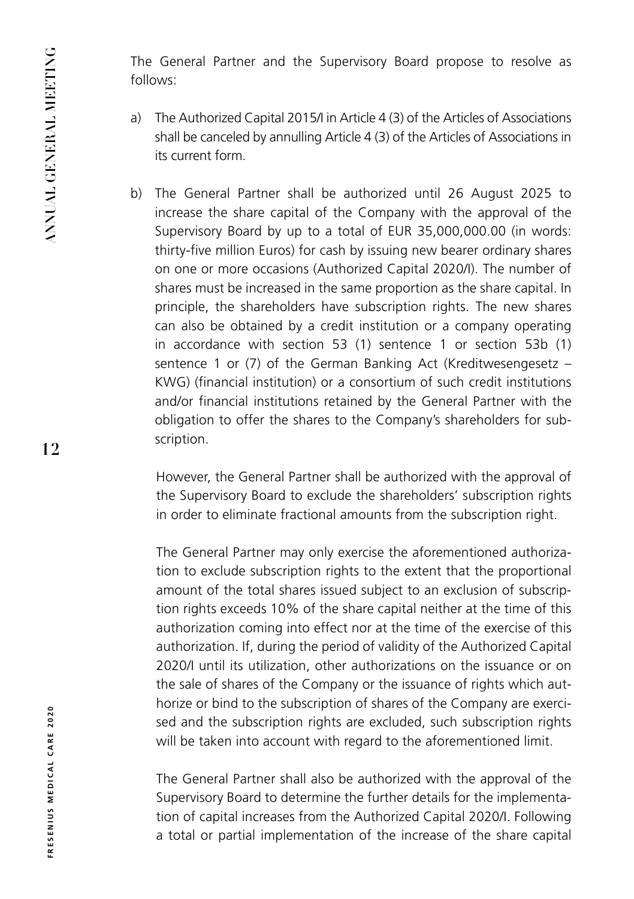The General Partner and the Supervisory Board propose to resolve as follows:

a) The Authorized Capital 2015/I in Article 4 (3) of the Articles of Associations shall be canceled by annulling Article 4 (3) of the Articles of Associations in its current form.

b) The General Partner shall be authorized until 26 August 2025 to increase the share capital of the Company with the approval of the Supervisory Board by up to a total of EUR 35,000,000.00 (in words: thirty-five million Euros) for cash by issuing new bearer ordinary shares on one or more occasions (Authorized Capital 2020/I). The number of shares must be increased in the same proportion as the share capital. In principle, the shareholders have subscription rights. The new shares can also be obtained by a credit institution or a company operating in accordance with section 53 (1) sentence 1 or section 53b (1) sentence 1 or (7) of the German Banking Act (Kreditwesengesetz – KWG) (financial institution) or a consortium of such credit institutions and/or financial institutions retained by the General Partner with the obligation to offer the shares to the Company's shareholders for subscription.

   However, the General Partner shall be authorized with the approval of the Supervisory Board to exclude the shareholders' subscription rights in order to eliminate fractional amounts from the subscription right.

   The General Partner may only exercise the aforementioned authorization to exclude subscription rights to the extent that the proportional amount of the total shares issued subject to an exclusion of subscription rights exceeds 10% of the share capital neither at the time of this authorization coming into effect nor at the time of the exercise of this authorization. If, during the period of validity of the Authorized Capital 2020/I until its utilization, other authorizations on the issuance or on the sale of shares of the Company or the issuance of rights which authorize or bind to the subscription of shares of the Company are exercised and the subscription rights are excluded, such subscription rights will be taken into account with regard to the aforementioned limit.

   The General Partner shall also be authorized with the approval of the Supervisory Board to determine the further details for the implementation of capital increases from the Authorized Capital 2020/I. Following a total or partial implementation of the increase of the share capital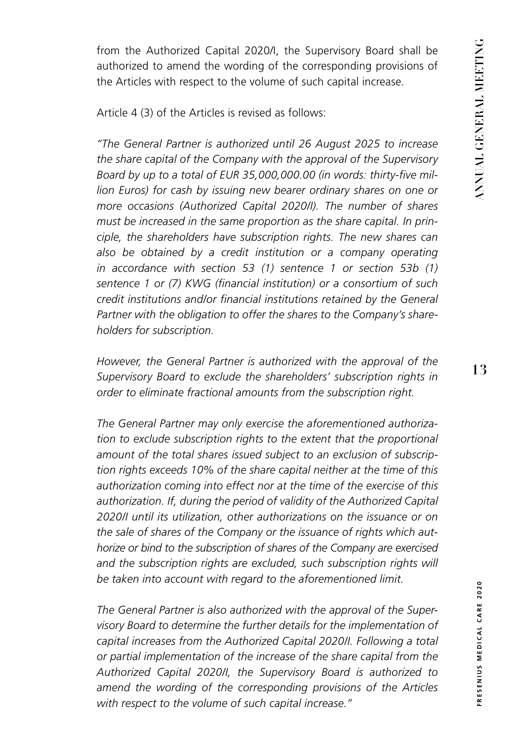from the Authorized Capital 2020/I, the Supervisory Board shall be authorized to amend the wording of the corresponding provisions of the Articles with respect to the volume of such capital increase.

Article 4 (3) of the Articles is revised as follows:

*"The General Partner is authorized until 26 August 2025 to increase the share capital of the Company with the approval of the Supervisory Board by up to a total of EUR 35,000,000.00 (in words: thirty-five million Euros) for cash by issuing new bearer ordinary shares on one or more occasions (Authorized Capital 2020/II). The number of shares must be increased in the same proportion as the share capital. In principle, the shareholders have subscription rights. The new shares can also be obtained by a credit institution or a company operating in accordance with section 53 (1) sentence 1 or section 53b (1) sentence 1 or (7) KWG (financial institution) or a consortium of such credit institutions and/or financial institutions retained by the General Partner with the obligation to offer the shares to the Company's shareholders for subscription.*

*However, the General Partner is authorized with the approval of the Supervisory Board to exclude the shareholders' subscription rights in order to eliminate fractional amounts from the subscription right.*

*The General Partner may only exercise the aforementioned authorization to exclude subscription rights to the extent that the proportional amount of the total shares issued subject to an exclusion of subscription rights exceeds 10% of the share capital neither at the time of this authorization coming into effect nor at the time of the exercise of this authorization. If, during the period of validity of the Authorized Capital 2020/II until its utilization, other authorizations on the issuance or on the sale of shares of the Company or the issuance of rights which authorize or bind to the subscription of shares of the Company are exercised and the subscription rights are excluded, such subscription rights will be taken into account with regard to the aforementioned limit.*

*The General Partner is also authorized with the approval of the Supervisory Board to determine the further details for the implementation of capital increases from the Authorized Capital 2020/II. Following a total or partial implementation of the increase of the share capital from the Authorized Capital 2020/II, the Supervisory Board is authorized to amend the wording of the corresponding provisions of the Articles with respect to the volume of such capital increase."*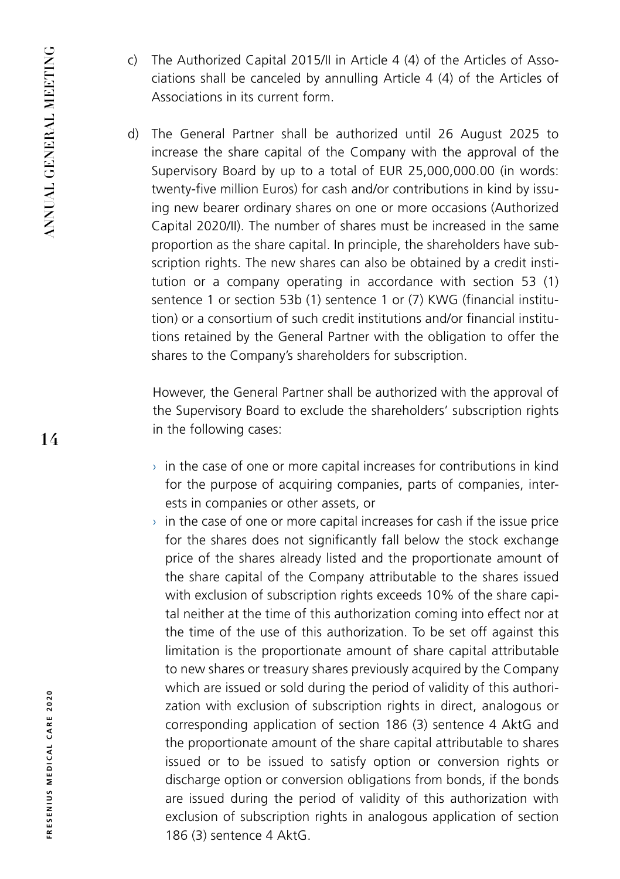c) The Authorized Capital 2015/II in Article 4 (4) of the Articles of Associations shall be canceled by annulling Article 4 (4) of the Articles of Associations in its current form.

d) The General Partner shall be authorized until 26 August 2025 to increase the share capital of the Company with the approval of the Supervisory Board by up to a total of EUR 25,000,000.00 (in words: twenty-five million Euros) for cash and/or contributions in kind by issuing new bearer ordinary shares on one or more occasions (Authorized Capital 2020/II). The number of shares must be increased in the same proportion as the share capital. In principle, the shareholders have subscription rights. The new shares can also be obtained by a credit institution or a company operating in accordance with section 53 (1) sentence 1 or section 53b (1) sentence 1 or (7) KWG (financial institution) or a consortium of such credit institutions and/or financial institutions retained by the General Partner with the obligation to offer the shares to the Company's shareholders for subscription.

   However, the General Partner shall be authorized with the approval of the Supervisory Board to exclude the shareholders' subscription rights in the following cases:

   - in the case of one or more capital increases for contributions in kind for the purpose of acquiring companies, parts of companies, interests in companies or other assets, or
   - in the case of one or more capital increases for cash if the issue price for the shares does not significantly fall below the stock exchange price of the shares already listed and the proportionate amount of the share capital of the Company attributable to the shares issued with exclusion of subscription rights exceeds 10% of the share capital neither at the time of this authorization coming into effect nor at the time of the use of this authorization. To be set off against this limitation is the proportionate amount of share capital attributable to new shares or treasury shares previously acquired by the Company which are issued or sold during the period of validity of this authorization with exclusion of subscription rights in direct, analogous or corresponding application of section 186 (3) sentence 4 AktG and the proportionate amount of the share capital attributable to shares issued or to be issued to satisfy option or conversion rights or discharge option or conversion obligations from bonds, if the bonds are issued during the period of validity of this authorization with exclusion of subscription rights in analogous application of section 186 (3) sentence 4 AktG.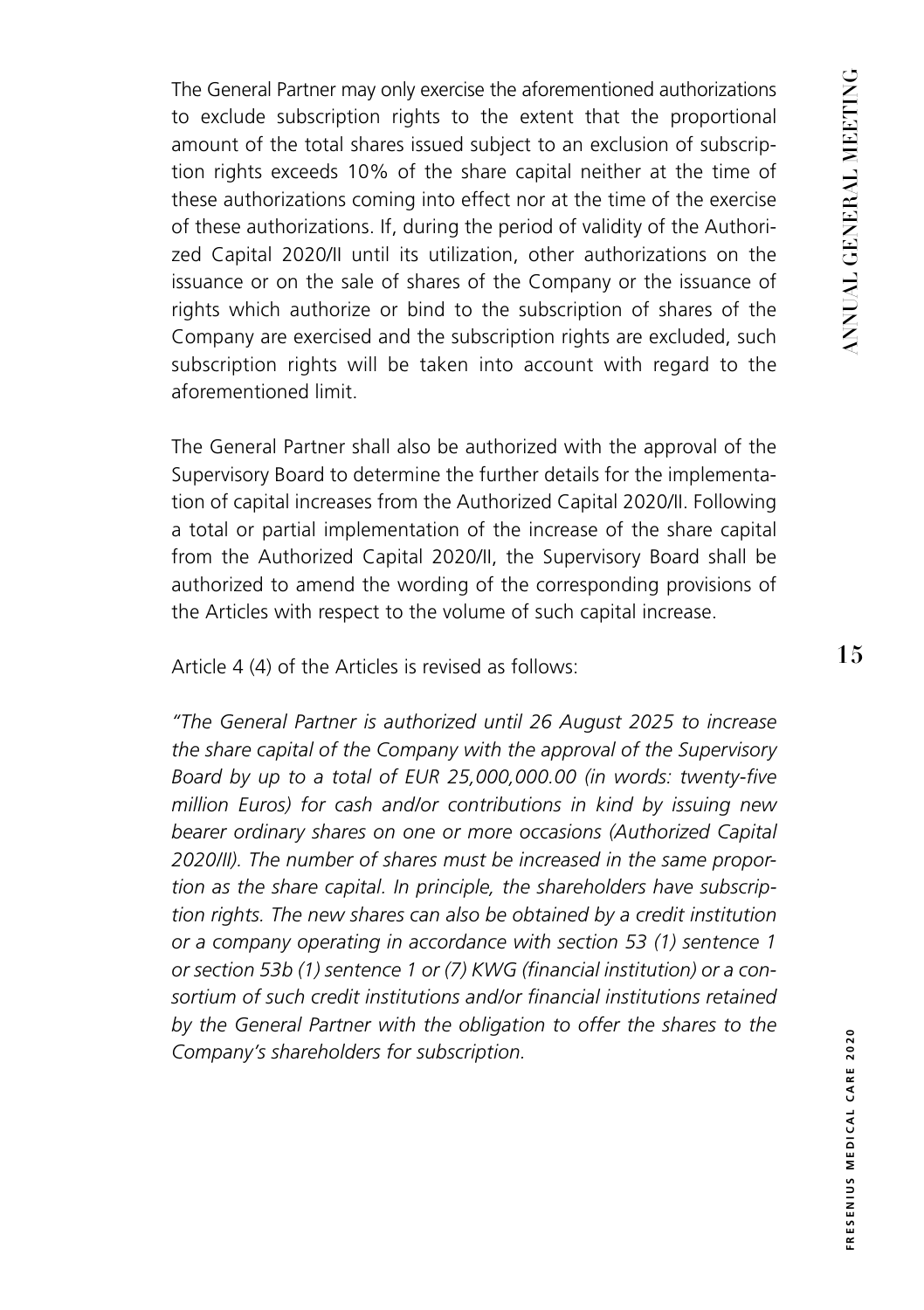The General Partner may only exercise the aforementioned authorizations to exclude subscription rights to the extent that the proportional amount of the total shares issued subject to an exclusion of subscription rights exceeds 10% of the share capital neither at the time of these authorizations coming into effect nor at the time of the exercise of these authorizations. If, during the period of validity of the Authorized Capital 2020/II until its utilization, other authorizations on the issuance or on the sale of shares of the Company or the issuance of rights which authorize or bind to the subscription of shares of the Company are exercised and the subscription rights are excluded, such subscription rights will be taken into account with regard to the aforementioned limit.

The General Partner shall also be authorized with the approval of the Supervisory Board to determine the further details for the implementation of capital increases from the Authorized Capital 2020/II. Following a total or partial implementation of the increase of the share capital from the Authorized Capital 2020/II, the Supervisory Board shall be authorized to amend the wording of the corresponding provisions of the Articles with respect to the volume of such capital increase.

Article 4 (4) of the Articles is revised as follows:

*"The General Partner is authorized until 26 August 2025 to increase the share capital of the Company with the approval of the Supervisory Board by up to a total of EUR 25,000,000.00 (in words: twenty-five million Euros) for cash and/or contributions in kind by issuing new bearer ordinary shares on one or more occasions (Authorized Capital 2020/III). The number of shares must be increased in the same proportion as the share capital. In principle, the shareholders have subscription rights. The new shares can also be obtained by a credit institution or a company operating in accordance with section 53 (1) sentence 1 or section 53b (1) sentence 1 or (7) KWG (financial institution) or a consortium of such credit institutions and/or financial institutions retained by the General Partner with the obligation to offer the shares to the Company's shareholders for subscription.*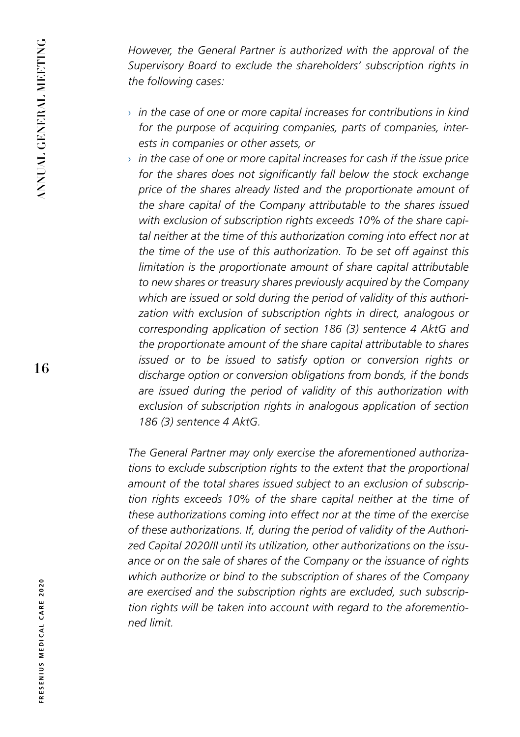*However, the General Partner is authorized with the approval of the Supervisory Board to exclude the shareholders' subscription rights in the following cases:*

- *in the case of one or more capital increases for contributions in kind for the purpose of acquiring companies, parts of companies, interests in companies or other assets, or*
- *in the case of one or more capital increases for cash if the issue price for the shares does not significantly fall below the stock exchange price of the shares already listed and the proportionate amount of the share capital of the Company attributable to the shares issued with exclusion of subscription rights exceeds 10% of the share capital neither at the time of this authorization coming into effect nor at the time of the use of this authorization. To be set off against this limitation is the proportionate amount of share capital attributable to new shares or treasury shares previously acquired by the Company which are issued or sold during the period of validity of this authorization with exclusion of subscription rights in direct, analogous or corresponding application of section 186 (3) sentence 4 AktG and the proportionate amount of the share capital attributable to shares issued or to be issued to satisfy option or conversion rights or discharge option or conversion obligations from bonds, if the bonds are issued during the period of validity of this authorization with exclusion of subscription rights in analogous application of section 186 (3) sentence 4 AktG.*

*The General Partner may only exercise the aforementioned authorizations to exclude subscription rights to the extent that the proportional amount of the total shares issued subject to an exclusion of subscription rights exceeds 10% of the share capital neither at the time of these authorizations coming into effect nor at the time of the exercise of these authorizations. If, during the period of validity of the Authorized Capital 2020/II until its utilization, other authorizations on the issuance or on the sale of shares of the Company or the issuance of rights which authorize or bind to the subscription of shares of the Company are exercised and the subscription rights are excluded, such subscription rights will be taken into account with regard to the aforementioned limit.*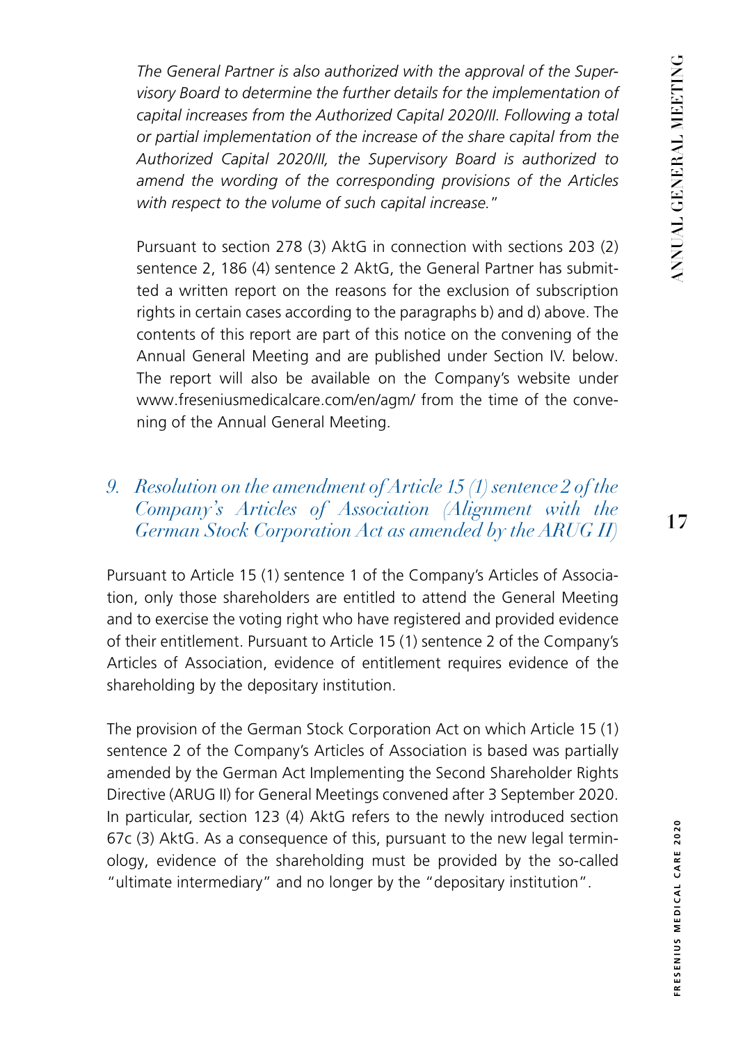*The General Partner is also authorized with the approval of the Supervisory Board to determine the further details for the implementation of capital increases from the Authorized Capital 2020/III. Following a total or partial implementation of the increase of the share capital from the Authorized Capital 2020/II, the Supervisory Board is authorized to amend the wording of the corresponding provisions of the Articles with respect to the volume of such capital increase."*

Pursuant to section 278 (3) AktG in connection with sections 203 (2) sentence 2, 186 (4) sentence 2 AktG, the General Partner has submitted a written report on the reasons for the exclusion of subscription rights in certain cases according to the paragraphs b) and d) above. The contents of this report are part of this notice on the convening of the Annual General Meeting and are published under Section IV. below. The report will also be available on the Company's website under www.freseniusmedicalcare.com/en/agm/ from the time of the convening of the Annual General Meeting.

## *9. Resolution on the amendment of Article 15 (1) sentence 2 of the Company's Articles of Association (Alignment with the German Stock Corporation Act as amended by the ARUG II)*

Pursuant to Article 15 (1) sentence 1 of the Company's Articles of Association, only those shareholders are entitled to attend the General Meeting and to exercise the voting right who have registered and provided evidence of their entitlement. Pursuant to Article 15 (1) sentence 2 of the Company's Articles of Association, evidence of entitlement requires evidence of the shareholding by the depositary institution.

The provision of the German Stock Corporation Act on which Article 15 (1) sentence 2 of the Company's Articles of Association is based was partially amended by the German Act Implementing the Second Shareholder Rights Directive (ARUG II) for General Meetings convened after 3 September 2020. In particular, section 123 (4) AktG refers to the newly introduced section 67c (3) AktG. As a consequence of this, pursuant to the new legal terminology, evidence of the shareholding must be provided by the so-called "ultimate intermediary" and no longer by the "depositary institution".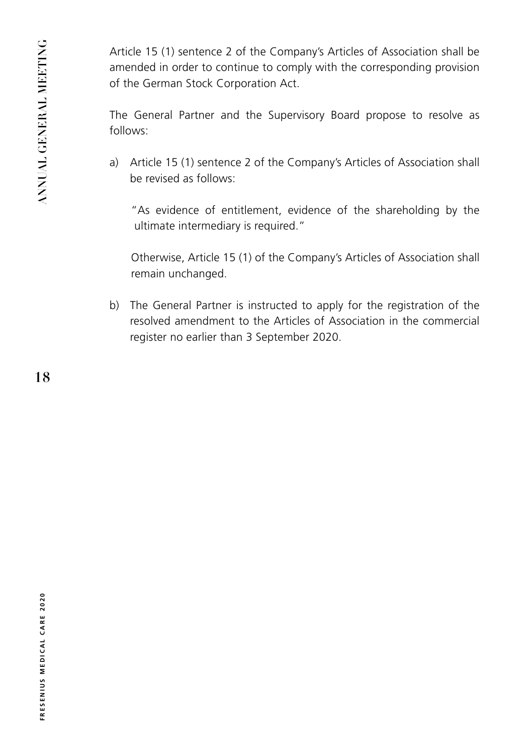Article 15 (1) sentence 2 of the Company's Articles of Association shall be amended in order to continue to comply with the corresponding provision of the German Stock Corporation Act.

The General Partner and the Supervisory Board propose to resolve as follows:

a) Article 15 (1) sentence 2 of the Company's Articles of Association shall be revised as follows:

   "As evidence of entitlement, evidence of the shareholding by the ultimate intermediary is required."

   Otherwise, Article 15 (1) of the Company's Articles of Association shall remain unchanged.

b) The General Partner is instructed to apply for the registration of the resolved amendment to the Articles of Association in the commercial register no earlier than 3 September 2020.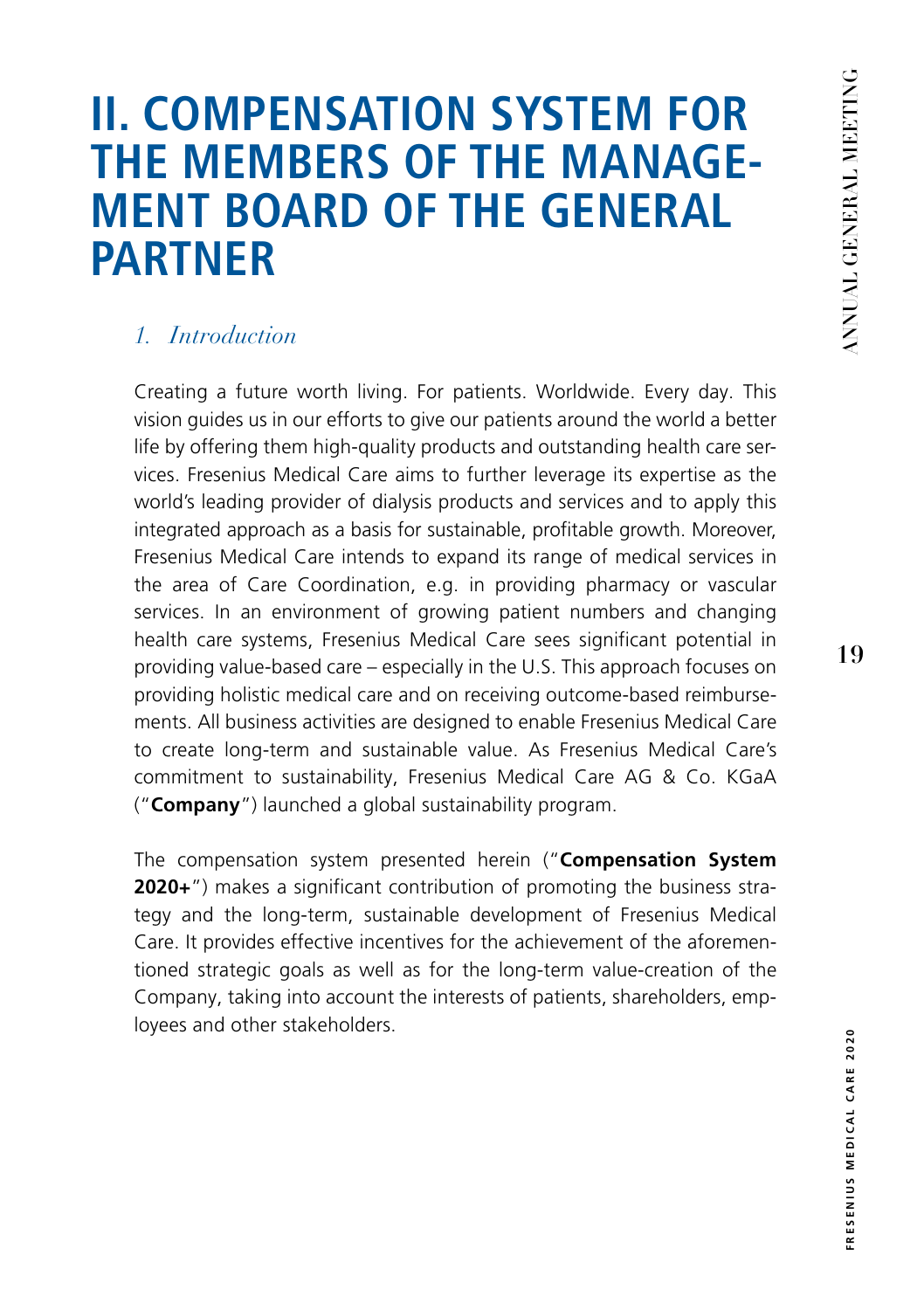# II. COMPENSATION SYSTEM FOR THE MEMBERS OF THE MANAGEMENT BOARD OF THE GENERAL PARTNER

## *1. Introduction*

Creating a future worth living. For patients. Worldwide. Every day. This vision guides us in our efforts to give our patients around the world a better life by offering them high-quality products and outstanding health care services. Fresenius Medical Care aims to further leverage its expertise as the world's leading provider of dialysis products and services and to apply this integrated approach as a basis for sustainable, profitable growth. Moreover, Fresenius Medical Care intends to expand its range of medical services in the area of Care Coordination, e.g. in providing pharmacy or vascular services. In an environment of growing patient numbers and changing health care systems, Fresenius Medical Care sees significant potential in providing value-based care – especially in the U.S. This approach focuses on providing holistic medical care and on receiving outcome-based reimbursements. All business activities are designed to enable Fresenius Medical Care to create long-term and sustainable value. As Fresenius Medical Care's commitment to sustainability, Fresenius Medical Care AG & Co. KGaA ("**Company**") launched a global sustainability program.

The compensation system presented herein ("**Compensation System 2020+**") makes a significant contribution of promoting the business strategy and the long-term, sustainable development of Fresenius Medical Care. It provides effective incentives for the achievement of the aforementioned strategic goals as well as for the long-term value-creation of the Company, taking into account the interests of patients, shareholders, employees and other stakeholders.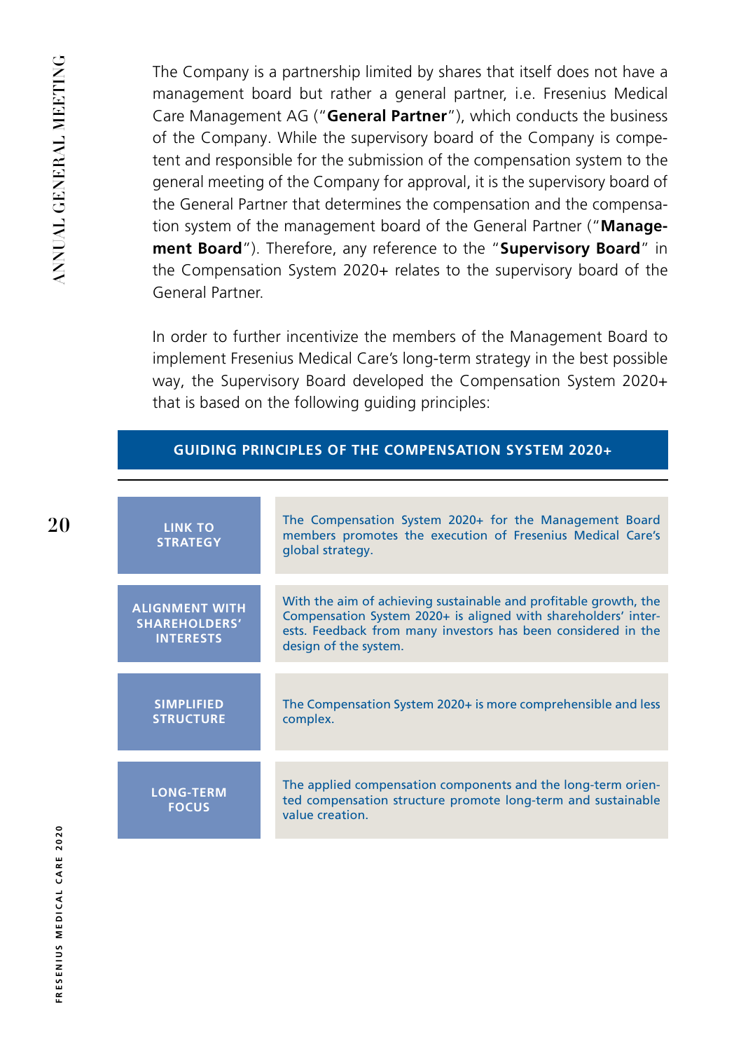The Company is a partnership limited by shares that itself does not have a management board but rather a general partner, i.e. Fresenius Medical Care Management AG ("**General Partner**"), which conducts the business of the Company. While the supervisory board of the Company is competent and responsible for the submission of the compensation system to the general meeting of the Company for approval, it is the supervisory board of the General Partner that determines the compensation and the compensation system of the management board of the General Partner ("**Management Board**"). Therefore, any reference to the "**Supervisory Board**" in the Compensation System 2020+ relates to the supervisory board of the General Partner.

In order to further incentivize the members of the Management Board to implement Fresenius Medical Care's long-term strategy in the best possible way, the Supervisory Board developed the Compensation System 2020+ that is based on the following guiding principles:

**GUIDING PRINCIPLES OF THE COMPENSATION SYSTEM 2020+**

| | |
|---|---|
| **LINK TO STRATEGY** | The Compensation System 2020+ for the Management Board members promotes the execution of Fresenius Medical Care's global strategy. |
| **ALIGNMENT WITH SHAREHOLDERS' INTERESTS** | With the aim of achieving sustainable and profitable growth, the Compensation System 2020+ is aligned with shareholders' interests. Feedback from many investors has been considered in the design of the system. |
| **SIMPLIFIED STRUCTURE** | The Compensation System 2020+ is more comprehensible and less complex. |
| **LONG-TERM FOCUS** | The applied compensation components and the long-term oriented compensation structure promote long-term and sustainable value creation. |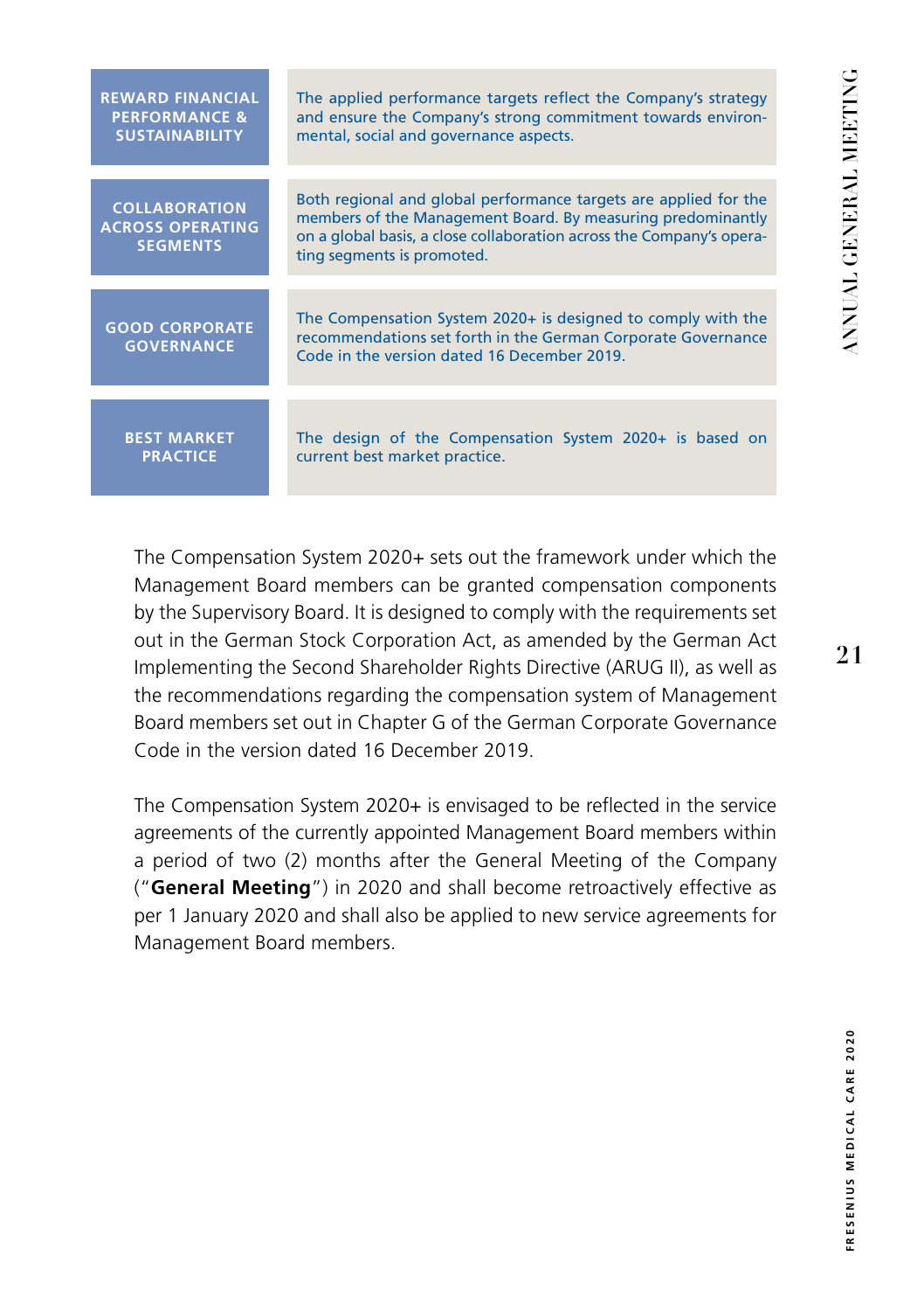| | |
|---|---|
| **REWARD FINANCIAL PERFORMANCE & SUSTAINABILITY** | The applied performance targets reflect the Company's strategy and ensure the Company's strong commitment towards environmental, social and governance aspects. |
| **COLLABORATION ACROSS OPERATING SEGMENTS** | Both regional and global performance targets are applied for the members of the Management Board. By measuring predominantly on a global basis, a close collaboration across the Company's operating segments is promoted. |
| **GOOD CORPORATE GOVERNANCE** | The Compensation System 2020+ is designed to comply with the recommendations set forth in the German Corporate Governance Code in the version dated 16 December 2019. |
| **BEST MARKET PRACTICE** | The design of the Compensation System 2020+ is based on current best market practice. |

The Compensation System 2020+ sets out the framework under which the Management Board members can be granted compensation components by the Supervisory Board. It is designed to comply with the requirements set out in the German Stock Corporation Act, as amended by the German Act Implementing the Second Shareholder Rights Directive (ARUG II), as well as the recommendations regarding the compensation system of Management Board members set out in Chapter G of the German Corporate Governance Code in the version dated 16 December 2019.

The Compensation System 2020+ is envisaged to be reflected in the service agreements of the currently appointed Management Board members within a period of two (2) months after the General Meeting of the Company ("**General Meeting**") in 2020 and shall become retroactively effective as per 1 January 2020 and shall also be applied to new service agreements for Management Board members.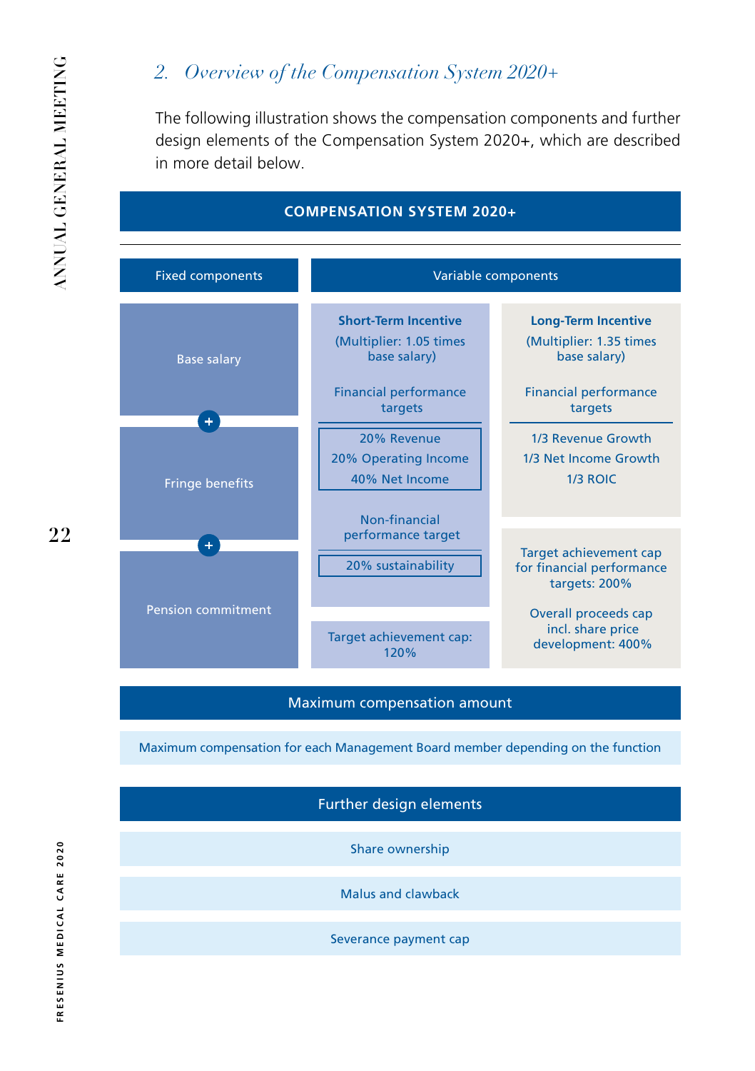## 2. *Overview of the Compensation System 2020+*

The following illustration shows the compensation components and further design elements of the Compensation System 2020+, which are described in more detail below.

**COMPENSATION SYSTEM 2020+**

| Fixed components | Variable components | |
|---|---|---|
| | **Short-Term Incentive** (Multiplier: 1.05 times base salary) | **Long-Term Incentive** (Multiplier: 1.35 times base salary) |
| Base salary + Fringe benefits + Pension commitment | Financial performance targets: 20% Revenue, 20% Operating Income, 40% Net Income | Financial performance targets: 1/3 Revenue Growth, 1/3 Net Income Growth, 1/3 ROIC |
| | Non-financial performance target: 20% sustainability | Target achievement cap for financial performance targets: 200% |
| | Target achievement cap: 120% | Overall proceeds cap incl. share price development: 400% |

**Maximum compensation amount**

Maximum compensation for each Management Board member depending on the function

**Further design elements**

- Share ownership
- Malus and clawback
- Severance payment cap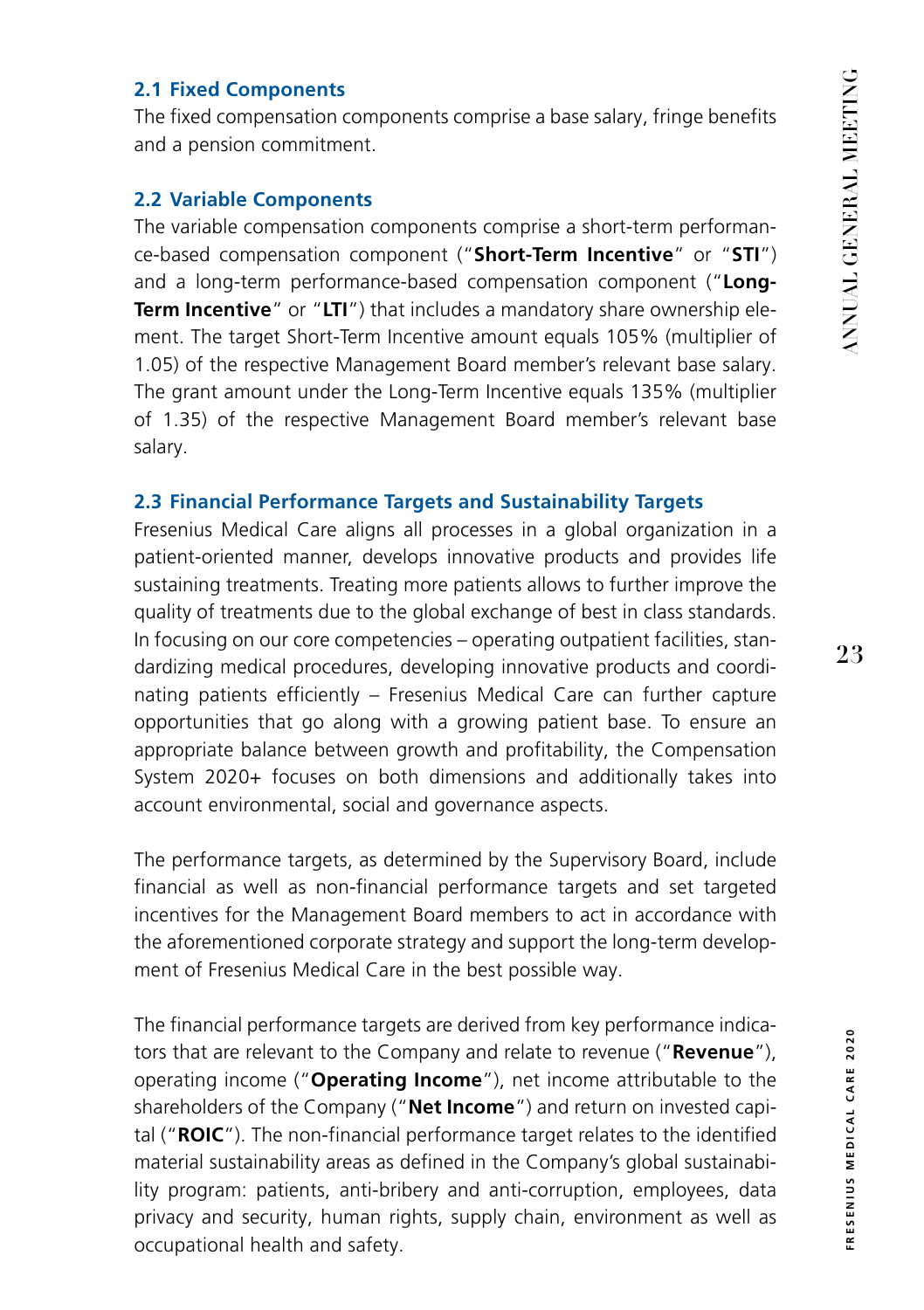### 2.1 Fixed Components

The fixed compensation components comprise a base salary, fringe benefits and a pension commitment.

### 2.2 Variable Components

The variable compensation components comprise a short-term performance-based compensation component ("**Short-Term Incentive**" or "**STI**") and a long-term performance-based compensation component ("**Long-Term Incentive**" or "**LTI**") that includes a mandatory share ownership element. The target Short-Term Incentive amount equals 105% (multiplier of 1.05) of the respective Management Board member's relevant base salary. The grant amount under the Long-Term Incentive equals 135% (multiplier of 1.35) of the respective Management Board member's relevant base salary.

### 2.3 Financial Performance Targets and Sustainability Targets

Fresenius Medical Care aligns all processes in a global organization in a patient-oriented manner, develops innovative products and provides life sustaining treatments. Treating more patients allows to further improve the quality of treatments due to the global exchange of best in class standards. In focusing on our core competencies – operating outpatient facilities, standardizing medical procedures, developing innovative products and coordinating patients efficiently – Fresenius Medical Care can further capture opportunities that go along with a growing patient base. To ensure an appropriate balance between growth and profitability, the Compensation System 2020+ focuses on both dimensions and additionally takes into account environmental, social and governance aspects.

The performance targets, as determined by the Supervisory Board, include financial as well as non-financial performance targets and set targeted incentives for the Management Board members to act in accordance with the aforementioned corporate strategy and support the long-term development of Fresenius Medical Care in the best possible way.

The financial performance targets are derived from key performance indicators that are relevant to the Company and relate to revenue ("**Revenue**"), operating income ("**Operating Income**"), net income attributable to the shareholders of the Company ("**Net Income**") and return on invested capital ("**ROIC**"). The non-financial performance target relates to the identified material sustainability areas as defined in the Company's global sustainability program: patients, anti-bribery and anti-corruption, employees, data privacy and security, human rights, supply chain, environment as well as occupational health and safety.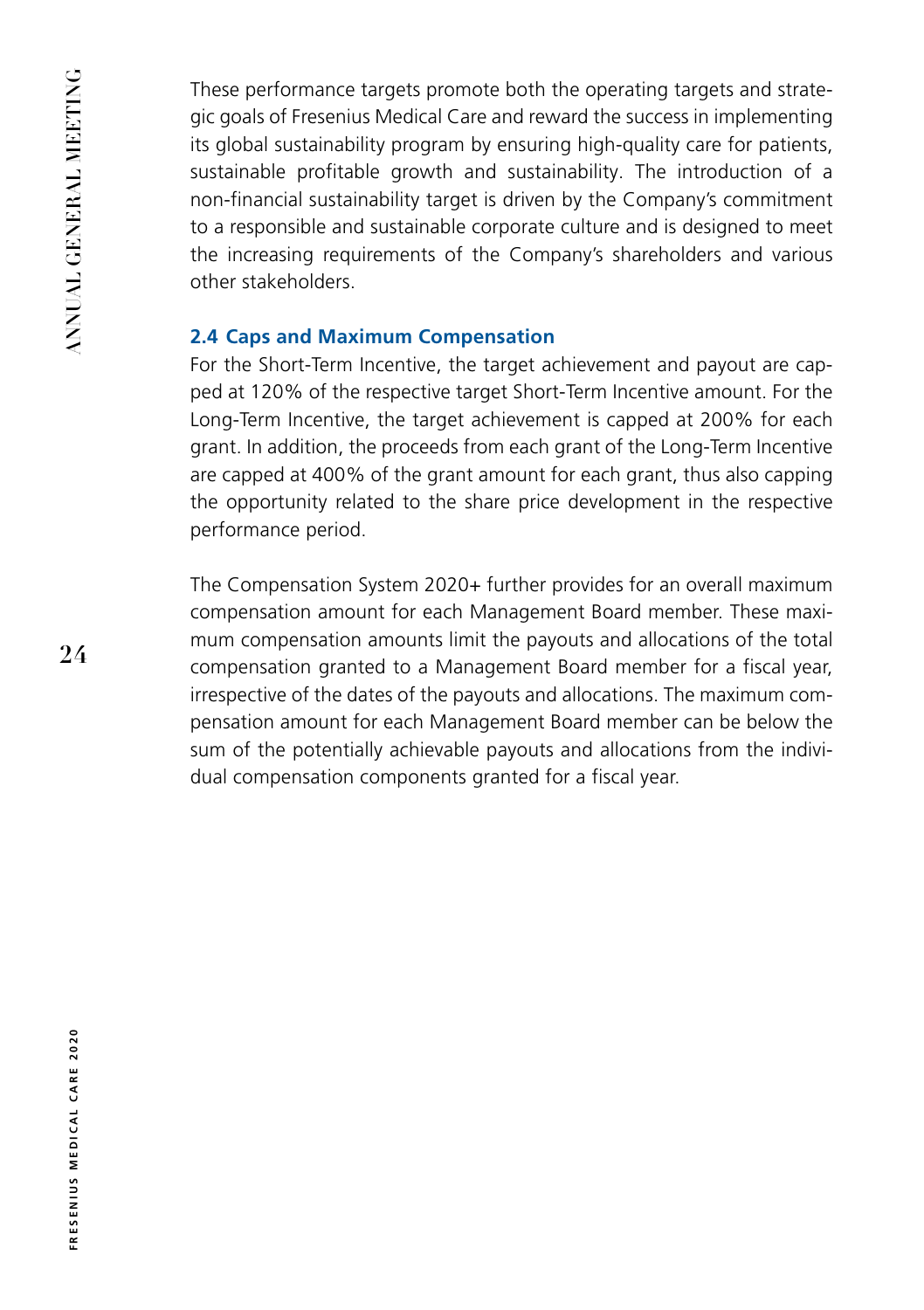These performance targets promote both the operating targets and strategic goals of Fresenius Medical Care and reward the success in implementing its global sustainability program by ensuring high-quality care for patients, sustainable profitable growth and sustainability. The introduction of a non-financial sustainability target is driven by the Company's commitment to a responsible and sustainable corporate culture and is designed to meet the increasing requirements of the Company's shareholders and various other stakeholders.

### 2.4 Caps and Maximum Compensation

For the Short-Term Incentive, the target achievement and payout are capped at 120% of the respective target Short-Term Incentive amount. For the Long-Term Incentive, the target achievement is capped at 200% for each grant. In addition, the proceeds from each grant of the Long-Term Incentive are capped at 400% of the grant amount for each grant, thus also capping the opportunity related to the share price development in the respective performance period.

The Compensation System 2020+ further provides for an overall maximum compensation amount for each Management Board member. These maximum compensation amounts limit the payouts and allocations of the total compensation granted to a Management Board member for a fiscal year, irrespective of the dates of the payouts and allocations. The maximum compensation amount for each Management Board member can be below the sum of the potentially achievable payouts and allocations from the individual compensation components granted for a fiscal year.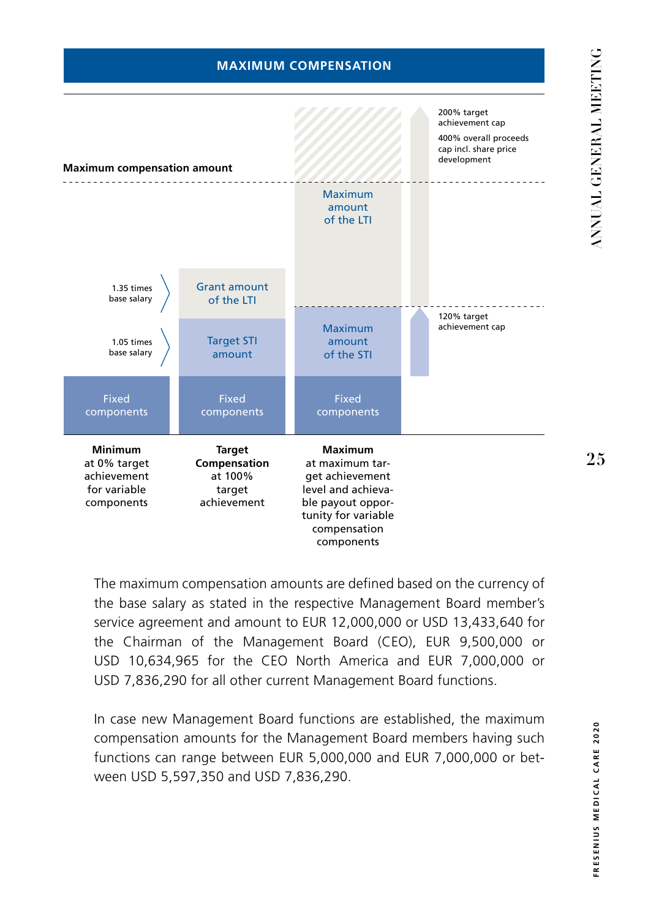## MAXIMUM COMPENSATION

Maximum compensation amount

200% target achievement cap

400% overall proceeds cap incl. share price development

120% target achievement cap

1.35 times base salary

1.05 times base salary

| Minimum at 0% target achievement for variable components | Target Compensation at 100% target achievement | Maximum at maximum target achievement level and achievable payout opportunity for variable compensation components |
|---|---|---|
| | Grant amount of the LTI | Maximum amount of the LTI |
| | Target STI amount | Maximum amount of the STI |
| Fixed components | Fixed components | Fixed components |

The maximum compensation amounts are defined based on the currency of the base salary as stated in the respective Management Board member's service agreement and amount to EUR 12,000,000 or USD 13,433,640 for the Chairman of the Management Board (CEO), EUR 9,500,000 or USD 10,634,965 for the CEO North America and EUR 7,000,000 or USD 7,836,290 for all other current Management Board functions.

In case new Management Board functions are established, the maximum compensation amounts for the Management Board members having such functions can range between EUR 5,000,000 and EUR 7,000,000 or between USD 5,597,350 and USD 7,836,290.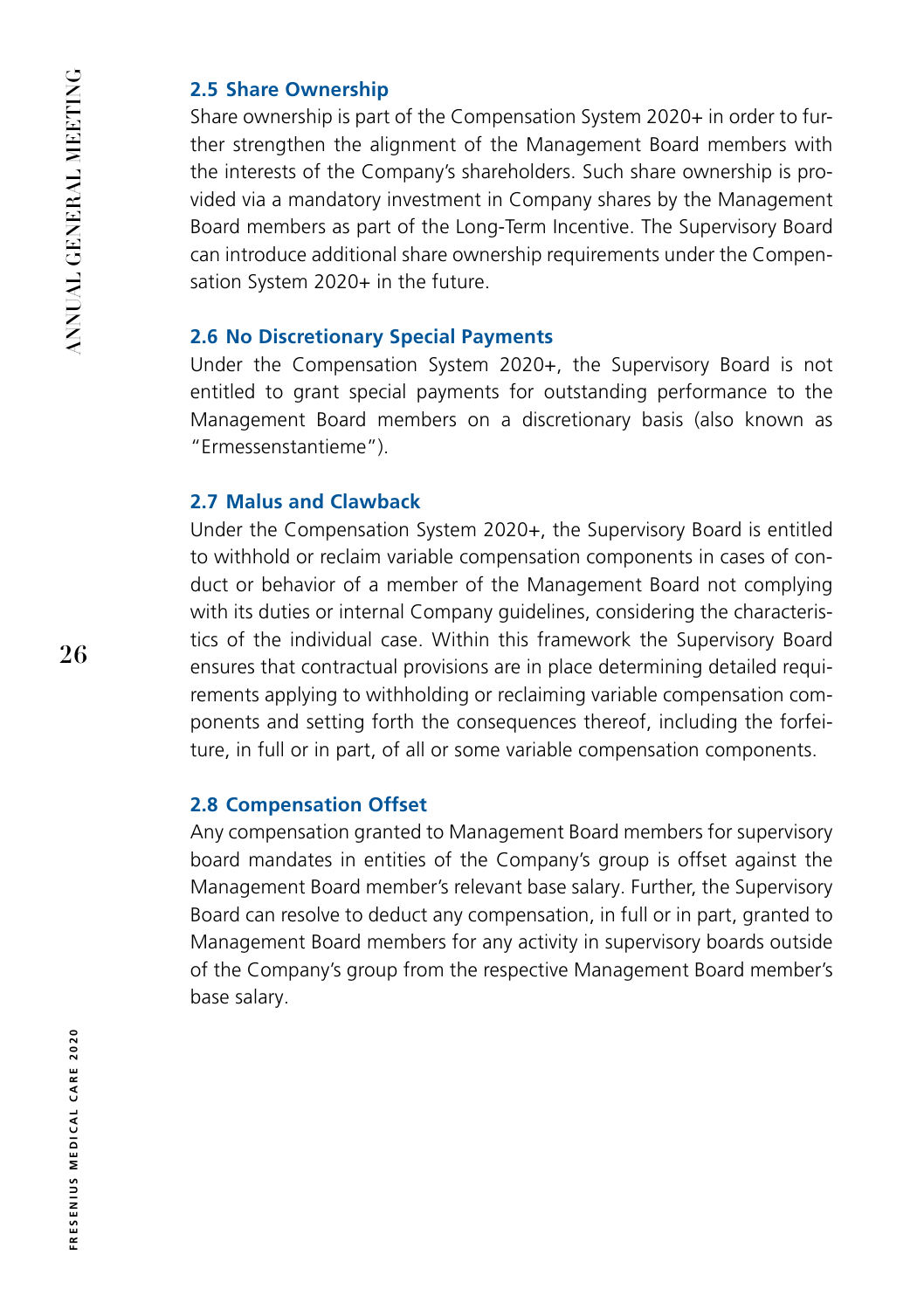### 2.5 Share Ownership

Share ownership is part of the Compensation System 2020+ in order to further strengthen the alignment of the Management Board members with the interests of the Company's shareholders. Such share ownership is provided via a mandatory investment in Company shares by the Management Board members as part of the Long-Term Incentive. The Supervisory Board can introduce additional share ownership requirements under the Compensation System 2020+ in the future.

### 2.6 No Discretionary Special Payments

Under the Compensation System 2020+, the Supervisory Board is not entitled to grant special payments for outstanding performance to the Management Board members on a discretionary basis (also known as "Ermessenstantieme").

### 2.7 Malus and Clawback

Under the Compensation System 2020+, the Supervisory Board is entitled to withhold or reclaim variable compensation components in cases of conduct or behavior of a member of the Management Board not complying with its duties or internal Company guidelines, considering the characteristics of the individual case. Within this framework the Supervisory Board ensures that contractual provisions are in place determining detailed requirements applying to withholding or reclaiming variable compensation components and setting forth the consequences thereof, including the forfeiture, in full or in part, of all or some variable compensation components.

### 2.8 Compensation Offset

Any compensation granted to Management Board members for supervisory board mandates in entities of the Company's group is offset against the Management Board member's relevant base salary. Further, the Supervisory Board can resolve to deduct any compensation, in full or in part, granted to Management Board members for any activity in supervisory boards outside of the Company's group from the respective Management Board member's base salary.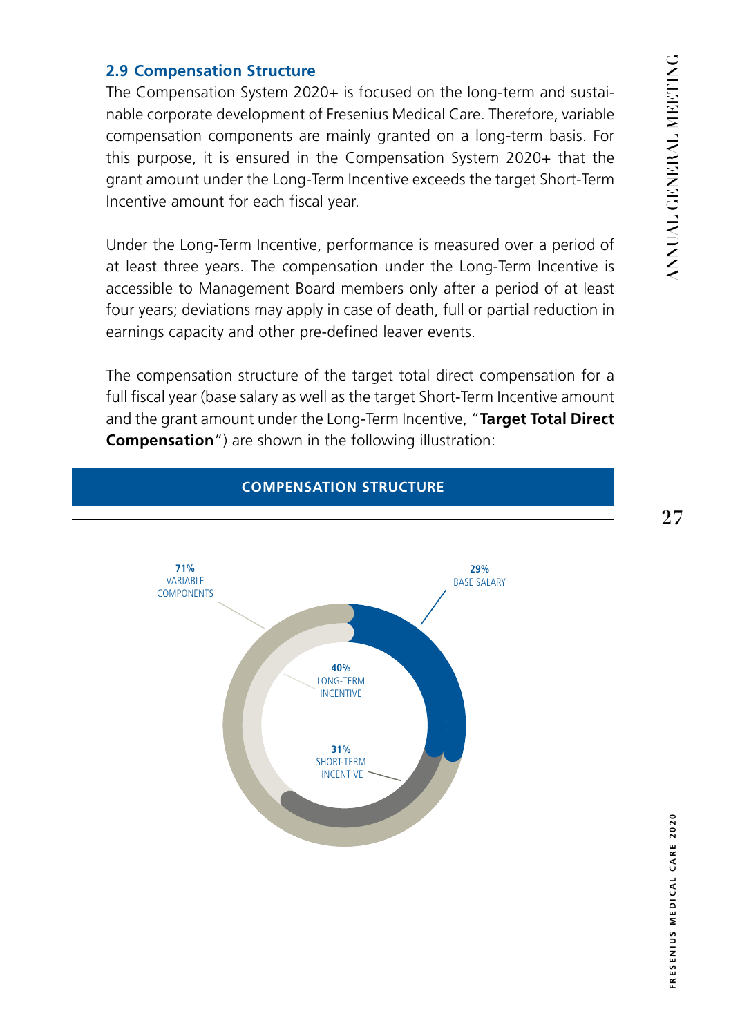## 2.9 Compensation Structure

The Compensation System 2020+ is focused on the long-term and sustainable corporate development of Fresenius Medical Care. Therefore, variable compensation components are mainly granted on a long-term basis. For this purpose, it is ensured in the Compensation System 2020+ that the grant amount under the Long-Term Incentive exceeds the target Short-Term Incentive amount for each fiscal year.

Under the Long-Term Incentive, performance is measured over a period of at least three years. The compensation under the Long-Term Incentive is accessible to Management Board members only after a period of at least four years; deviations may apply in case of death, full or partial reduction in earnings capacity and other pre-defined leaver events.

The compensation structure of the target total direct compensation for a full fiscal year (base salary as well as the target Short-Term Incentive amount and the grant amount under the Long-Term Incentive, "**Target Total Direct Compensation**") are shown in the following illustration:

**COMPENSATION STRUCTURE**

71% VARIABLE COMPONENTS

29% BASE SALARY

40% LONG-TERM INCENTIVE

31% SHORT-TERM INCENTIVE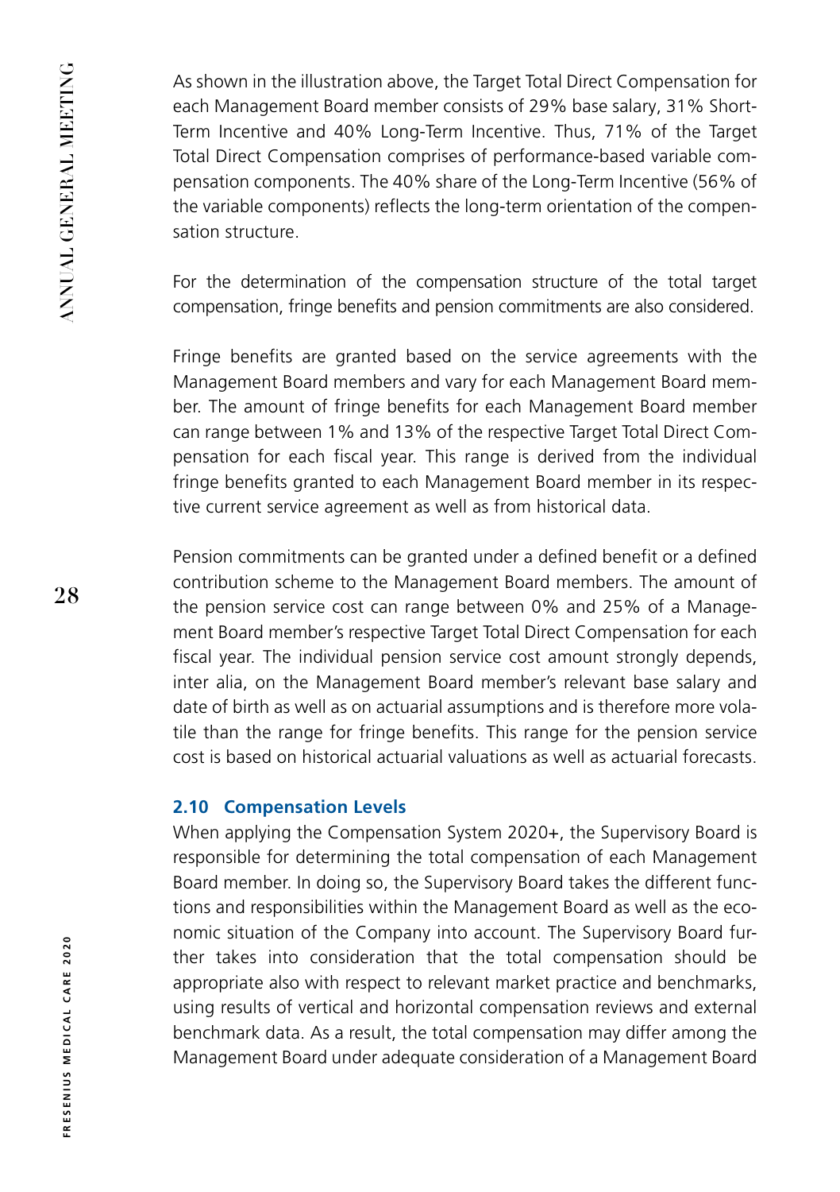As shown in the illustration above, the Target Total Direct Compensation for each Management Board member consists of 29% base salary, 31% Short-Term Incentive and 40% Long-Term Incentive. Thus, 71% of the Target Total Direct Compensation comprises of performance-based variable compensation components. The 40% share of the Long-Term Incentive (56% of the variable components) reflects the long-term orientation of the compensation structure.

For the determination of the compensation structure of the total target compensation, fringe benefits and pension commitments are also considered.

Fringe benefits are granted based on the service agreements with the Management Board members and vary for each Management Board member. The amount of fringe benefits for each Management Board member can range between 1% and 13% of the respective Target Total Direct Compensation for each fiscal year. This range is derived from the individual fringe benefits granted to each Management Board member in its respective current service agreement as well as from historical data.

Pension commitments can be granted under a defined benefit or a defined contribution scheme to the Management Board members. The amount of the pension service cost can range between 0% and 25% of a Management Board member's respective Target Total Direct Compensation for each fiscal year. The individual pension service cost amount strongly depends, inter alia, on the Management Board member's relevant base salary and date of birth as well as on actuarial assumptions and is therefore more volatile than the range for fringe benefits. This range for the pension service cost is based on historical actuarial valuations as well as actuarial forecasts.

### 2.10 Compensation Levels

When applying the Compensation System 2020+, the Supervisory Board is responsible for determining the total compensation of each Management Board member. In doing so, the Supervisory Board takes the different functions and responsibilities within the Management Board as well as the economic situation of the Company into account. The Supervisory Board further takes into consideration that the total compensation should be appropriate also with respect to relevant market practice and benchmarks, using results of vertical and horizontal compensation reviews and external benchmark data. As a result, the total compensation may differ among the Management Board under adequate consideration of a Management Board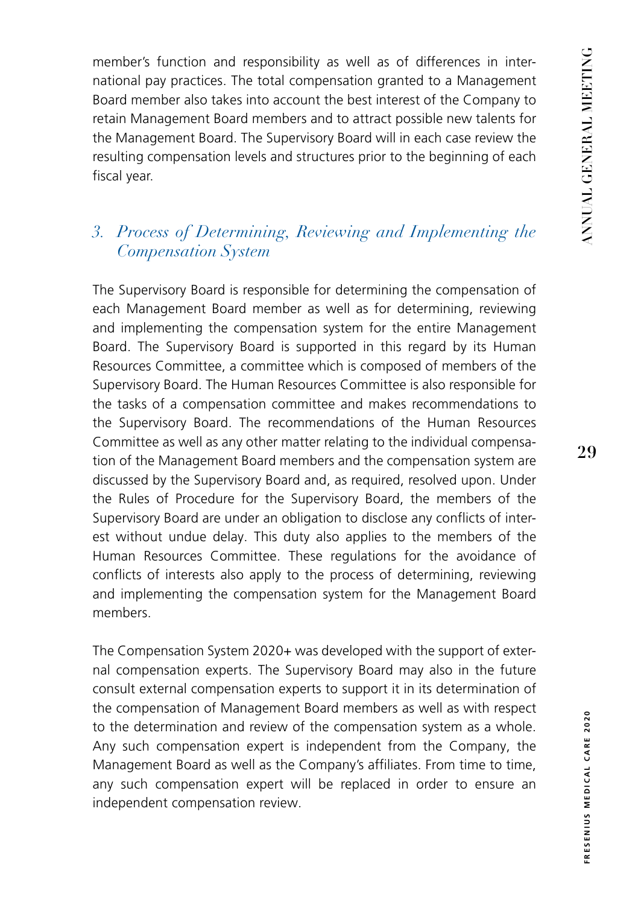member's function and responsibility as well as of differences in international pay practices. The total compensation granted to a Management Board member also takes into account the best interest of the Company to retain Management Board members and to attract possible new talents for the Management Board. The Supervisory Board will in each case review the resulting compensation levels and structures prior to the beginning of each fiscal year.

### *3. Process of Determining, Reviewing and Implementing the Compensation System*

The Supervisory Board is responsible for determining the compensation of each Management Board member as well as for determining, reviewing and implementing the compensation system for the entire Management Board. The Supervisory Board is supported in this regard by its Human Resources Committee, a committee which is composed of members of the Supervisory Board. The Human Resources Committee is also responsible for the tasks of a compensation committee and makes recommendations to the Supervisory Board. The recommendations of the Human Resources Committee as well as any other matter relating to the individual compensation of the Management Board members and the compensation system are discussed by the Supervisory Board and, as required, resolved upon. Under the Rules of Procedure for the Supervisory Board, the members of the Supervisory Board are under an obligation to disclose any conflicts of interest without undue delay. This duty also applies to the members of the Human Resources Committee. These regulations for the avoidance of conflicts of interests also apply to the process of determining, reviewing and implementing the compensation system for the Management Board members.

The Compensation System 2020+ was developed with the support of external compensation experts. The Supervisory Board may also in the future consult external compensation experts to support it in its determination of the compensation of Management Board members as well as with respect to the determination and review of the compensation system as a whole. Any such compensation expert is independent from the Company, the Management Board as well as the Company's affiliates. From time to time, any such compensation expert will be replaced in order to ensure an independent compensation review.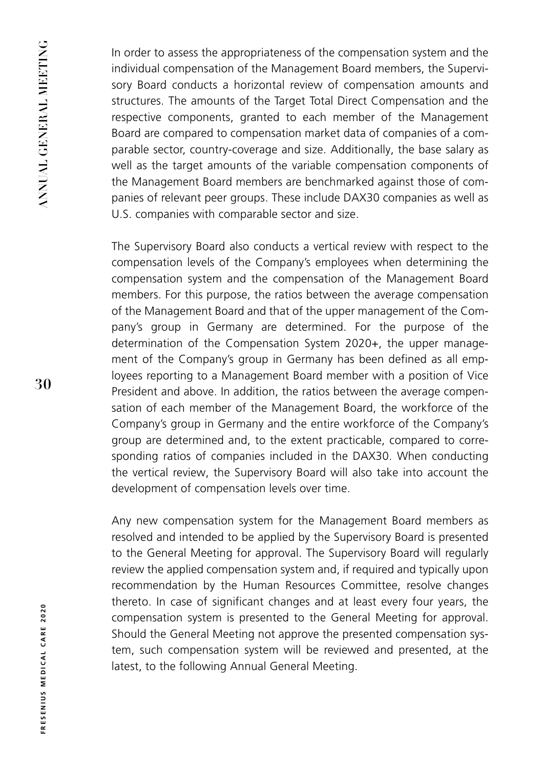In order to assess the appropriateness of the compensation system and the individual compensation of the Management Board members, the Supervisory Board conducts a horizontal review of compensation amounts and structures. The amounts of the Target Total Direct Compensation and the respective components, granted to each member of the Management Board are compared to compensation market data of companies of a comparable sector, country-coverage and size. Additionally, the base salary as well as the target amounts of the variable compensation components of the Management Board members are benchmarked against those of companies of relevant peer groups. These include DAX30 companies as well as U.S. companies with comparable sector and size.

The Supervisory Board also conducts a vertical review with respect to the compensation levels of the Company's employees when determining the compensation system and the compensation of the Management Board members. For this purpose, the ratios between the average compensation of the Management Board and that of the upper management of the Company's group in Germany are determined. For the purpose of the determination of the Compensation System 2020+, the upper management of the Company's group in Germany has been defined as all employees reporting to a Management Board member with a position of Vice President and above. In addition, the ratios between the average compensation of each member of the Management Board, the workforce of the Company's group in Germany and the entire workforce of the Company's group are determined and, to the extent practicable, compared to corresponding ratios of companies included in the DAX30. When conducting the vertical review, the Supervisory Board will also take into account the development of compensation levels over time.

Any new compensation system for the Management Board members as resolved and intended to be applied by the Supervisory Board is presented to the General Meeting for approval. The Supervisory Board will regularly review the applied compensation system and, if required and typically upon recommendation by the Human Resources Committee, resolve changes thereto. In case of significant changes and at least every four years, the compensation system is presented to the General Meeting for approval. Should the General Meeting not approve the presented compensation system, such compensation system will be reviewed and presented, at the latest, to the following Annual General Meeting.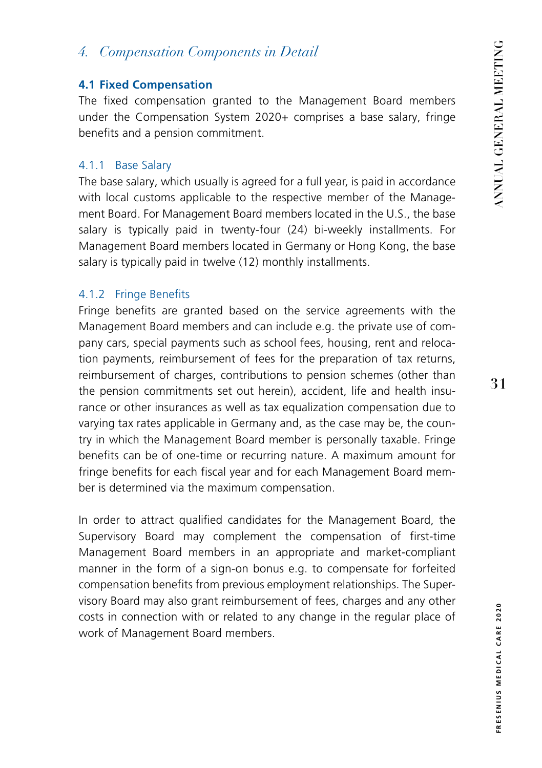## *4. Compensation Components in Detail*

### 4.1 Fixed Compensation

The fixed compensation granted to the Management Board members under the Compensation System 2020+ comprises a base salary, fringe benefits and a pension commitment.

#### 4.1.1 Base Salary

The base salary, which usually is agreed for a full year, is paid in accordance with local customs applicable to the respective member of the Management Board. For Management Board members located in the U.S., the base salary is typically paid in twenty-four (24) bi-weekly installments. For Management Board members located in Germany or Hong Kong, the base salary is typically paid in twelve (12) monthly installments.

#### 4.1.2 Fringe Benefits

Fringe benefits are granted based on the service agreements with the Management Board members and can include e.g. the private use of company cars, special payments such as school fees, housing, rent and relocation payments, reimbursement of fees for the preparation of tax returns, reimbursement of charges, contributions to pension schemes (other than the pension commitments set out herein), accident, life and health insurance or other insurances as well as tax equalization compensation due to varying tax rates applicable in Germany and, as the case may be, the country in which the Management Board member is personally taxable. Fringe benefits can be of one-time or recurring nature. A maximum amount for fringe benefits for each fiscal year and for each Management Board member is determined via the maximum compensation.

In order to attract qualified candidates for the Management Board, the Supervisory Board may complement the compensation of first-time Management Board members in an appropriate and market-compliant manner in the form of a sign-on bonus e.g. to compensate for forfeited compensation benefits from previous employment relationships. The Supervisory Board may also grant reimbursement of fees, charges and any other costs in connection with or related to any change in the regular place of work of Management Board members.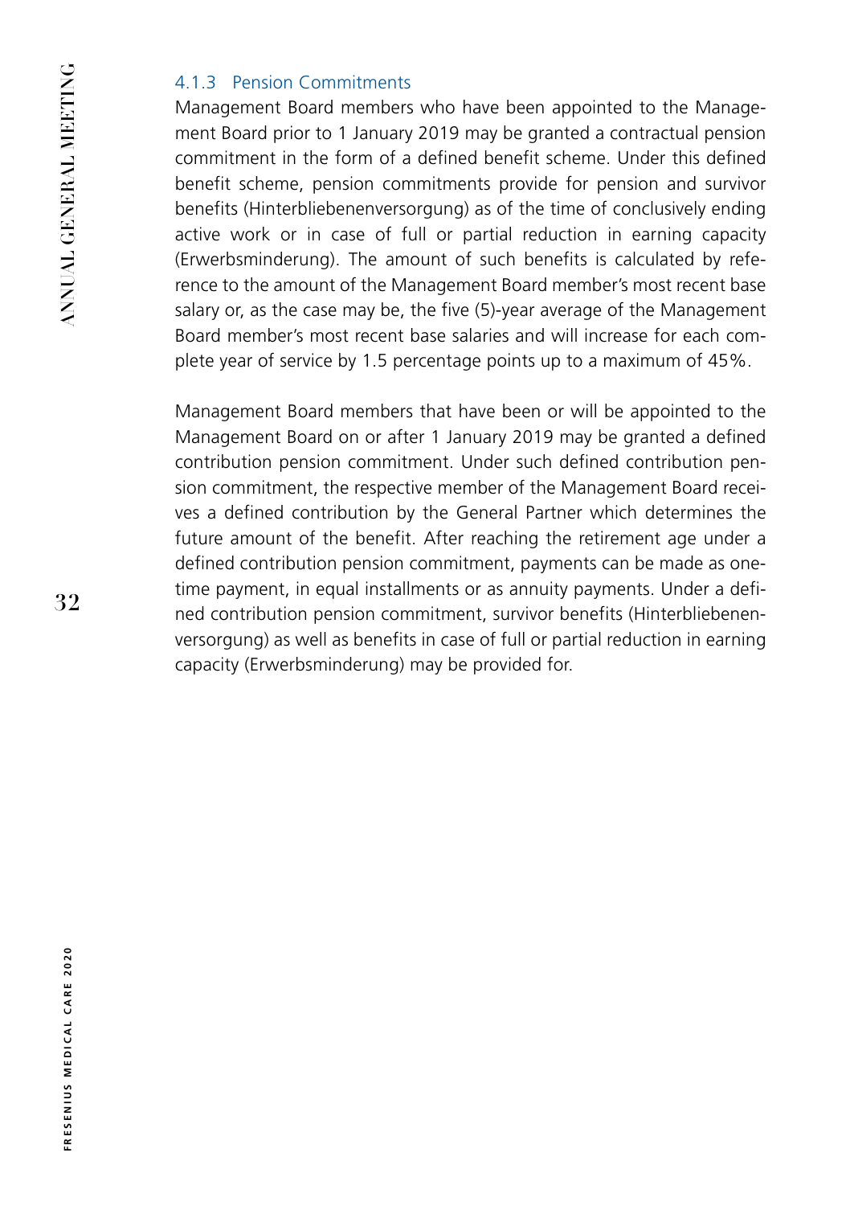#### 4.1.3 Pension Commitments

Management Board members who have been appointed to the Management Board prior to 1 January 2019 may be granted a contractual pension commitment in the form of a defined benefit scheme. Under this defined benefit scheme, pension commitments provide for pension and survivor benefits (Hinterbliebenenversorgung) as of the time of conclusively ending active work or in case of full or partial reduction in earning capacity (Erwerbsminderung). The amount of such benefits is calculated by reference to the amount of the Management Board member's most recent base salary or, as the case may be, the five (5)-year average of the Management Board member's most recent base salaries and will increase for each complete year of service by 1.5 percentage points up to a maximum of 45%.

Management Board members that have been or will be appointed to the Management Board on or after 1 January 2019 may be granted a defined contribution pension commitment. Under such defined contribution pension commitment, the respective member of the Management Board receives a defined contribution by the General Partner which determines the future amount of the benefit. After reaching the retirement age under a defined contribution pension commitment, payments can be made as one-time payment, in equal installments or as annuity payments. Under a defined contribution pension commitment, survivor benefits (Hinterbliebenenversorgung) as well as benefits in case of full or partial reduction in earning capacity (Erwerbsminderung) may be provided for.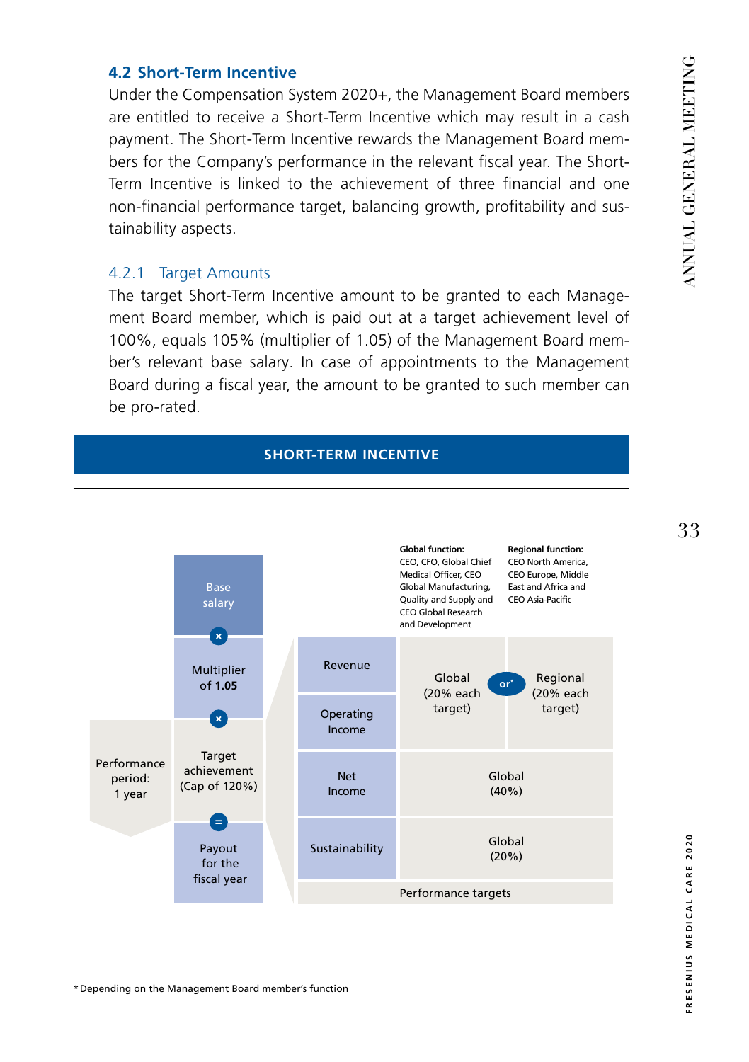### 4.2 Short-Term Incentive

Under the Compensation System 2020+, the Management Board members are entitled to receive a Short-Term Incentive which may result in a cash payment. The Short-Term Incentive rewards the Management Board members for the Company's performance in the relevant fiscal year. The Short-Term Incentive is linked to the achievement of three financial and one non-financial performance target, balancing growth, profitability and sustainability aspects.

#### 4.2.1 Target Amounts

The target Short-Term Incentive amount to be granted to each Management Board member, which is paid out at a target achievement level of 100%, equals 105% (multiplier of 1.05) of the Management Board member's relevant base salary. In case of appointments to the Management Board during a fiscal year, the amount to be granted to such member can be pro-rated.

**SHORT-TERM INCENTIVE**

Performance period: 1 year

Base salary × Multiplier of **1.05** × Target achievement (Cap of 120%) = Payout for the fiscal year

| Performance targets | **Global function:** CEO, CFO, Global Chief Medical Officer, CEO Global Manufacturing, Quality and Supply and CEO Global Research and Development | **Regional function:** CEO North America, CEO Europe, Middle East and Africa and CEO Asia-Pacific |
|---|---|---|
| Revenue | Global (20% each target) | or* Regional (20% each target) |
| Operating Income | Global (20% each target) | or* Regional (20% each target) |
| Net Income | Global (40%) | |
| Sustainability | Global (20%) | |

*Depending on the Management Board member's function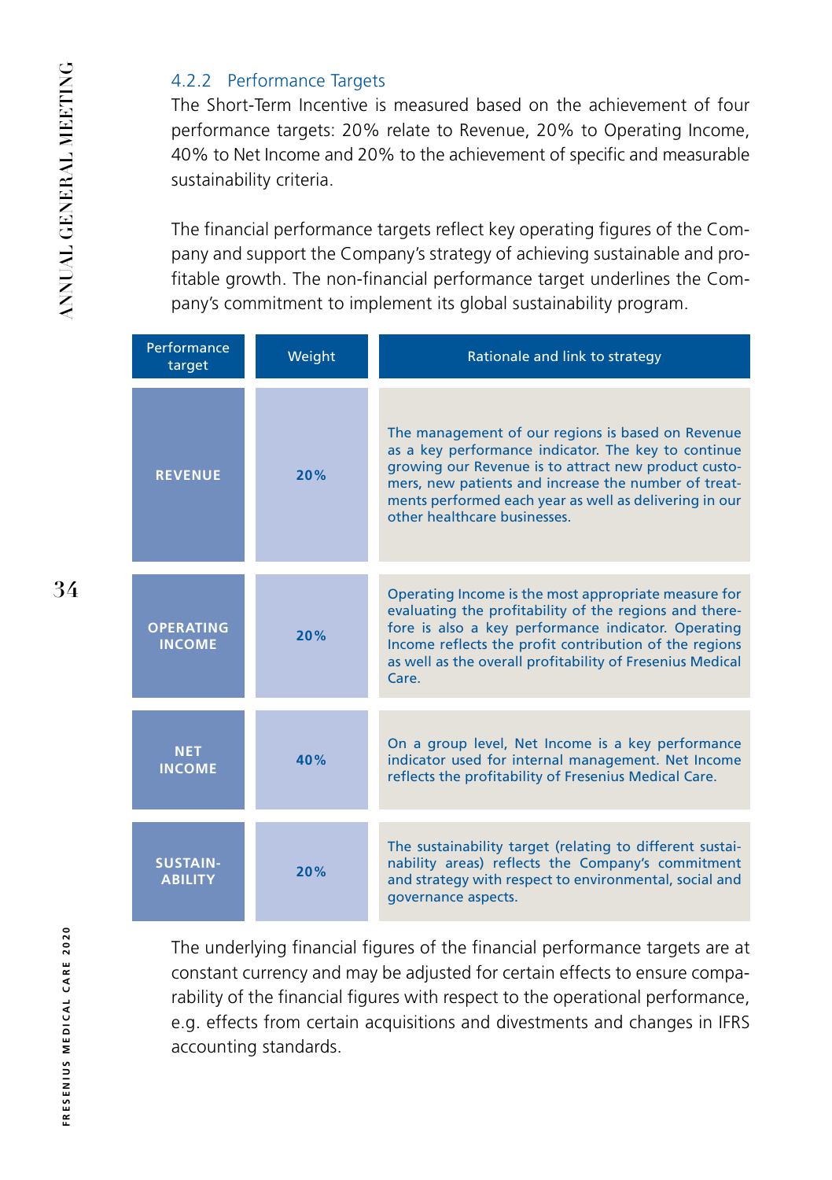### 4.2.2 Performance Targets

The Short-Term Incentive is measured based on the achievement of four performance targets: 20% relate to Revenue, 20% to Operating Income, 40% to Net Income and 20% to the achievement of specific and measurable sustainability criteria.

The financial performance targets reflect key operating figures of the Company and support the Company's strategy of achieving sustainable and profitable growth. The non-financial performance target underlines the Company's commitment to implement its global sustainability program.

| Performance target | Weight | Rationale and link to strategy |
|---|---|---|
| **REVENUE** | **20%** | The management of our regions is based on Revenue as a key performance indicator. The key to continue growing our Revenue is to attract new product customers, new patients and increase the number of treatments performed each year as well as delivering in our other healthcare businesses. |
| **OPERATING INCOME** | **20%** | Operating Income is the most appropriate measure for evaluating the profitability of the regions and therefore is also a key performance indicator. Operating Income reflects the profit contribution of the regions as well as the overall profitability of Fresenius Medical Care. |
| **NET INCOME** | **40%** | On a group level, Net Income is a key performance indicator used for internal management. Net Income reflects the profitability of Fresenius Medical Care. |
| **SUSTAINABILITY** | **20%** | The sustainability target (relating to different sustainability areas) reflects the Company's commitment and strategy with respect to environmental, social and governance aspects. |

The underlying financial figures of the financial performance targets are at constant currency and may be adjusted for certain effects to ensure comparability of the financial figures with respect to the operational performance, e.g. effects from certain acquisitions and divestments and changes in IFRS accounting standards.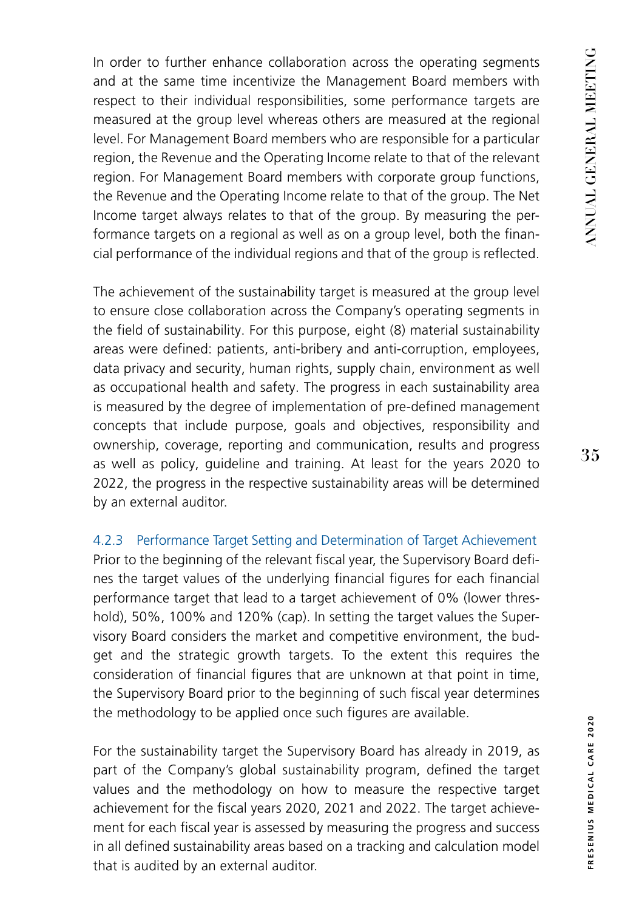In order to further enhance collaboration across the operating segments and at the same time incentivize the Management Board members with respect to their individual responsibilities, some performance targets are measured at the group level whereas others are measured at the regional level. For Management Board members who are responsible for a particular region, the Revenue and the Operating Income relate to that of the relevant region. For Management Board members with corporate group functions, the Revenue and the Operating Income relate to that of the group. The Net Income target always relates to that of the group. By measuring the performance targets on a regional as well as on a group level, both the financial performance of the individual regions and that of the group is reflected.

The achievement of the sustainability target is measured at the group level to ensure close collaboration across the Company's operating segments in the field of sustainability. For this purpose, eight (8) material sustainability areas were defined: patients, anti-bribery and anti-corruption, employees, data privacy and security, human rights, supply chain, environment as well as occupational health and safety. The progress in each sustainability area is measured by the degree of implementation of pre-defined management concepts that include purpose, goals and objectives, responsibility and ownership, coverage, reporting and communication, results and progress as well as policy, guideline and training. At least for the years 2020 to 2022, the progress in the respective sustainability areas will be determined by an external auditor.

### 4.2.3 Performance Target Setting and Determination of Target Achievement

Prior to the beginning of the relevant fiscal year, the Supervisory Board defines the target values of the underlying financial figures for each financial performance target that lead to a target achievement of 0% (lower threshold), 50%, 100% and 120% (cap). In setting the target values the Supervisory Board considers the market and competitive environment, the budget and the strategic growth targets. To the extent this requires the consideration of financial figures that are unknown at that point in time, the Supervisory Board prior to the beginning of such fiscal year determines the methodology to be applied once such figures are available.

For the sustainability target the Supervisory Board has already in 2019, as part of the Company's global sustainability program, defined the target values and the methodology on how to measure the respective target achievement for the fiscal years 2020, 2021 and 2022. The target achievement for each fiscal year is assessed by measuring the progress and success in all defined sustainability areas based on a tracking and calculation model that is audited by an external auditor.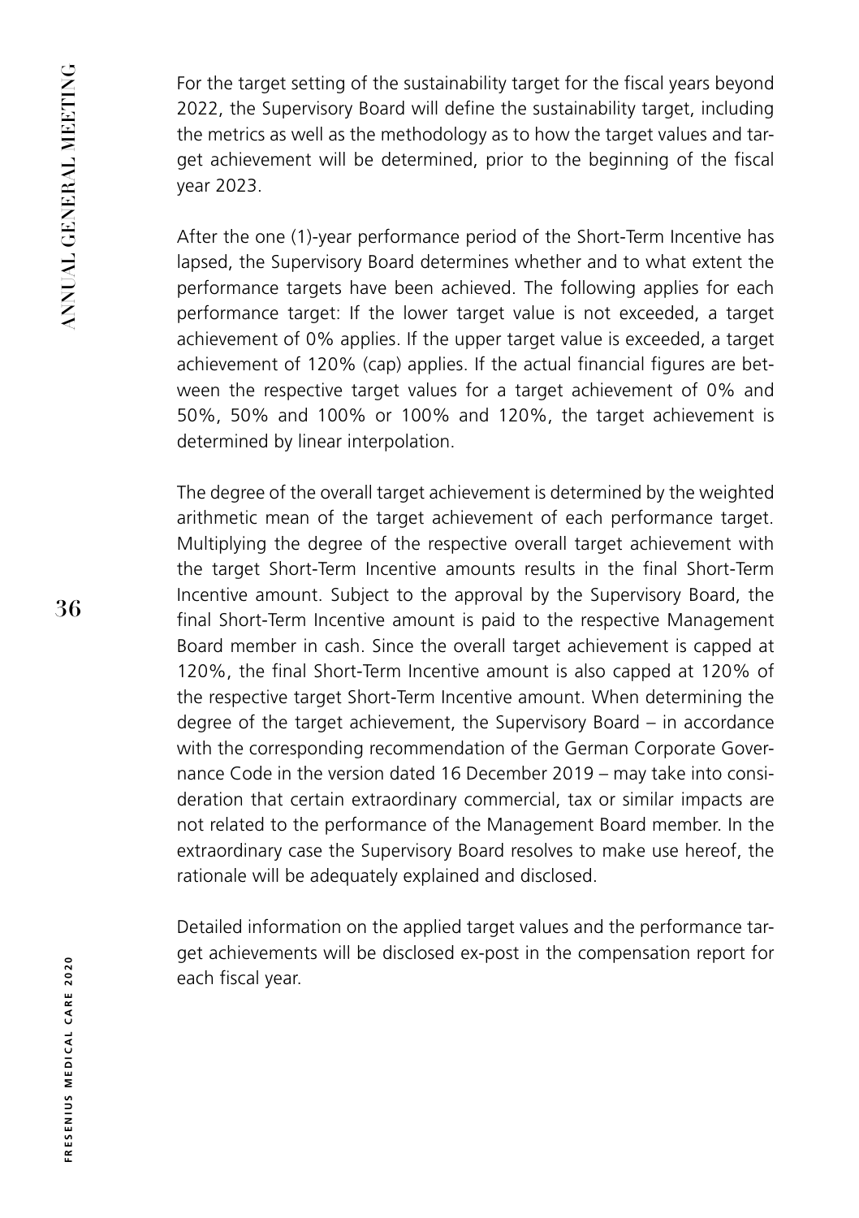For the target setting of the sustainability target for the fiscal years beyond 2022, the Supervisory Board will define the sustainability target, including the metrics as well as the methodology as to how the target values and target achievement will be determined, prior to the beginning of the fiscal year 2023.

After the one (1)-year performance period of the Short-Term Incentive has lapsed, the Supervisory Board determines whether and to what extent the performance targets have been achieved. The following applies for each performance target: If the lower target value is not exceeded, a target achievement of 0% applies. If the upper target value is exceeded, a target achievement of 120% (cap) applies. If the actual financial figures are between the respective target values for a target achievement of 0% and 50%, 50% and 100% or 100% and 120%, the target achievement is determined by linear interpolation.

The degree of the overall target achievement is determined by the weighted arithmetic mean of the target achievement of each performance target. Multiplying the degree of the respective overall target achievement with the target Short-Term Incentive amounts results in the final Short-Term Incentive amount. Subject to the approval by the Supervisory Board, the final Short-Term Incentive amount is paid to the respective Management Board member in cash. Since the overall target achievement is capped at 120%, the final Short-Term Incentive amount is also capped at 120% of the respective target Short-Term Incentive amount. When determining the degree of the target achievement, the Supervisory Board – in accordance with the corresponding recommendation of the German Corporate Governance Code in the version dated 16 December 2019 – may take into consideration that certain extraordinary commercial, tax or similar impacts are not related to the performance of the Management Board member. In the extraordinary case the Supervisory Board resolves to make use hereof, the rationale will be adequately explained and disclosed.

Detailed information on the applied target values and the performance target achievements will be disclosed ex-post in the compensation report for each fiscal year.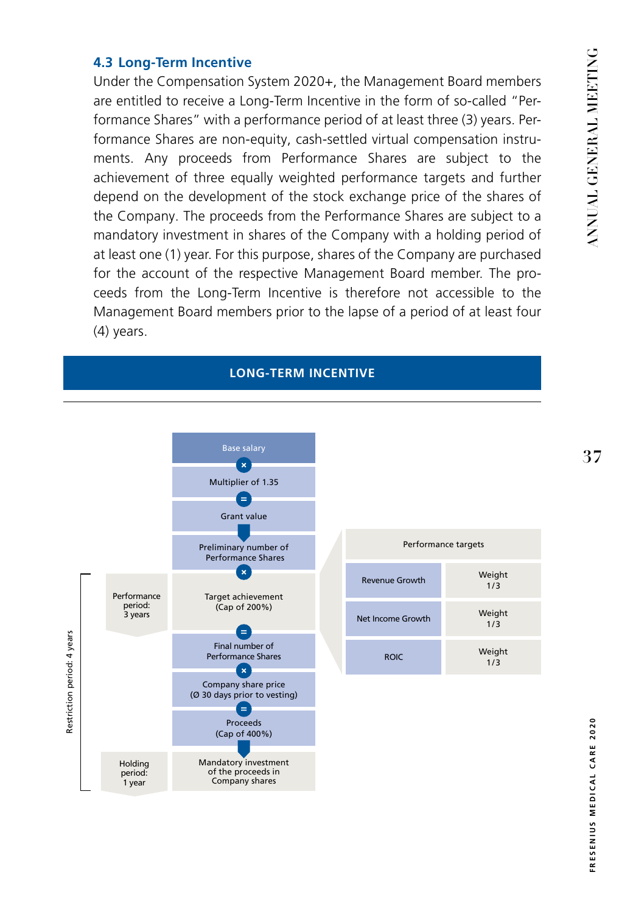### 4.3 Long-Term Incentive

Under the Compensation System 2020+, the Management Board members are entitled to receive a Long-Term Incentive in the form of so-called "Performance Shares" with a performance period of at least three (3) years. Performance Shares are non-equity, cash-settled virtual compensation instruments. Any proceeds from Performance Shares are subject to the achievement of three equally weighted performance targets and further depend on the development of the stock exchange price of the shares of the Company. The proceeds from the Performance Shares are subject to a mandatory investment in shares of the Company with a holding period of at least one (1) year. For this purpose, shares of the Company are purchased for the account of the respective Management Board member. The proceeds from the Long-Term Incentive is therefore not accessible to the Management Board members prior to the lapse of a period of at least four (4) years.

**LONG-TERM INCENTIVE**

Base salary
×
Multiplier of 1.35
=
Grant value
↓
Preliminary number of Performance Shares
×
Target achievement (Cap of 200%)
=
Final number of Performance Shares
×
Company share price (Ø 30 days prior to vesting)
=
Proceeds (Cap of 400%)
↓
Mandatory investment of the proceeds in Company shares

Performance period: 3 years

Holding period: 1 year

Restriction period: 4 years

| Performance targets | |
|---|---|
| Revenue Growth | Weight 1/3 |
| Net Income Growth | Weight 1/3 |
| ROIC | Weight 1/3 |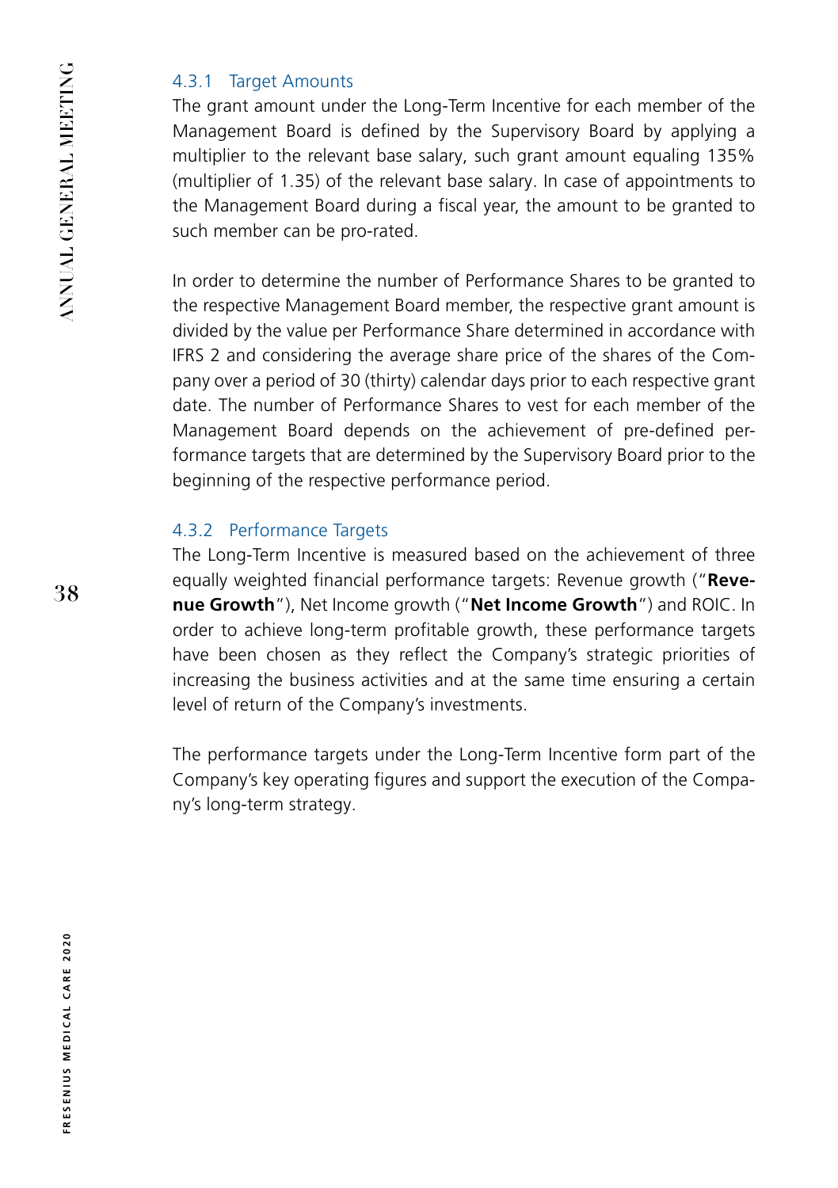#### 4.3.1 Target Amounts

The grant amount under the Long-Term Incentive for each member of the Management Board is defined by the Supervisory Board by applying a multiplier to the relevant base salary, such grant amount equaling 135% (multiplier of 1.35) of the relevant base salary. In case of appointments to the Management Board during a fiscal year, the amount to be granted to such member can be pro-rated.

In order to determine the number of Performance Shares to be granted to the respective Management Board member, the respective grant amount is divided by the value per Performance Share determined in accordance with IFRS 2 and considering the average share price of the shares of the Company over a period of 30 (thirty) calendar days prior to each respective grant date. The number of Performance Shares to vest for each member of the Management Board depends on the achievement of pre-defined performance targets that are determined by the Supervisory Board prior to the beginning of the respective performance period.

#### 4.3.2 Performance Targets

The Long-Term Incentive is measured based on the achievement of three equally weighted financial performance targets: Revenue growth ("**Revenue Growth**"), Net Income growth ("**Net Income Growth**") and ROIC. In order to achieve long-term profitable growth, these performance targets have been chosen as they reflect the Company's strategic priorities of increasing the business activities and at the same time ensuring a certain level of return of the Company's investments.

The performance targets under the Long-Term Incentive form part of the Company's key operating figures and support the execution of the Company's long-term strategy.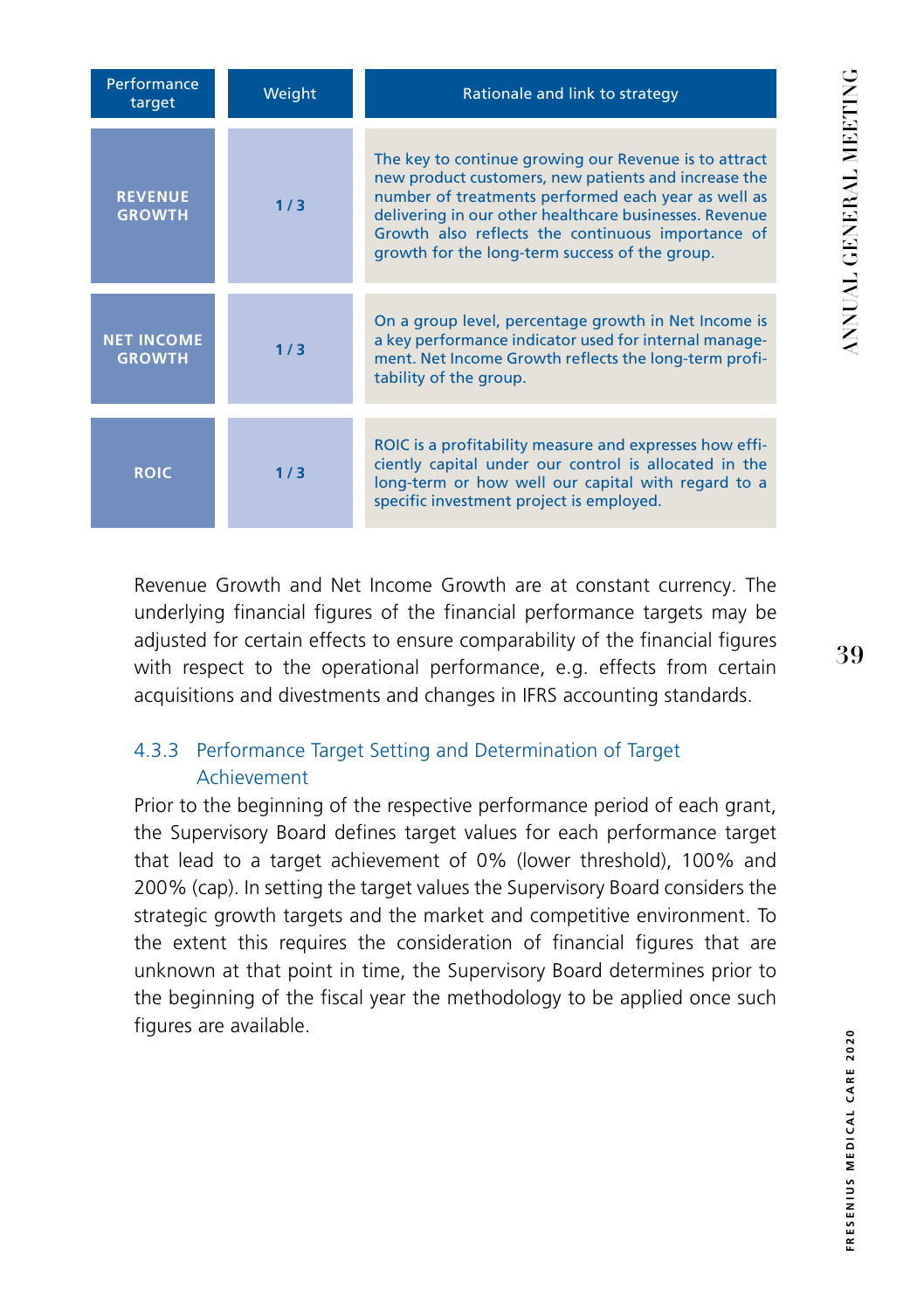| Performance target | Weight | Rationale and link to strategy |
|---|---|---|
| **REVENUE GROWTH** | **1/3** | The key to continue growing our Revenue is to attract new product customers, new patients and increase the number of treatments performed each year as well as delivering in our other healthcare businesses. Revenue Growth also reflects the continuous importance of growth for the long-term success of the group. |
| **NET INCOME GROWTH** | **1/3** | On a group level, percentage growth in Net Income is a key performance indicator used for internal management. Net Income Growth reflects the long-term profitability of the group. |
| **ROIC** | **1/3** | ROIC is a profitability measure and expresses how efficiently capital under our control is allocated in the long-term or how well our capital with regard to a specific investment project is employed. |

Revenue Growth and Net Income Growth are at constant currency. The underlying financial figures of the financial performance targets may be adjusted for certain effects to ensure comparability of the financial figures with respect to the operational performance, e.g. effects from certain acquisitions and divestments and changes in IFRS accounting standards.

### 4.3.3 Performance Target Setting and Determination of Target Achievement

Prior to the beginning of the respective performance period of each grant, the Supervisory Board defines target values for each performance target that lead to a target achievement of 0% (lower threshold), 100% and 200% (cap). In setting the target values the Supervisory Board considers the strategic growth targets and the market and competitive environment. To the extent this requires the consideration of financial figures that are unknown at that point in time, the Supervisory Board determines prior to the beginning of the fiscal year the methodology to be applied once such figures are available.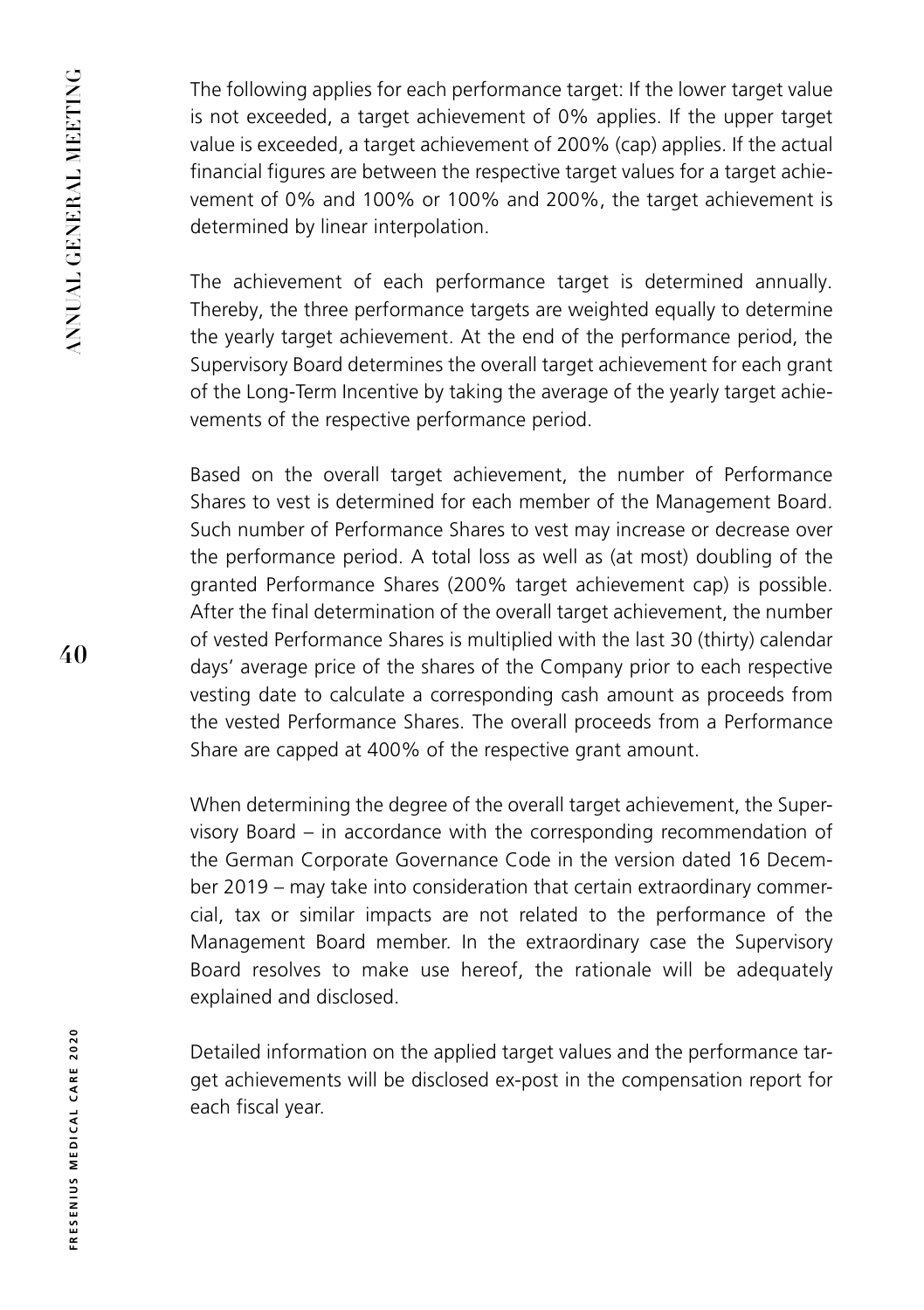The following applies for each performance target: If the lower target value is not exceeded, a target achievement of 0% applies. If the upper target value is exceeded, a target achievement of 200% (cap) applies. If the actual financial figures are between the respective target values for a target achievement of 0% and 100% or 100% and 200%, the target achievement is determined by linear interpolation.

The achievement of each performance target is determined annually. Thereby, the three performance targets are weighted equally to determine the yearly target achievement. At the end of the performance period, the Supervisory Board determines the overall target achievement for each grant of the Long-Term Incentive by taking the average of the yearly target achievements of the respective performance period.

Based on the overall target achievement, the number of Performance Shares to vest is determined for each member of the Management Board. Such number of Performance Shares to vest may increase or decrease over the performance period. A total loss as well as (at most) doubling of the granted Performance Shares (200% target achievement cap) is possible. After the final determination of the overall target achievement, the number of vested Performance Shares is multiplied with the last 30 (thirty) calendar days' average price of the shares of the Company prior to each respective vesting date to calculate a corresponding cash amount as proceeds from the vested Performance Shares. The overall proceeds from a Performance Share are capped at 400% of the respective grant amount.

When determining the degree of the overall target achievement, the Supervisory Board – in accordance with the corresponding recommendation of the German Corporate Governance Code in the version dated 16 December 2019 – may take into consideration that certain extraordinary commercial, tax or similar impacts are not related to the performance of the Management Board member. In the extraordinary case the Supervisory Board resolves to make use hereof, the rationale will be adequately explained and disclosed.

Detailed information on the applied target values and the performance target achievements will be disclosed ex-post in the compensation report for each fiscal year.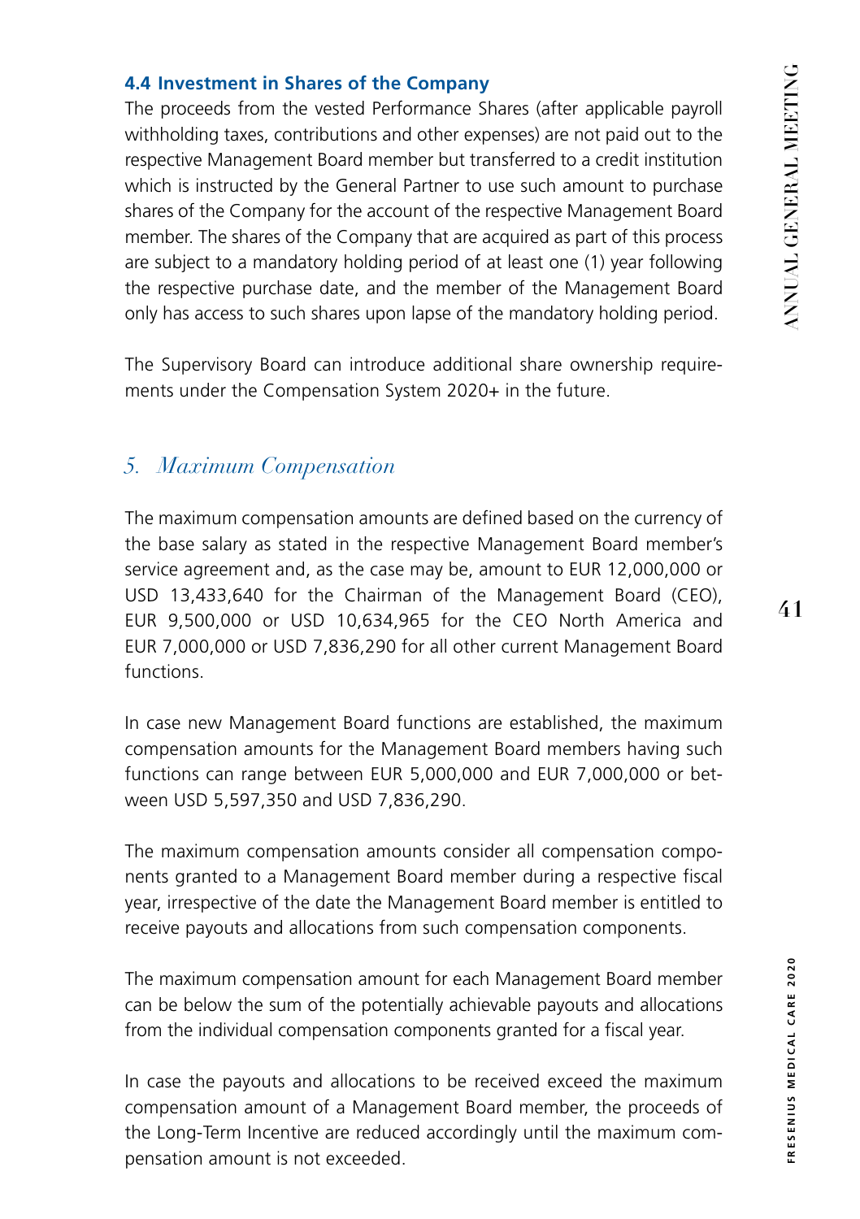### 4.4 Investment in Shares of the Company

The proceeds from the vested Performance Shares (after applicable payroll withholding taxes, contributions and other expenses) are not paid out to the respective Management Board member but transferred to a credit institution which is instructed by the General Partner to use such amount to purchase shares of the Company for the account of the respective Management Board member. The shares of the Company that are acquired as part of this process are subject to a mandatory holding period of at least one (1) year following the respective purchase date, and the member of the Management Board only has access to such shares upon lapse of the mandatory holding period.

The Supervisory Board can introduce additional share ownership requirements under the Compensation System 2020+ in the future.

## *5. Maximum Compensation*

The maximum compensation amounts are defined based on the currency of the base salary as stated in the respective Management Board member's service agreement and, as the case may be, amount to EUR 12,000,000 or USD 13,433,640 for the Chairman of the Management Board (CEO), EUR 9,500,000 or USD 10,634,965 for the CEO North America and EUR 7,000,000 or USD 7,836,290 for all other current Management Board functions.

In case new Management Board functions are established, the maximum compensation amounts for the Management Board members having such functions can range between EUR 5,000,000 and EUR 7,000,000 or between USD 5,597,350 and USD 7,836,290.

The maximum compensation amounts consider all compensation components granted to a Management Board member during a respective fiscal year, irrespective of the date the Management Board member is entitled to receive payouts and allocations from such compensation components.

The maximum compensation amount for each Management Board member can be below the sum of the potentially achievable payouts and allocations from the individual compensation components granted for a fiscal year.

In case the payouts and allocations to be received exceed the maximum compensation amount of a Management Board member, the proceeds of the Long-Term Incentive are reduced accordingly until the maximum compensation amount is not exceeded.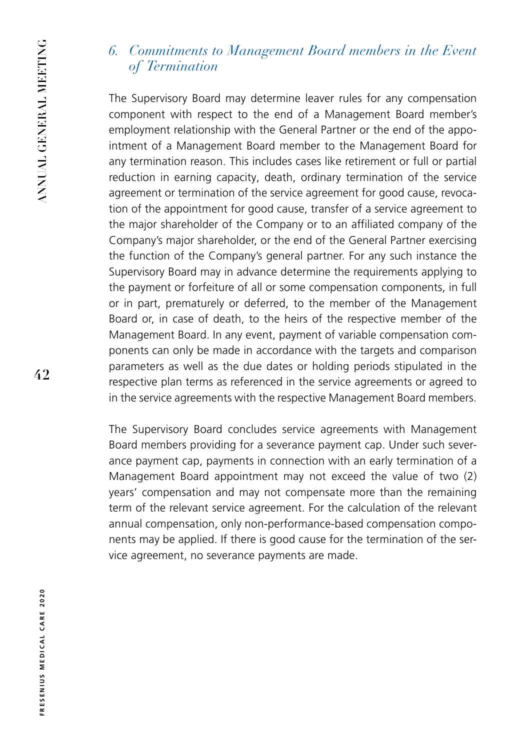## 6. *Commitments to Management Board members in the Event of Termination*

The Supervisory Board may determine leaver rules for any compensation component with respect to the end of a Management Board member's employment relationship with the General Partner or the end of the appointment of a Management Board member to the Management Board for any termination reason. This includes cases like retirement or full or partial reduction in earning capacity, death, ordinary termination of the service agreement or termination of the service agreement for good cause, revocation of the appointment for good cause, transfer of a service agreement to the major shareholder of the Company or to an affiliated company of the Company's major shareholder, or the end of the General Partner exercising the function of the Company's general partner. For any such instance the Supervisory Board may in advance determine the requirements applying to the payment or forfeiture of all or some compensation components, in full or in part, prematurely or deferred, to the member of the Management Board or, in case of death, to the heirs of the respective member of the Management Board. In any event, payment of variable compensation components can only be made in accordance with the targets and comparison parameters as well as the due dates or holding periods stipulated in the respective plan terms as referenced in the service agreements or agreed to in the service agreements with the respective Management Board members.

The Supervisory Board concludes service agreements with Management Board members providing for a severance payment cap. Under such severance payment cap, payments in connection with an early termination of a Management Board appointment may not exceed the value of two (2) years' compensation and may not compensate more than the remaining term of the relevant service agreement. For the calculation of the relevant annual compensation, only non-performance-based compensation components may be applied. If there is good cause for the termination of the service agreement, no severance payments are made.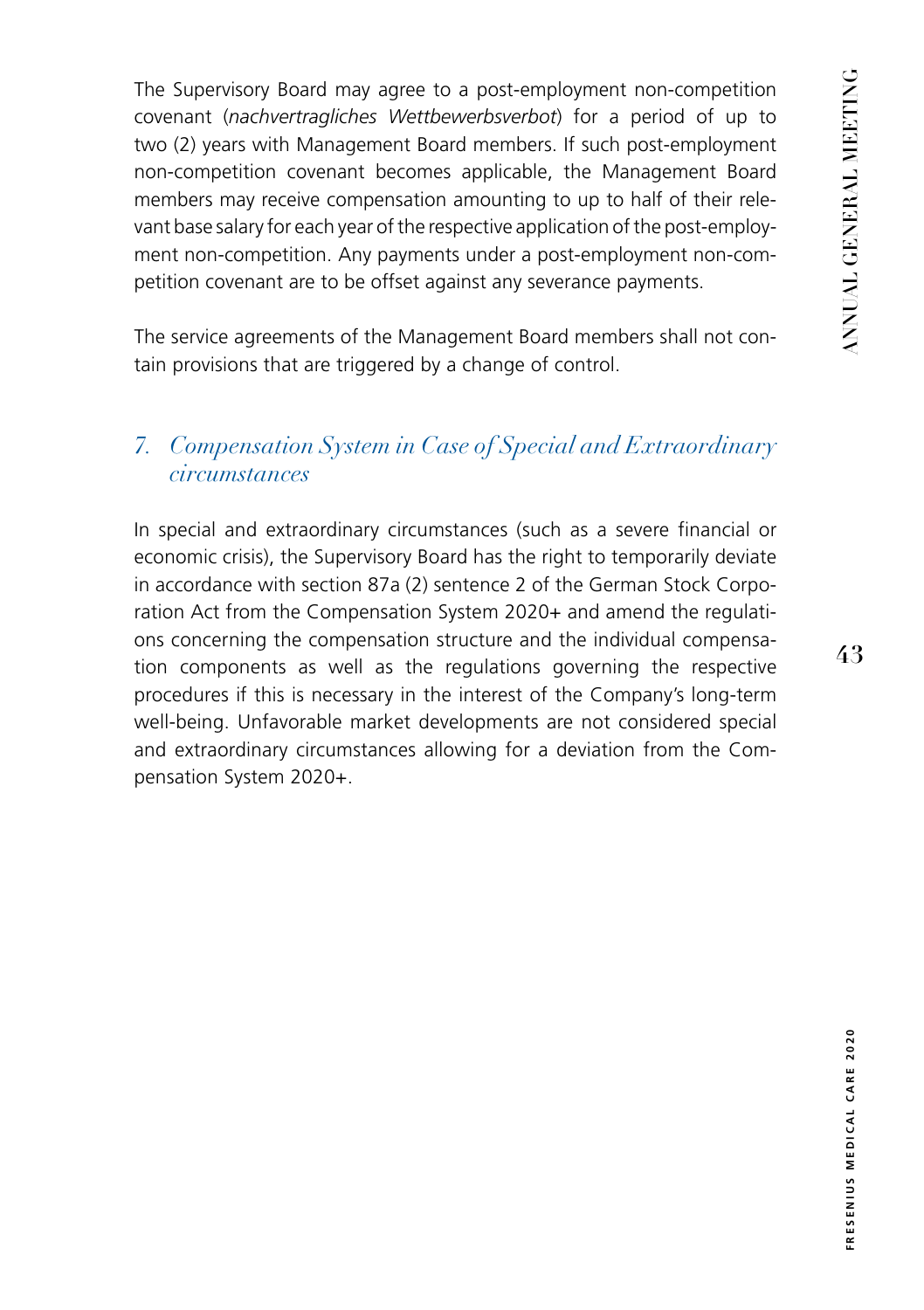The Supervisory Board may agree to a post-employment non-competition covenant (*nachvertragliches Wettbewerbsverbot*) for a period of up to two (2) years with Management Board members. If such post-employment non-competition covenant becomes applicable, the Management Board members may receive compensation amounting to up to half of their relevant base salary for each year of the respective application of the post-employment non-competition. Any payments under a post-employment non-competition covenant are to be offset against any severance payments.

The service agreements of the Management Board members shall not contain provisions that are triggered by a change of control.

## *7. Compensation System in Case of Special and Extraordinary circumstances*

In special and extraordinary circumstances (such as a severe financial or economic crisis), the Supervisory Board has the right to temporarily deviate in accordance with section 87a (2) sentence 2 of the German Stock Corporation Act from the Compensation System 2020+ and amend the regulations concerning the compensation structure and the individual compensation components as well as the regulations governing the respective procedures if this is necessary in the interest of the Company's long-term well-being. Unfavorable market developments are not considered special and extraordinary circumstances allowing for a deviation from the Compensation System 2020+.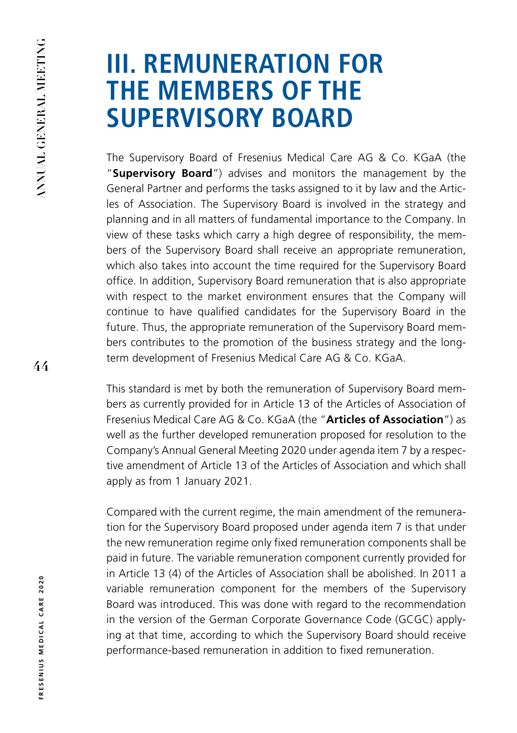# III. REMUNERATION FOR THE MEMBERS OF THE SUPERVISORY BOARD

The Supervisory Board of Fresenius Medical Care AG & Co. KGaA (the "**Supervisory Board**") advises and monitors the management by the General Partner and performs the tasks assigned to it by law and the Articles of Association. The Supervisory Board is involved in the strategy and planning and in all matters of fundamental importance to the Company. In view of these tasks which carry a high degree of responsibility, the members of the Supervisory Board shall receive an appropriate remuneration, which also takes into account the time required for the Supervisory Board office. In addition, Supervisory Board remuneration that is also appropriate with respect to the market environment ensures that the Company will continue to have qualified candidates for the Supervisory Board in the future. Thus, the appropriate remuneration of the Supervisory Board members contributes to the promotion of the business strategy and the long-term development of Fresenius Medical Care AG & Co. KGaA.

This standard is met by both the remuneration of Supervisory Board members as currently provided for in Article 13 of the Articles of Association of Fresenius Medical Care AG & Co. KGaA (the "**Articles of Association**") as well as the further developed remuneration proposed for resolution to the Company's Annual General Meeting 2020 under agenda item 7 by a respective amendment of Article 13 of the Articles of Association and which shall apply as from 1 January 2021.

Compared with the current regime, the main amendment of the remuneration for the Supervisory Board proposed under agenda item 7 is that under the new remuneration regime only fixed remuneration components shall be paid in future. The variable remuneration component currently provided for in Article 13 (4) of the Articles of Association shall be abolished. In 2011 a variable remuneration component for the members of the Supervisory Board was introduced. This was done with regard to the recommendation in the version of the German Corporate Governance Code (GCGC) applying at that time, according to which the Supervisory Board should receive performance-based remuneration in addition to fixed remuneration.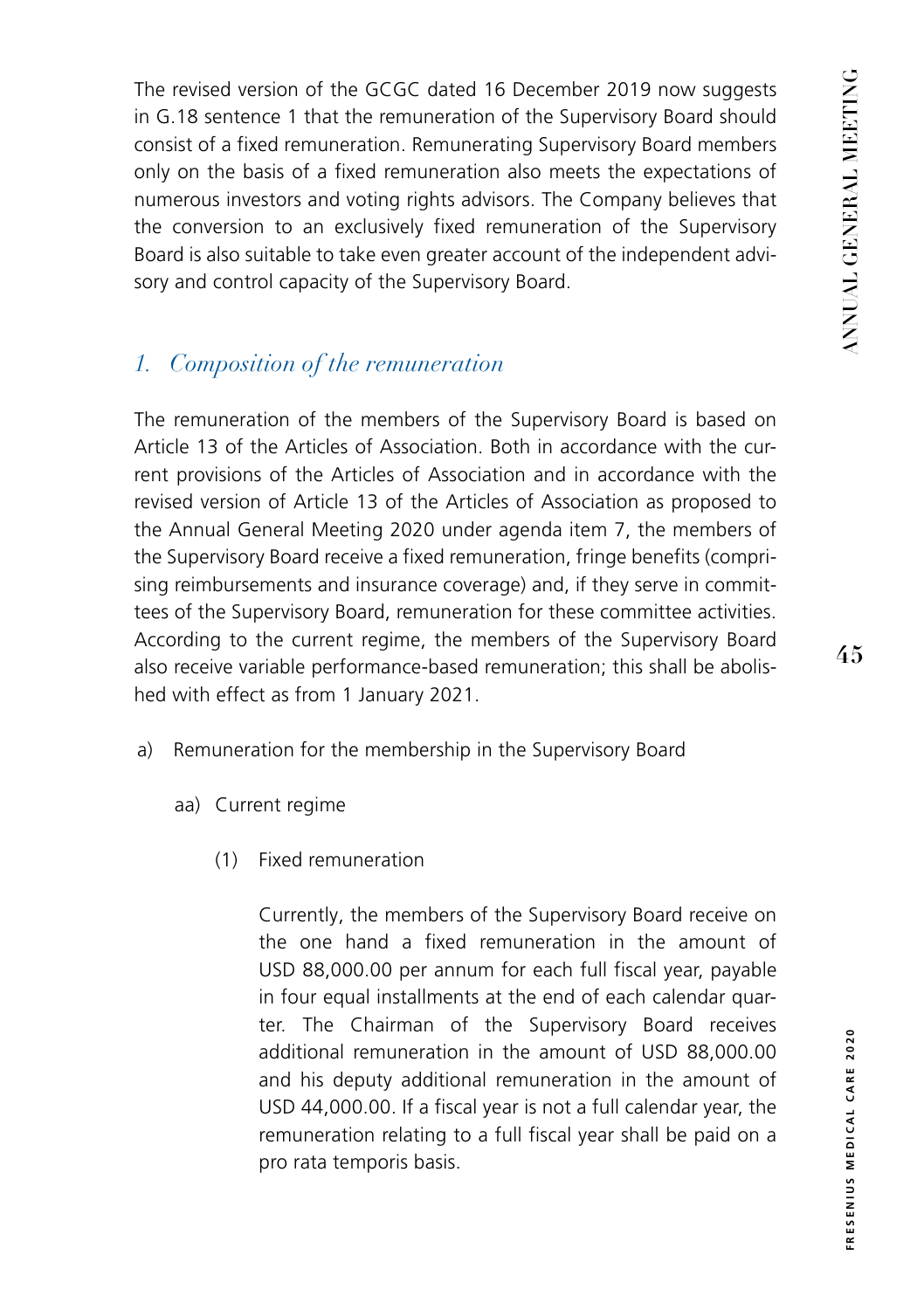The revised version of the GCGC dated 16 December 2019 now suggests in G.18 sentence 1 that the remuneration of the Supervisory Board should consist of a fixed remuneration. Remunerating Supervisory Board members only on the basis of a fixed remuneration also meets the expectations of numerous investors and voting rights advisors. The Company believes that the conversion to an exclusively fixed remuneration of the Supervisory Board is also suitable to take even greater account of the independent advisory and control capacity of the Supervisory Board.

## *1. Composition of the remuneration*

The remuneration of the members of the Supervisory Board is based on Article 13 of the Articles of Association. Both in accordance with the current provisions of the Articles of Association and in accordance with the revised version of Article 13 of the Articles of Association as proposed to the Annual General Meeting 2020 under agenda item 7, the members of the Supervisory Board receive a fixed remuneration, fringe benefits (comprising reimbursements and insurance coverage) and, if they serve in committees of the Supervisory Board, remuneration for these committee activities. According to the current regime, the members of the Supervisory Board also receive variable performance-based remuneration; this shall be abolished with effect as from 1 January 2021.

a) Remuneration for the membership in the Supervisory Board

aa) Current regime

(1) Fixed remuneration

Currently, the members of the Supervisory Board receive on the one hand a fixed remuneration in the amount of USD 88,000.00 per annum for each full fiscal year, payable in four equal installments at the end of each calendar quarter. The Chairman of the Supervisory Board receives additional remuneration in the amount of USD 88,000.00 and his deputy additional remuneration in the amount of USD 44,000.00. If a fiscal year is not a full calendar year, the remuneration relating to a full fiscal year shall be paid on a pro rata temporis basis.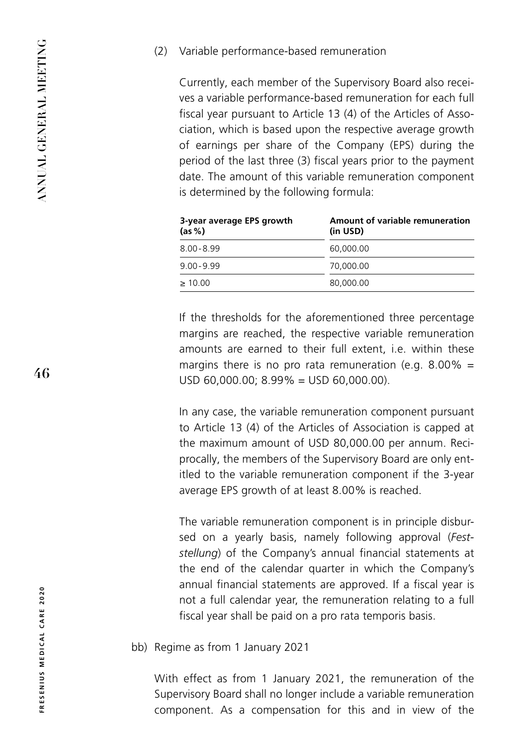(2) Variable performance-based remuneration

Currently, each member of the Supervisory Board also receives a variable performance-based remuneration for each full fiscal year pursuant to Article 13 (4) of the Articles of Association, which is based upon the respective average growth of earnings per share of the Company (EPS) during the period of the last three (3) fiscal years prior to the payment date. The amount of this variable remuneration component is determined by the following formula:

| **3-year average EPS growth (as %)** | **Amount of variable remuneration (in USD)** |
|---|---|
| 8.00 - 8.99 | 60,000.00 |
| 9.00 - 9.99 | 70,000.00 |
| ≥ 10.00 | 80,000.00 |

If the thresholds for the aforementioned three percentage margins are reached, the respective variable remuneration amounts are earned to their full extent, i.e. within these margins there is no pro rata remuneration (e.g. 8.00% = USD 60,000.00; 8.99% = USD 60,000.00).

In any case, the variable remuneration component pursuant to Article 13 (4) of the Articles of Association is capped at the maximum amount of USD 80,000.00 per annum. Reciprocally, the members of the Supervisory Board are only entitled to the variable remuneration component if the 3-year average EPS growth of at least 8.00% is reached.

The variable remuneration component is in principle disbursed on a yearly basis, namely following approval (*Feststellung*) of the Company's annual financial statements at the end of the calendar quarter in which the Company's annual financial statements are approved. If a fiscal year is not a full calendar year, the remuneration relating to a full fiscal year shall be paid on a pro rata temporis basis.

bb) Regime as from 1 January 2021

With effect as from 1 January 2021, the remuneration of the Supervisory Board shall no longer include a variable remuneration component. As a compensation for this and in view of the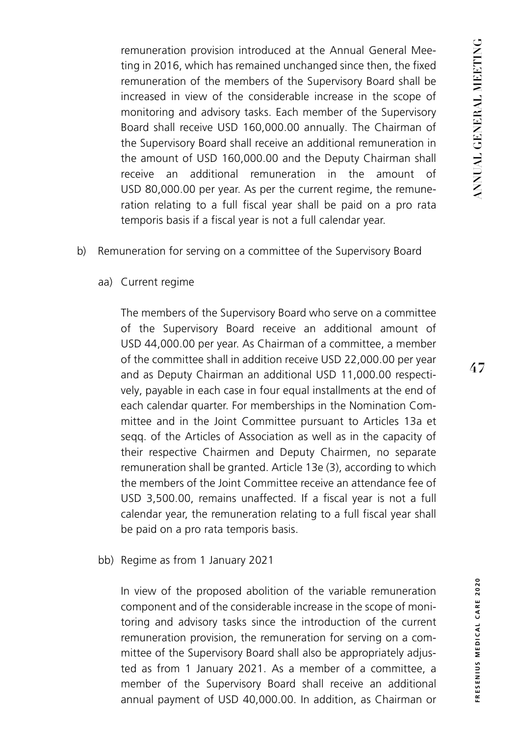remuneration provision introduced at the Annual General Meeting in 2016, which has remained unchanged since then, the fixed remuneration of the members of the Supervisory Board shall be increased in view of the considerable increase in the scope of monitoring and advisory tasks. Each member of the Supervisory Board shall receive USD 160,000.00 annually. The Chairman of the Supervisory Board shall receive an additional remuneration in the amount of USD 160,000.00 and the Deputy Chairman shall receive an additional remuneration in the amount of USD 80,000.00 per year. As per the current regime, the remuneration relating to a full fiscal year shall be paid on a pro rata temporis basis if a fiscal year is not a full calendar year.

b) Remuneration for serving on a committee of the Supervisory Board

aa) Current regime

The members of the Supervisory Board who serve on a committee of the Supervisory Board receive an additional amount of USD 44,000.00 per year. As Chairman of a committee, a member of the committee shall in addition receive USD 22,000.00 per year and as Deputy Chairman an additional USD 11,000.00 respectively, payable in each case in four equal installments at the end of each calendar quarter. For memberships in the Nomination Committee and in the Joint Committee pursuant to Articles 13a et seqq. of the Articles of Association as well as in the capacity of their respective Chairmen and Deputy Chairmen, no separate remuneration shall be granted. Article 13e (3), according to which the members of the Joint Committee receive an attendance fee of USD 3,500.00, remains unaffected. If a fiscal year is not a full calendar year, the remuneration relating to a full fiscal year shall be paid on a pro rata temporis basis.

bb) Regime as from 1 January 2021

In view of the proposed abolition of the variable remuneration component and of the considerable increase in the scope of monitoring and advisory tasks since the introduction of the current remuneration provision, the remuneration for serving on a committee of the Supervisory Board shall also be appropriately adjusted as from 1 January 2021. As a member of a committee, a member of the Supervisory Board shall receive an additional annual payment of USD 40,000.00. In addition, as Chairman or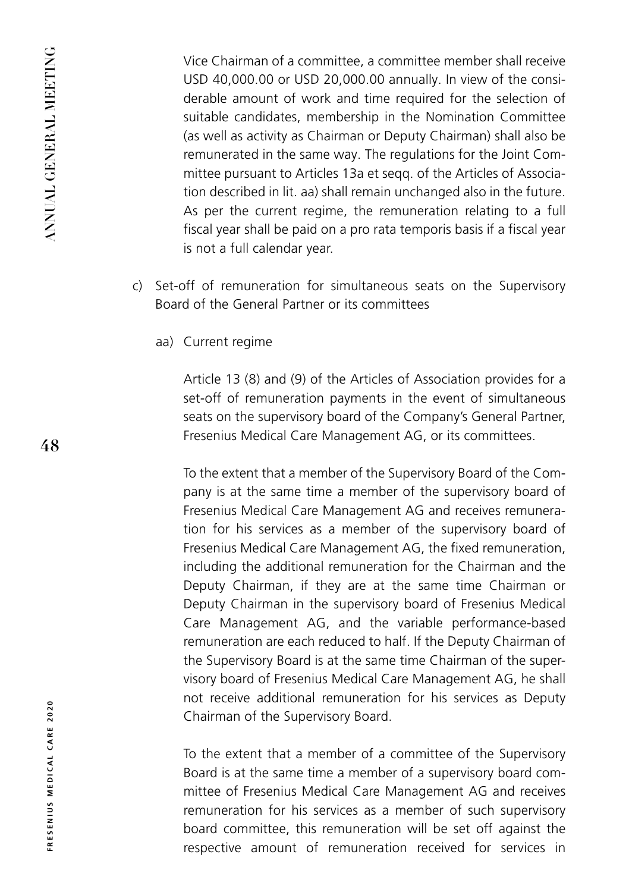Vice Chairman of a committee, a committee member shall receive USD 40,000.00 or USD 20,000.00 annually. In view of the considerable amount of work and time required for the selection of suitable candidates, membership in the Nomination Committee (as well as activity as Chairman or Deputy Chairman) shall also be remunerated in the same way. The regulations for the Joint Committee pursuant to Articles 13a et seqq. of the Articles of Association described in lit. aa) shall remain unchanged also in the future. As per the current regime, the remuneration relating to a full fiscal year shall be paid on a pro rata temporis basis if a fiscal year is not a full calendar year.

c) Set-off of remuneration for simultaneous seats on the Supervisory Board of the General Partner or its committees

aa) Current regime

Article 13 (8) and (9) of the Articles of Association provides for a set-off of remuneration payments in the event of simultaneous seats on the supervisory board of the Company's General Partner, Fresenius Medical Care Management AG, or its committees.

To the extent that a member of the Supervisory Board of the Company is at the same time a member of the supervisory board of Fresenius Medical Care Management AG and receives remuneration for his services as a member of the supervisory board of Fresenius Medical Care Management AG, the fixed remuneration, including the additional remuneration for the Chairman and the Deputy Chairman, if they are at the same time Chairman or Deputy Chairman in the supervisory board of Fresenius Medical Care Management AG, and the variable performance-based remuneration are each reduced to half. If the Deputy Chairman of the Supervisory Board is at the same time Chairman of the supervisory board of Fresenius Medical Care Management AG, he shall not receive additional remuneration for his services as Deputy Chairman of the Supervisory Board.

To the extent that a member of a committee of the Supervisory Board is at the same time a member of a supervisory board committee of Fresenius Medical Care Management AG and receives remuneration for his services as a member of such supervisory board committee, this remuneration will be set off against the respective amount of remuneration received for services in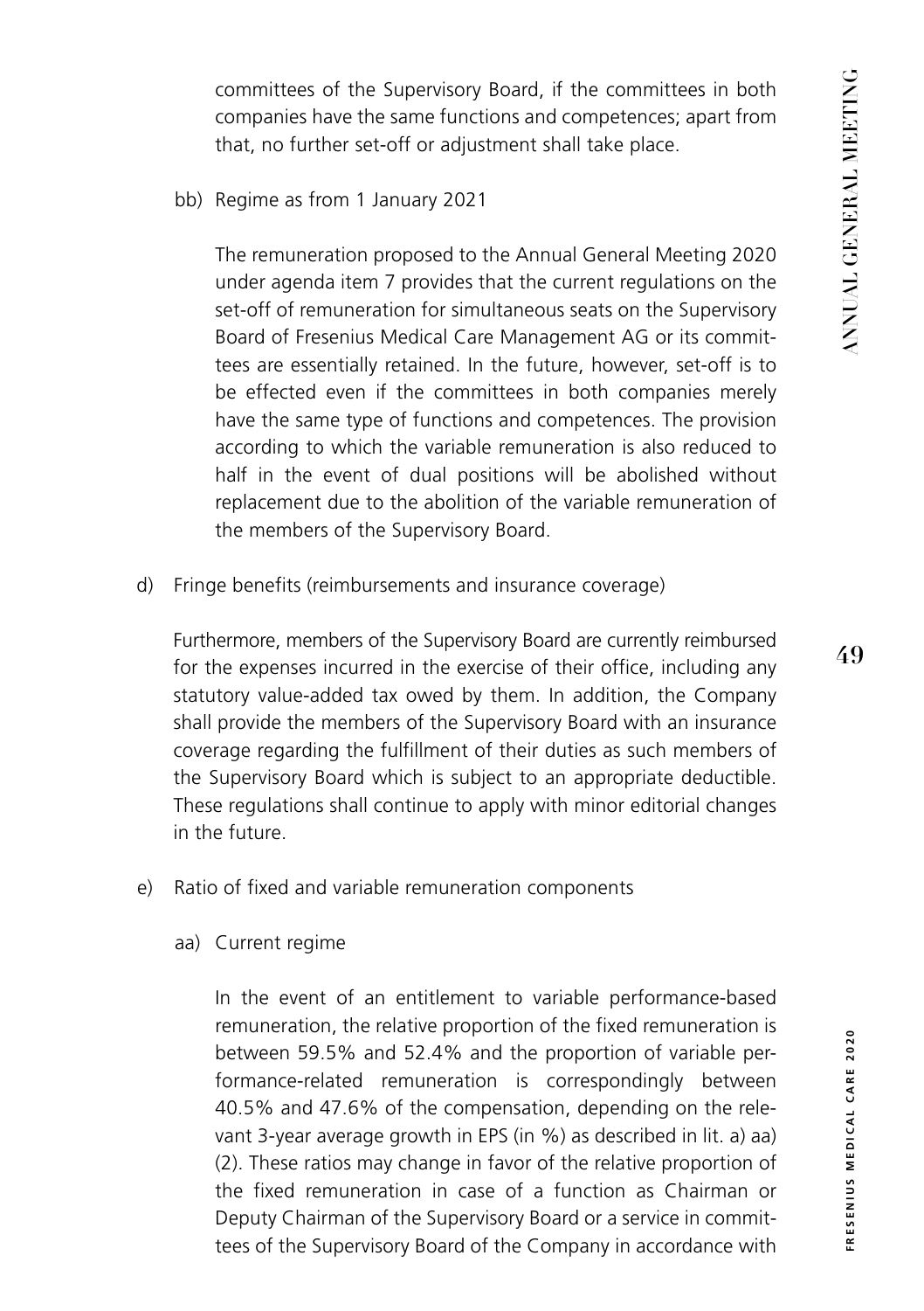committees of the Supervisory Board, if the committees in both companies have the same functions and competences; apart from that, no further set-off or adjustment shall take place.

bb) Regime as from 1 January 2021

The remuneration proposed to the Annual General Meeting 2020 under agenda item 7 provides that the current regulations on the set-off of remuneration for simultaneous seats on the Supervisory Board of Fresenius Medical Care Management AG or its committees are essentially retained. In the future, however, set-off is to be effected even if the committees in both companies merely have the same type of functions and competences. The provision according to which the variable remuneration is also reduced to half in the event of dual positions will be abolished without replacement due to the abolition of the variable remuneration of the members of the Supervisory Board.

d) Fringe benefits (reimbursements and insurance coverage)

Furthermore, members of the Supervisory Board are currently reimbursed for the expenses incurred in the exercise of their office, including any statutory value-added tax owed by them. In addition, the Company shall provide the members of the Supervisory Board with an insurance coverage regarding the fulfillment of their duties as such members of the Supervisory Board which is subject to an appropriate deductible. These regulations shall continue to apply with minor editorial changes in the future.

e) Ratio of fixed and variable remuneration components

aa) Current regime

In the event of an entitlement to variable performance-based remuneration, the relative proportion of the fixed remuneration is between 59.5% and 52.4% and the proportion of variable performance-related remuneration is correspondingly between 40.5% and 47.6% of the compensation, depending on the relevant 3-year average growth in EPS (in %) as described in lit. a) aa) (2). These ratios may change in favor of the relative proportion of the fixed remuneration in case of a function as Chairman or Deputy Chairman of the Supervisory Board or a service in committees of the Supervisory Board of the Company in accordance with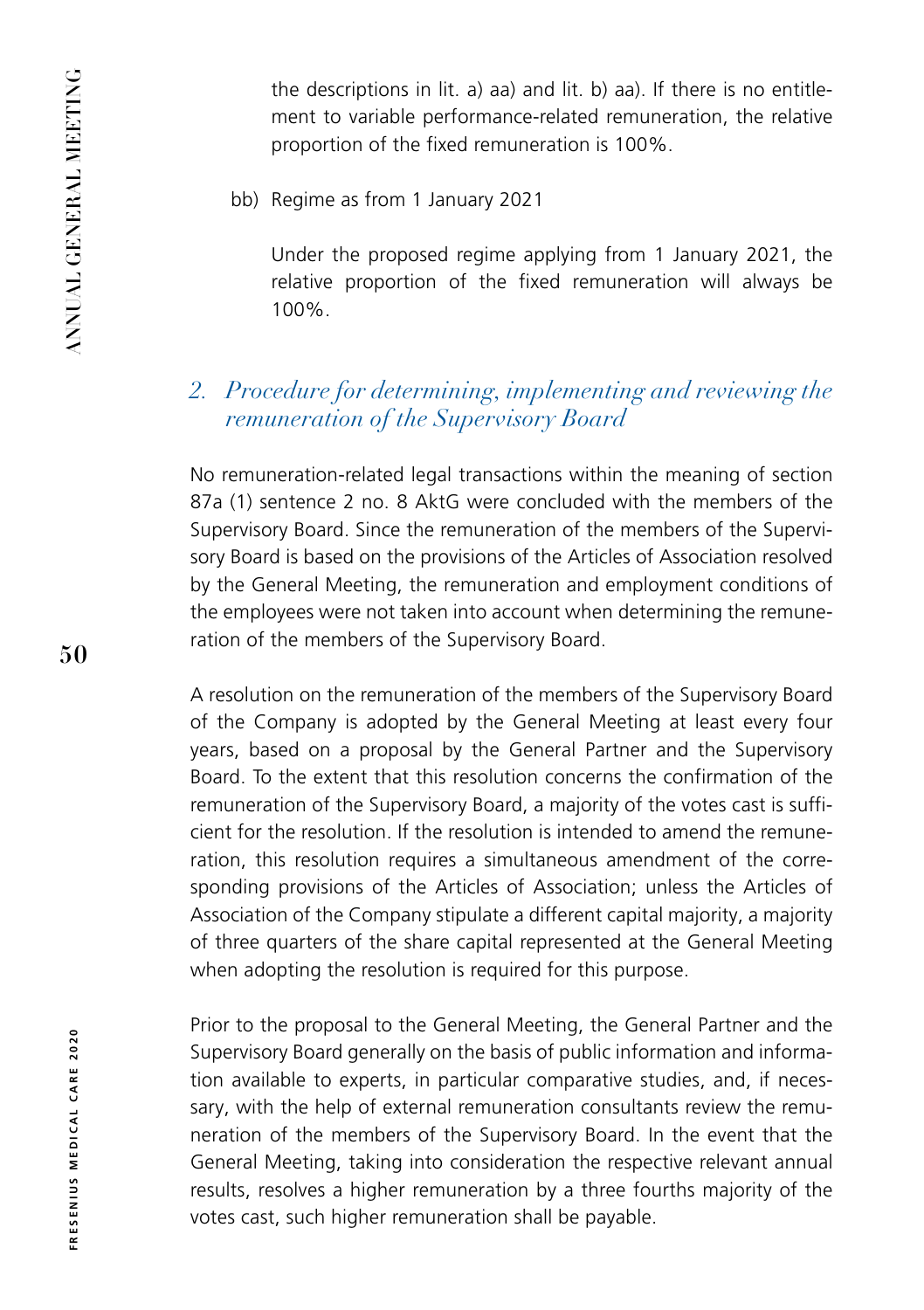the descriptions in lit. a) aa) and lit. b) aa). If there is no entitlement to variable performance-related remuneration, the relative proportion of the fixed remuneration is 100%.

bb) Regime as from 1 January 2021

Under the proposed regime applying from 1 January 2021, the relative proportion of the fixed remuneration will always be 100%.

## *2. Procedure for determining, implementing and reviewing the remuneration of the Supervisory Board*

No remuneration-related legal transactions within the meaning of section 87a (1) sentence 2 no. 8 AktG were concluded with the members of the Supervisory Board. Since the remuneration of the members of the Supervisory Board is based on the provisions of the Articles of Association resolved by the General Meeting, the remuneration and employment conditions of the employees were not taken into account when determining the remuneration of the members of the Supervisory Board.

A resolution on the remuneration of the members of the Supervisory Board of the Company is adopted by the General Meeting at least every four years, based on a proposal by the General Partner and the Supervisory Board. To the extent that this resolution concerns the confirmation of the remuneration of the Supervisory Board, a majority of the votes cast is sufficient for the resolution. If the resolution is intended to amend the remuneration, this resolution requires a simultaneous amendment of the corresponding provisions of the Articles of Association; unless the Articles of Association of the Company stipulate a different capital majority, a majority of three quarters of the share capital represented at the General Meeting when adopting the resolution is required for this purpose.

Prior to the proposal to the General Meeting, the General Partner and the Supervisory Board generally on the basis of public information and information available to experts, in particular comparative studies, and, if necessary, with the help of external remuneration consultants review the remuneration of the members of the Supervisory Board. In the event that the General Meeting, taking into consideration the respective relevant annual results, resolves a higher remuneration by a three fourths majority of the votes cast, such higher remuneration shall be payable.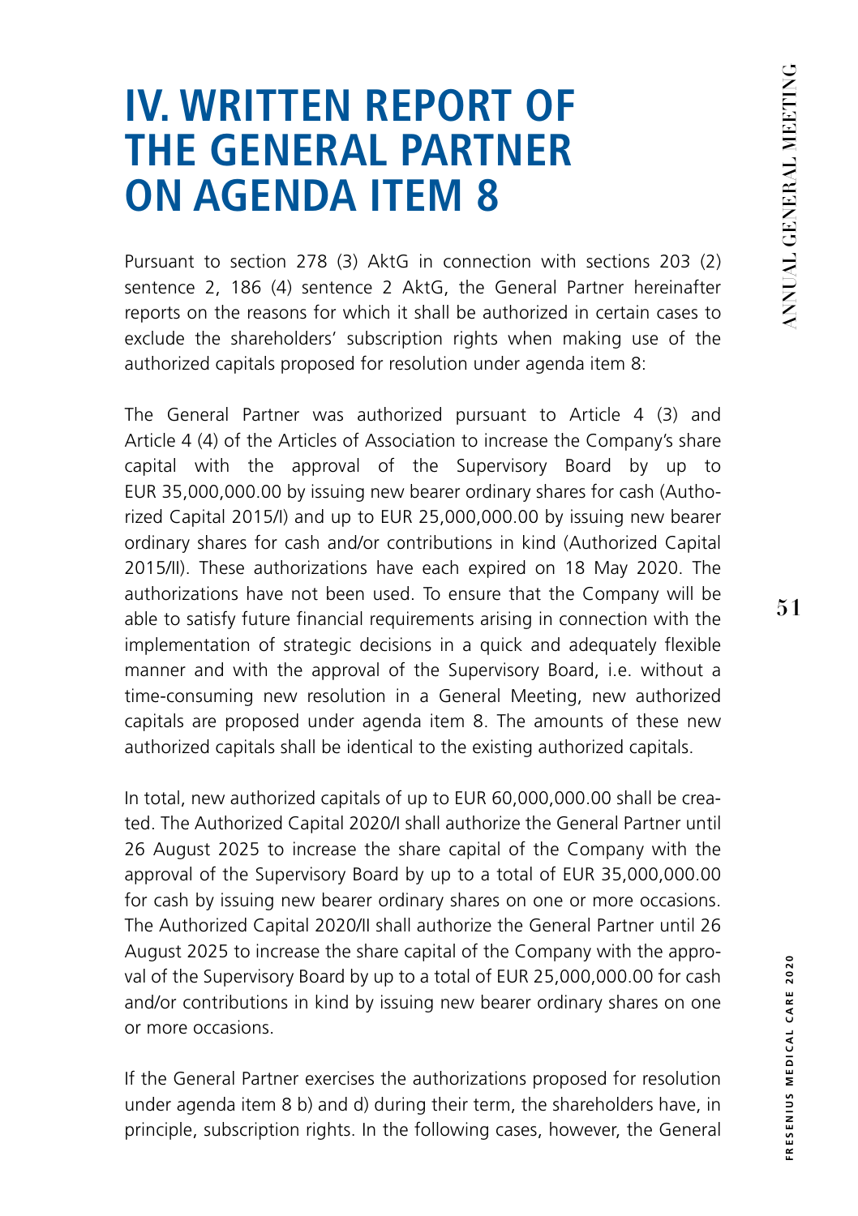# IV. WRITTEN REPORT OF THE GENERAL PARTNER ON AGENDA ITEM 8

Pursuant to section 278 (3) AktG in connection with sections 203 (2) sentence 2, 186 (4) sentence 2 AktG, the General Partner hereinafter reports on the reasons for which it shall be authorized in certain cases to exclude the shareholders' subscription rights when making use of the authorized capitals proposed for resolution under agenda item 8:

The General Partner was authorized pursuant to Article 4 (3) and Article 4 (4) of the Articles of Association to increase the Company's share capital with the approval of the Supervisory Board by up to EUR 35,000,000.00 by issuing new bearer ordinary shares for cash (Authorized Capital 2015/I) and up to EUR 25,000,000.00 by issuing new bearer ordinary shares for cash and/or contributions in kind (Authorized Capital 2015/II). These authorizations have each expired on 18 May 2020. The authorizations have not been used. To ensure that the Company will be able to satisfy future financial requirements arising in connection with the implementation of strategic decisions in a quick and adequately flexible manner and with the approval of the Supervisory Board, i.e. without a time-consuming new resolution in a General Meeting, new authorized capitals are proposed under agenda item 8. The amounts of these new authorized capitals shall be identical to the existing authorized capitals.

In total, new authorized capitals of up to EUR 60,000,000.00 shall be created. The Authorized Capital 2020/I shall authorize the General Partner until 26 August 2025 to increase the share capital of the Company with the approval of the Supervisory Board by up to a total of EUR 35,000,000.00 for cash by issuing new bearer ordinary shares on one or more occasions. The Authorized Capital 2020/II shall authorize the General Partner until 26 August 2025 to increase the share capital of the Company with the approval of the Supervisory Board by up to a total of EUR 25,000,000.00 for cash and/or contributions in kind by issuing new bearer ordinary shares on one or more occasions.

If the General Partner exercises the authorizations proposed for resolution under agenda item 8 b) and d) during their term, the shareholders have, in principle, subscription rights. In the following cases, however, the General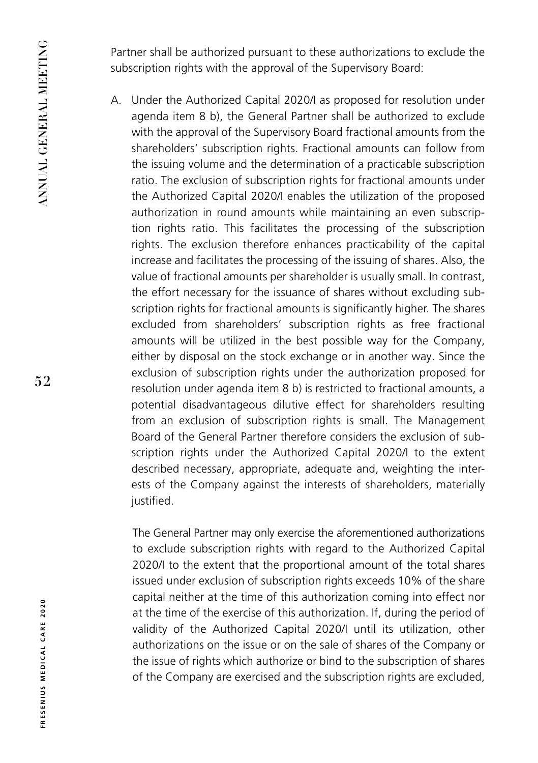Partner shall be authorized pursuant to these authorizations to exclude the subscription rights with the approval of the Supervisory Board:

A. Under the Authorized Capital 2020/I as proposed for resolution under agenda item 8 b), the General Partner shall be authorized to exclude with the approval of the Supervisory Board fractional amounts from the shareholders' subscription rights. Fractional amounts can follow from the issuing volume and the determination of a practicable subscription ratio. The exclusion of subscription rights for fractional amounts under the Authorized Capital 2020/I enables the utilization of the proposed authorization in round amounts while maintaining an even subscription rights ratio. This facilitates the processing of the subscription rights. The exclusion therefore enhances practicability of the capital increase and facilitates the processing of the issuing of shares. Also, the value of fractional amounts per shareholder is usually small. In contrast, the effort necessary for the issuance of shares without excluding subscription rights for fractional amounts is significantly higher. The shares excluded from shareholders' subscription rights as free fractional amounts will be utilized in the best possible way for the Company, either by disposal on the stock exchange or in another way. Since the exclusion of subscription rights under the authorization proposed for resolution under agenda item 8 b) is restricted to fractional amounts, a potential disadvantageous dilutive effect for shareholders resulting from an exclusion of subscription rights is small. The Management Board of the General Partner therefore considers the exclusion of subscription rights under the Authorized Capital 2020/I to the extent described necessary, appropriate, adequate and, weighting the interests of the Company against the interests of shareholders, materially justified.

   The General Partner may only exercise the aforementioned authorizations to exclude subscription rights with regard to the Authorized Capital 2020/I to the extent that the proportional amount of the total shares issued under exclusion of subscription rights exceeds 10% of the share capital neither at the time of this authorization coming into effect nor at the time of the exercise of this authorization. If, during the period of validity of the Authorized Capital 2020/I until its utilization, other authorizations on the issue or on the sale of shares of the Company or the issue of rights which authorize or bind to the subscription of shares of the Company are exercised and the subscription rights are excluded,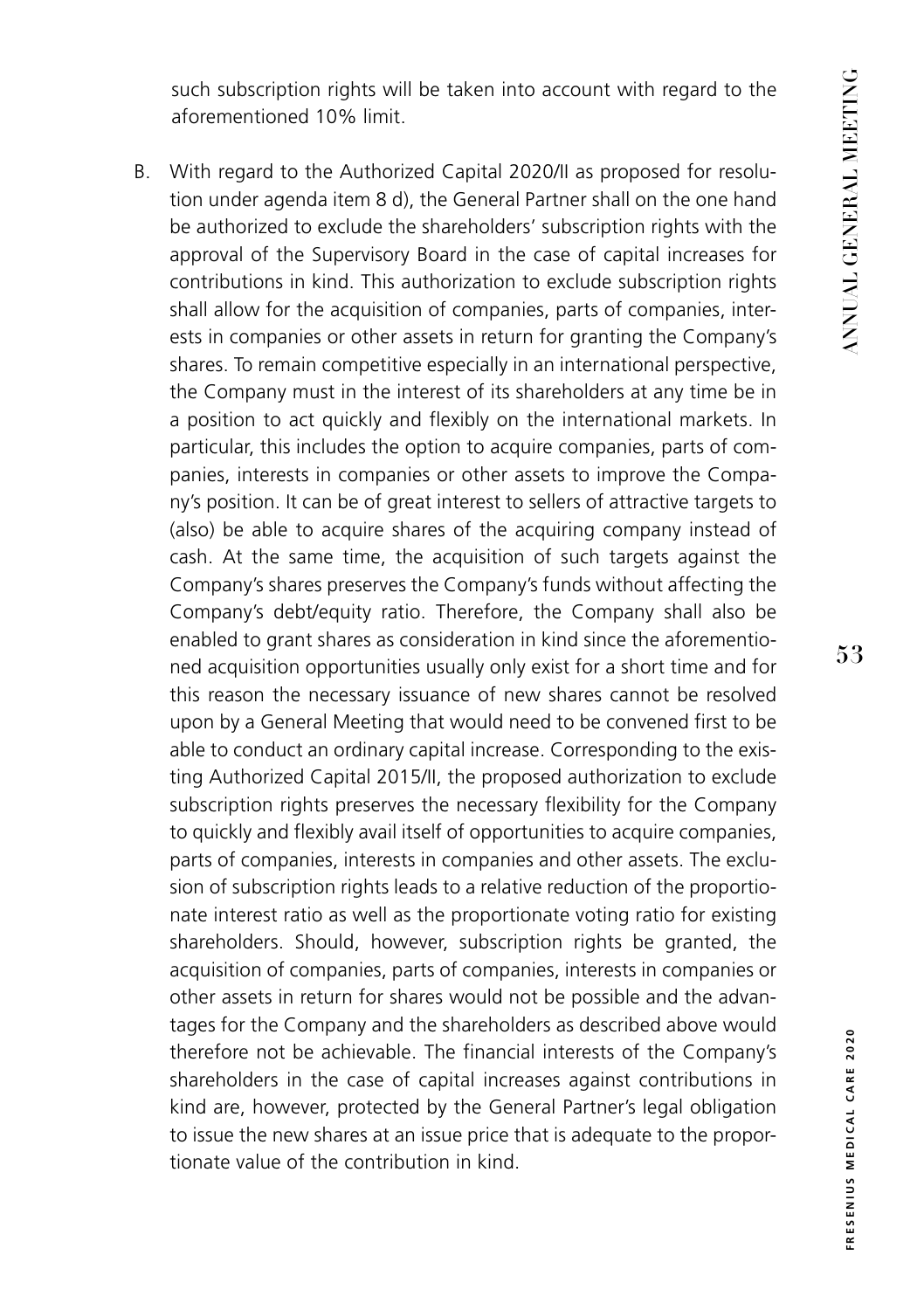such subscription rights will be taken into account with regard to the aforementioned 10% limit.

B. With regard to the Authorized Capital 2020/II as proposed for resolution under agenda item 8 d), the General Partner shall on the one hand be authorized to exclude the shareholders' subscription rights with the approval of the Supervisory Board in the case of capital increases for contributions in kind. This authorization to exclude subscription rights shall allow for the acquisition of companies, parts of companies, interests in companies or other assets in return for granting the Company's shares. To remain competitive especially in an international perspective, the Company must in the interest of its shareholders at any time be in a position to act quickly and flexibly on the international markets. In particular, this includes the option to acquire companies, parts of companies, interests in companies or other assets to improve the Company's position. It can be of great interest to sellers of attractive targets to (also) be able to acquire shares of the acquiring company instead of cash. At the same time, the acquisition of such targets against the Company's shares preserves the Company's funds without affecting the Company's debt/equity ratio. Therefore, the Company shall also be enabled to grant shares as consideration in kind since the aforementioned acquisition opportunities usually only exist for a short time and for this reason the necessary issuance of new shares cannot be resolved upon by a General Meeting that would need to be convened first to be able to conduct an ordinary capital increase. Corresponding to the existing Authorized Capital 2015/II, the proposed authorization to exclude subscription rights preserves the necessary flexibility for the Company to quickly and flexibly avail itself of opportunities to acquire companies, parts of companies, interests in companies and other assets. The exclusion of subscription rights leads to a relative reduction of the proportionate interest ratio as well as the proportionate voting ratio for existing shareholders. Should, however, subscription rights be granted, the acquisition of companies, parts of companies, interests in companies or other assets in return for shares would not be possible and the advantages for the Company and the shareholders as described above would therefore not be achievable. The financial interests of the Company's shareholders in the case of capital increases against contributions in kind are, however, protected by the General Partner's legal obligation to issue the new shares at an issue price that is adequate to the proportionate value of the contribution in kind.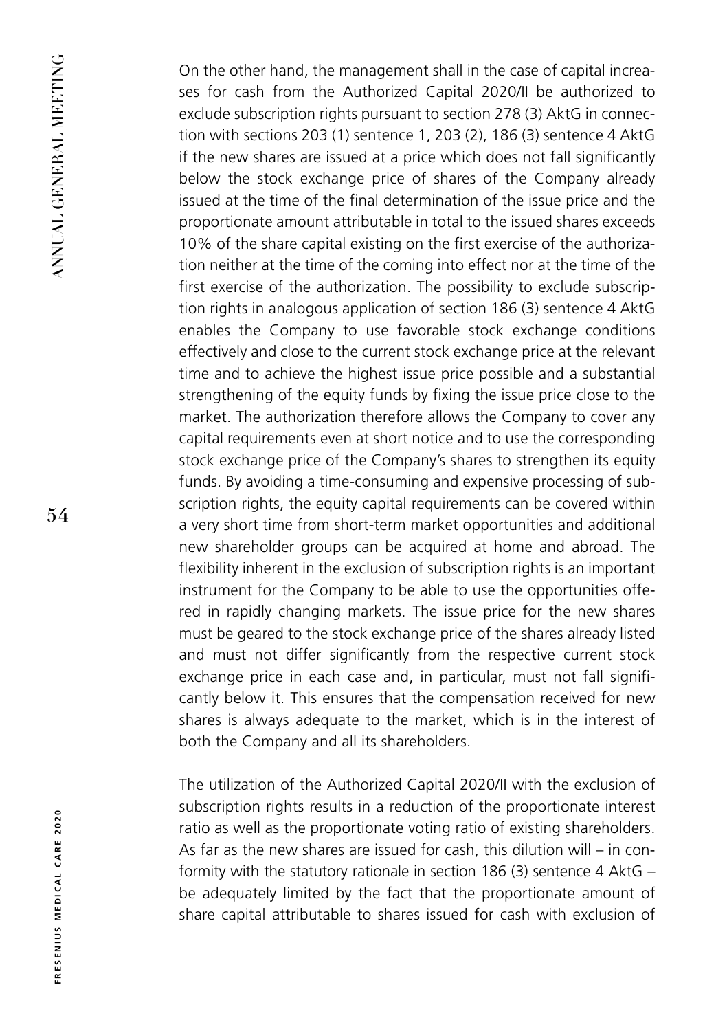On the other hand, the management shall in the case of capital increases for cash from the Authorized Capital 2020/II be authorized to exclude subscription rights pursuant to section 278 (3) AktG in connection with sections 203 (1) sentence 1, 203 (2), 186 (3) sentence 4 AktG if the new shares are issued at a price which does not fall significantly below the stock exchange price of shares of the Company already issued at the time of the final determination of the issue price and the proportionate amount attributable in total to the issued shares exceeds 10% of the share capital existing on the first exercise of the authorization neither at the time of the coming into effect nor at the time of the first exercise of the authorization. The possibility to exclude subscription rights in analogous application of section 186 (3) sentence 4 AktG enables the Company to use favorable stock exchange conditions effectively and close to the current stock exchange price at the relevant time and to achieve the highest issue price possible and a substantial strengthening of the equity funds by fixing the issue price close to the market. The authorization therefore allows the Company to cover any capital requirements even at short notice and to use the corresponding stock exchange price of the Company's shares to strengthen its equity funds. By avoiding a time-consuming and expensive processing of subscription rights, the equity capital requirements can be covered within a very short time from short-term market opportunities and additional new shareholder groups can be acquired at home and abroad. The flexibility inherent in the exclusion of subscription rights is an important instrument for the Company to be able to use the opportunities offered in rapidly changing markets. The issue price for the new shares must be geared to the stock exchange price of the shares already listed and must not differ significantly from the respective current stock exchange price in each case and, in particular, must not fall significantly below it. This ensures that the compensation received for new shares is always adequate to the market, which is in the interest of both the Company and all its shareholders.

The utilization of the Authorized Capital 2020/II with the exclusion of subscription rights results in a reduction of the proportionate interest ratio as well as the proportionate voting ratio of existing shareholders. As far as the new shares are issued for cash, this dilution will – in conformity with the statutory rationale in section 186 (3) sentence 4 AktG – be adequately limited by the fact that the proportionate amount of share capital attributable to shares issued for cash with exclusion of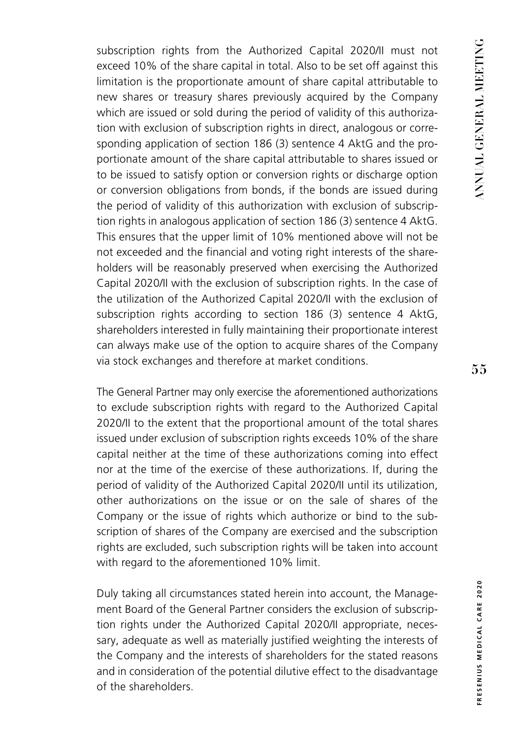subscription rights from the Authorized Capital 2020/II must not exceed 10% of the share capital in total. Also to be set off against this limitation is the proportionate amount of share capital attributable to new shares or treasury shares previously acquired by the Company which are issued or sold during the period of validity of this authorization with exclusion of subscription rights in direct, analogous or corresponding application of section 186 (3) sentence 4 AktG and the proportionate amount of the share capital attributable to shares issued or to be issued to satisfy option or conversion rights or discharge option or conversion obligations from bonds, if the bonds are issued during the period of validity of this authorization with exclusion of subscription rights in analogous application of section 186 (3) sentence 4 AktG. This ensures that the upper limit of 10% mentioned above will not be not exceeded and the financial and voting right interests of the shareholders will be reasonably preserved when exercising the Authorized Capital 2020/II with the exclusion of subscription rights. In the case of the utilization of the Authorized Capital 2020/II with the exclusion of subscription rights according to section 186 (3) sentence 4 AktG, shareholders interested in fully maintaining their proportionate interest can always make use of the option to acquire shares of the Company via stock exchanges and therefore at market conditions.

The General Partner may only exercise the aforementioned authorizations to exclude subscription rights with regard to the Authorized Capital 2020/II to the extent that the proportional amount of the total shares issued under exclusion of subscription rights exceeds 10% of the share capital neither at the time of these authorizations coming into effect nor at the time of the exercise of these authorizations. If, during the period of validity of the Authorized Capital 2020/II until its utilization, other authorizations on the issue or on the sale of shares of the Company or the issue of rights which authorize or bind to the subscription of shares of the Company are exercised and the subscription rights are excluded, such subscription rights will be taken into account with regard to the aforementioned 10% limit.

Duly taking all circumstances stated herein into account, the Management Board of the General Partner considers the exclusion of subscription rights under the Authorized Capital 2020/II appropriate, necessary, adequate as well as materially justified weighting the interests of the Company and the interests of shareholders for the stated reasons and in consideration of the potential dilutive effect to the disadvantage of the shareholders.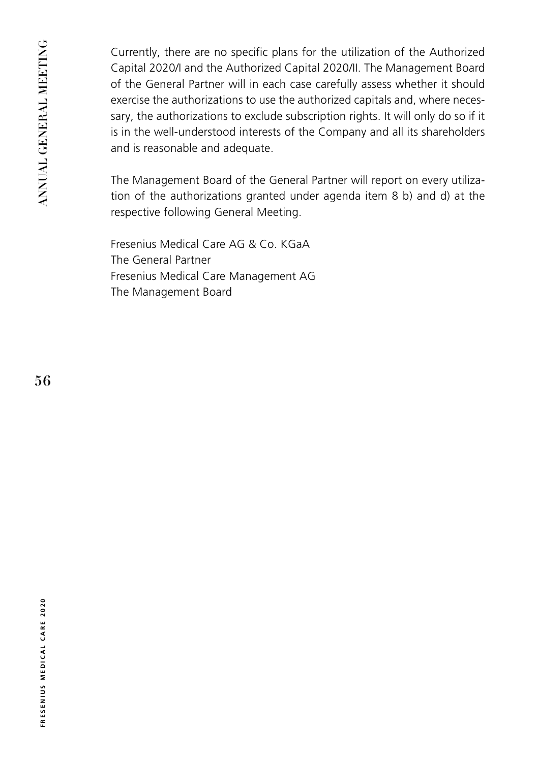Currently, there are no specific plans for the utilization of the Authorized Capital 2020/I and the Authorized Capital 2020/II. The Management Board of the General Partner will in each case carefully assess whether it should exercise the authorizations to use the authorized capitals and, where necessary, the authorizations to exclude subscription rights. It will only do so if it is in the well-understood interests of the Company and all its shareholders and is reasonable and adequate.

The Management Board of the General Partner will report on every utilization of the authorizations granted under agenda item 8 b) and d) at the respective following General Meeting.

Fresenius Medical Care AG & Co. KGaA  
The General Partner  
Fresenius Medical Care Management AG  
The Management Board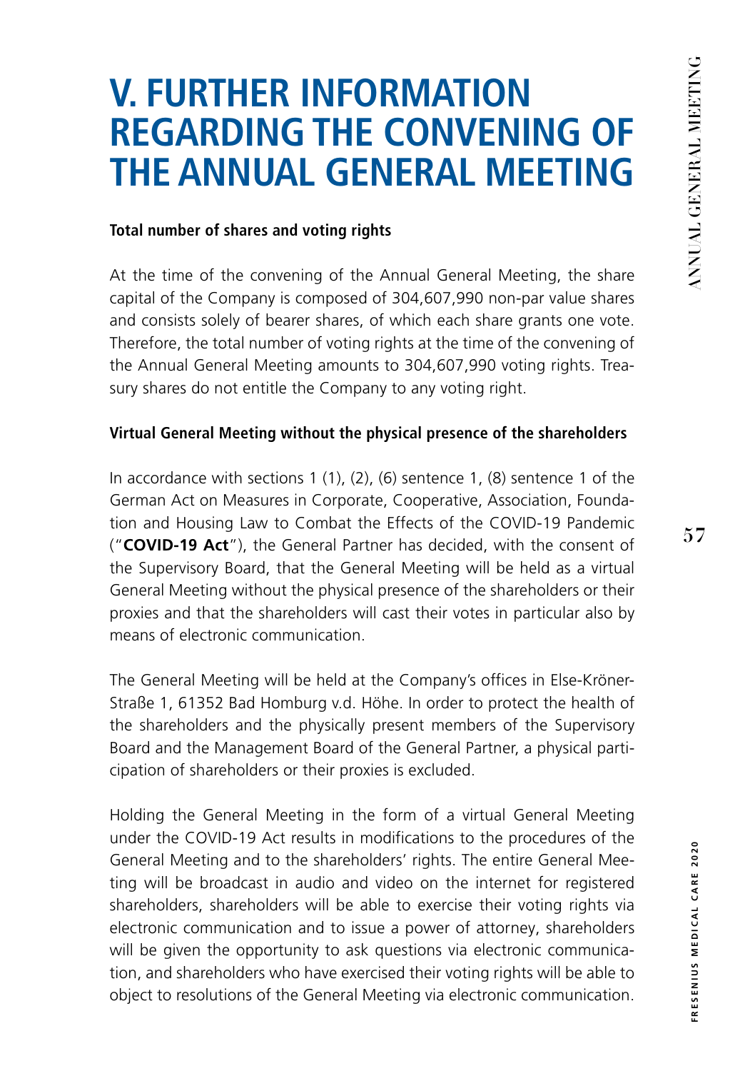# V. FURTHER INFORMATION REGARDING THE CONVENING OF THE ANNUAL GENERAL MEETING

**Total number of shares and voting rights**

At the time of the convening of the Annual General Meeting, the share capital of the Company is composed of 304,607,990 non-par value shares and consists solely of bearer shares, of which each share grants one vote. Therefore, the total number of voting rights at the time of the convening of the Annual General Meeting amounts to 304,607,990 voting rights. Treasury shares do not entitle the Company to any voting right.

**Virtual General Meeting without the physical presence of the shareholders**

In accordance with sections 1 (1), (2), (6) sentence 1, (8) sentence 1 of the German Act on Measures in Corporate, Cooperative, Association, Foundation and Housing Law to Combat the Effects of the COVID-19 Pandemic ("**COVID-19 Act**"), the General Partner has decided, with the consent of the Supervisory Board, that the General Meeting will be held as a virtual General Meeting without the physical presence of the shareholders or their proxies and that the shareholders will cast their votes in particular also by means of electronic communication.

The General Meeting will be held at the Company's offices in Else-Kröner-Straße 1, 61352 Bad Homburg v.d. Höhe. In order to protect the health of the shareholders and the physically present members of the Supervisory Board and the Management Board of the General Partner, a physical participation of shareholders or their proxies is excluded.

Holding the General Meeting in the form of a virtual General Meeting under the COVID-19 Act results in modifications to the procedures of the General Meeting and to the shareholders' rights. The entire General Meeting will be broadcast in audio and video on the internet for registered shareholders, shareholders will be able to exercise their voting rights via electronic communication and to issue a power of attorney, shareholders will be given the opportunity to ask questions via electronic communication, and shareholders who have exercised their voting rights will be able to object to resolutions of the General Meeting via electronic communication.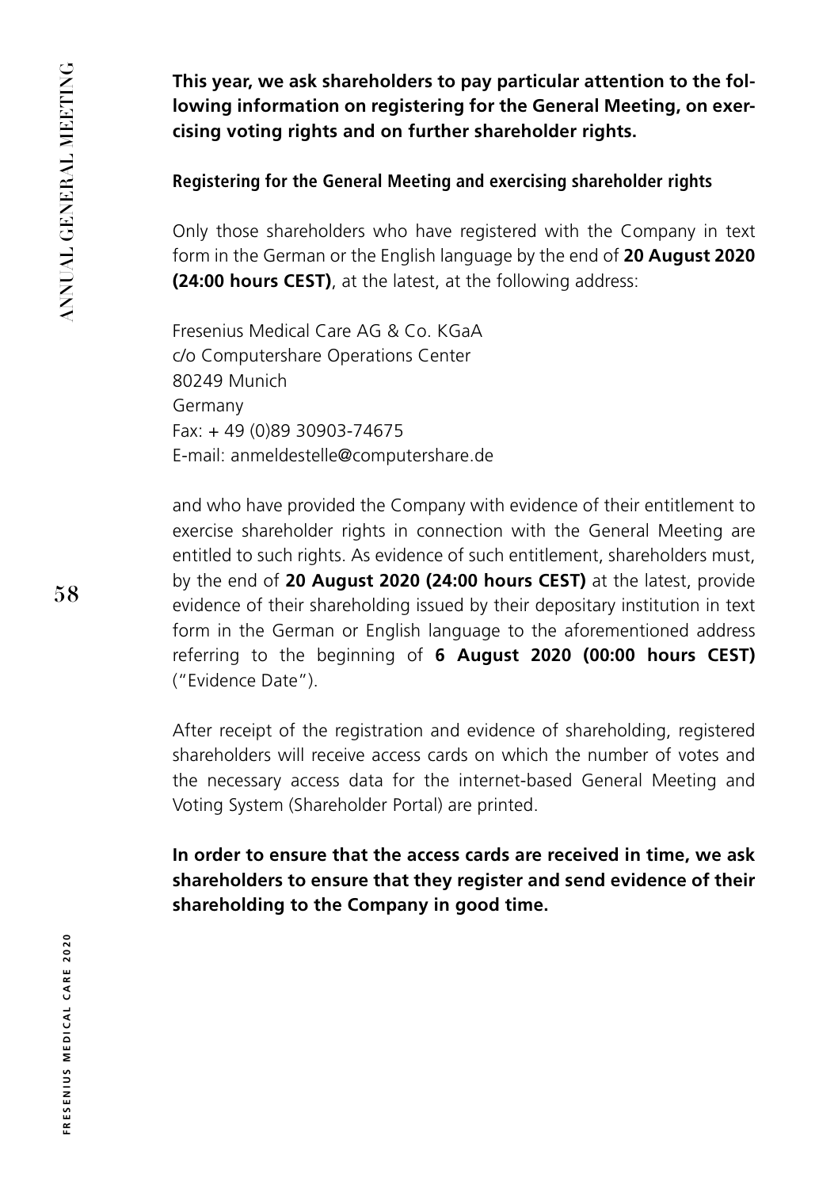**This year, we ask shareholders to pay particular attention to the following information on registering for the General Meeting, on exercising voting rights and on further shareholder rights.**

### Registering for the General Meeting and exercising shareholder rights

Only those shareholders who have registered with the Company in text form in the German or the English language by the end of **20 August 2020 (24:00 hours CEST)**, at the latest, at the following address:

Fresenius Medical Care AG & Co. KGaA
c/o Computershare Operations Center
80249 Munich
Germany
Fax: + 49 (0)89 30903-74675
E-mail: anmeldestelle@computershare.de

and who have provided the Company with evidence of their entitlement to exercise shareholder rights in connection with the General Meeting are entitled to such rights. As evidence of such entitlement, shareholders must, by the end of **20 August 2020 (24:00 hours CEST)** at the latest, provide evidence of their shareholding issued by their depositary institution in text form in the German or English language to the aforementioned address referring to the beginning of **6 August 2020 (00:00 hours CEST)** ("Evidence Date").

After receipt of the registration and evidence of shareholding, registered shareholders will receive access cards on which the number of votes and the necessary access data for the internet-based General Meeting and Voting System (Shareholder Portal) are printed.

**In order to ensure that the access cards are received in time, we ask shareholders to ensure that they register and send evidence of their shareholding to the Company in good time.**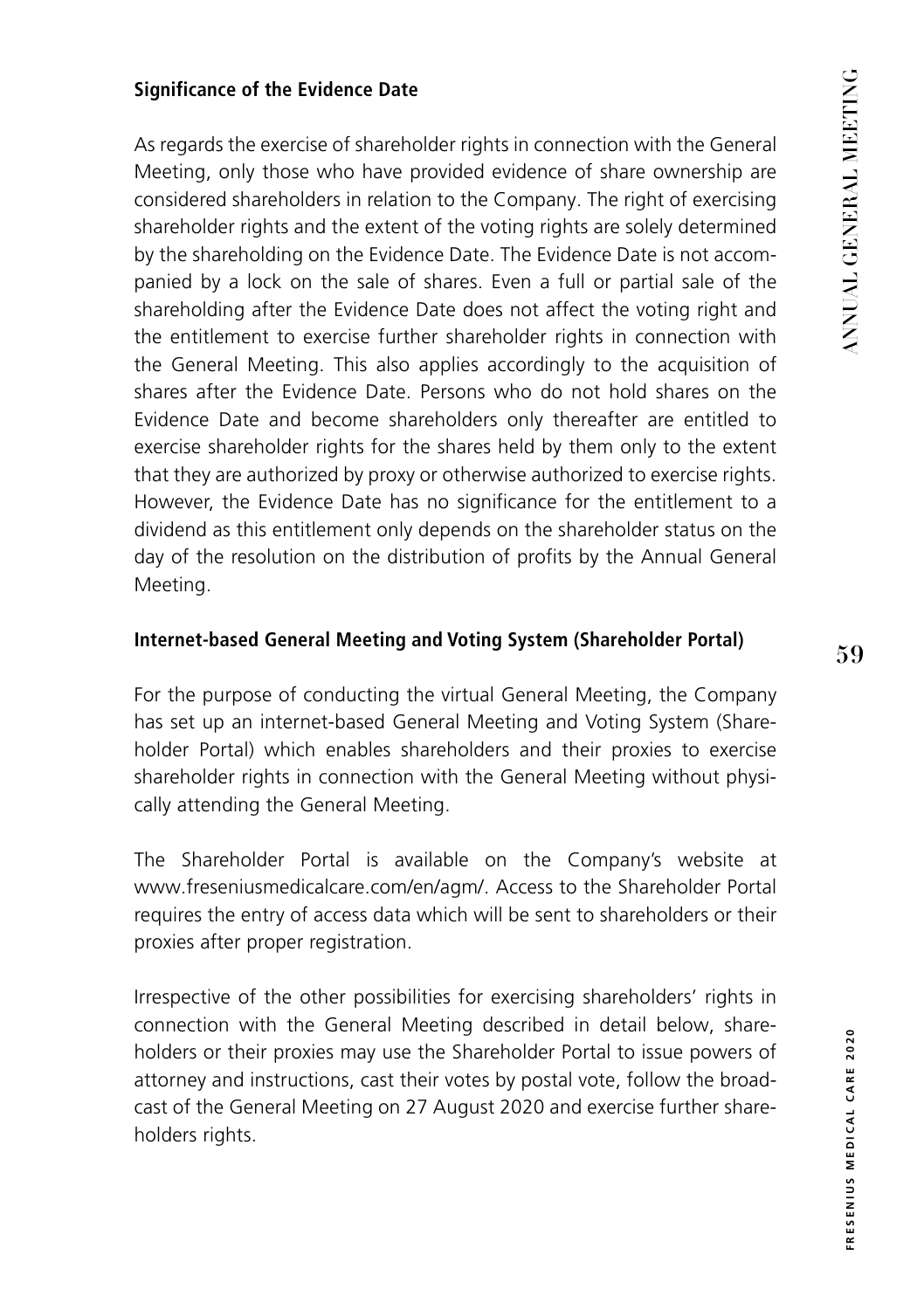### Significance of the Evidence Date

As regards the exercise of shareholder rights in connection with the General Meeting, only those who have provided evidence of share ownership are considered shareholders in relation to the Company. The right of exercising shareholder rights and the extent of the voting rights are solely determined by the shareholding on the Evidence Date. The Evidence Date is not accompanied by a lock on the sale of shares. Even a full or partial sale of the shareholding after the Evidence Date does not affect the voting right and the entitlement to exercise further shareholder rights in connection with the General Meeting. This also applies accordingly to the acquisition of shares after the Evidence Date. Persons who do not hold shares on the Evidence Date and become shareholders only thereafter are entitled to exercise shareholder rights for the shares held by them only to the extent that they are authorized by proxy or otherwise authorized to exercise rights. However, the Evidence Date has no significance for the entitlement to a dividend as this entitlement only depends on the shareholder status on the day of the resolution on the distribution of profits by the Annual General Meeting.

### Internet-based General Meeting and Voting System (Shareholder Portal)

For the purpose of conducting the virtual General Meeting, the Company has set up an internet-based General Meeting and Voting System (Shareholder Portal) which enables shareholders and their proxies to exercise shareholder rights in connection with the General Meeting without physically attending the General Meeting.

The Shareholder Portal is available on the Company's website at www.freseniusmedicalcare.com/en/agm/. Access to the Shareholder Portal requires the entry of access data which will be sent to shareholders or their proxies after proper registration.

Irrespective of the other possibilities for exercising shareholders' rights in connection with the General Meeting described in detail below, shareholders or their proxies may use the Shareholder Portal to issue powers of attorney and instructions, cast their votes by postal vote, follow the broadcast of the General Meeting on 27 August 2020 and exercise further shareholders rights.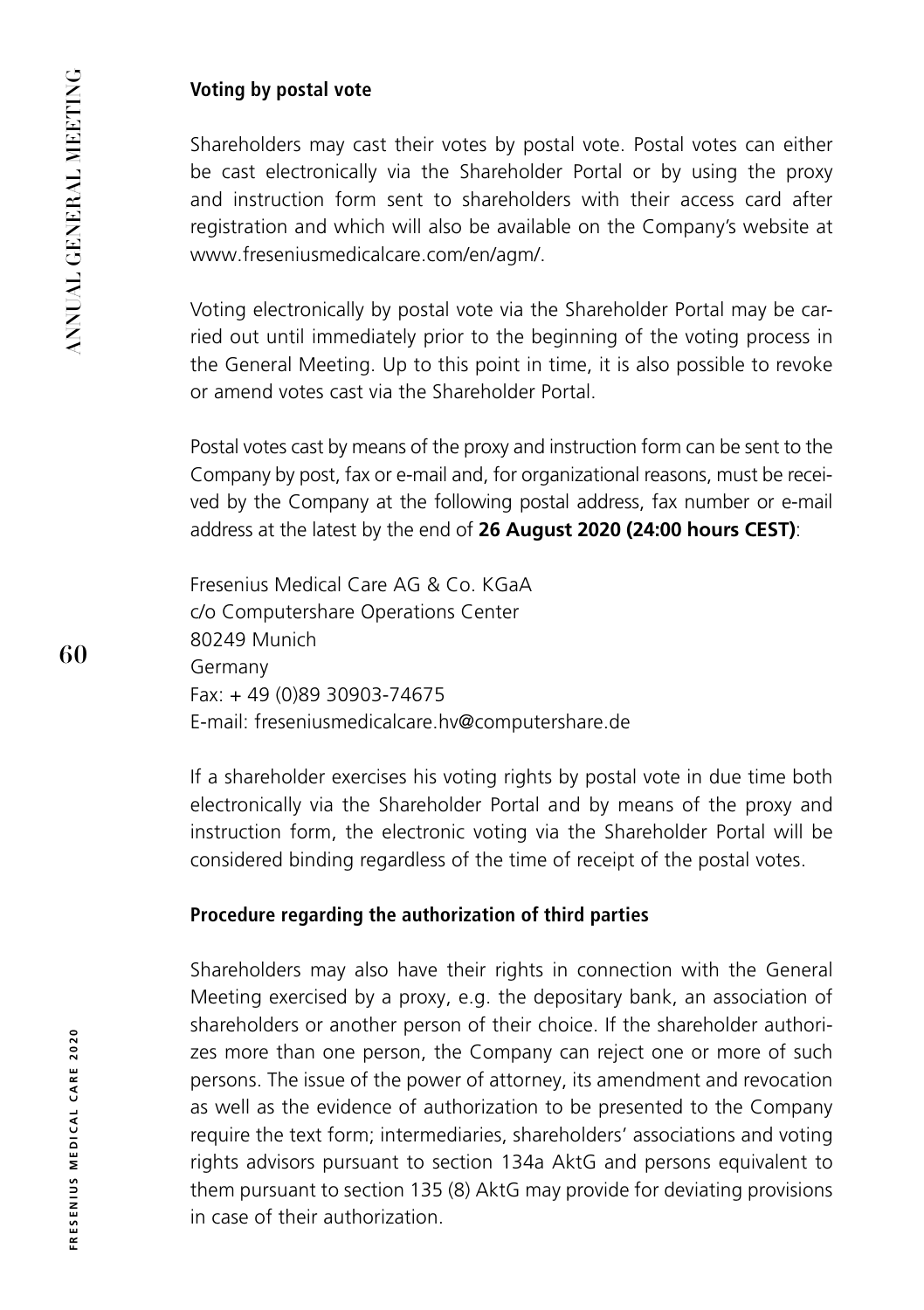**Voting by postal vote**

Shareholders may cast their votes by postal vote. Postal votes can either be cast electronically via the Shareholder Portal or by using the proxy and instruction form sent to shareholders with their access card after registration and which will also be available on the Company's website at www.freseniusmedicalcare.com/en/agm/.

Voting electronically by postal vote via the Shareholder Portal may be carried out until immediately prior to the beginning of the voting process in the General Meeting. Up to this point in time, it is also possible to revoke or amend votes cast via the Shareholder Portal.

Postal votes cast by means of the proxy and instruction form can be sent to the Company by post, fax or e-mail and, for organizational reasons, must be received by the Company at the following postal address, fax number or e-mail address at the latest by the end of **26 August 2020 (24:00 hours CEST)**:

Fresenius Medical Care AG & Co. KGaA
c/o Computershare Operations Center
80249 Munich
Germany
Fax: + 49 (0)89 30903-74675
E-mail: freseniusmedicalcare.hv@computershare.de

If a shareholder exercises his voting rights by postal vote in due time both electronically via the Shareholder Portal and by means of the proxy and instruction form, the electronic voting via the Shareholder Portal will be considered binding regardless of the time of receipt of the postal votes.

**Procedure regarding the authorization of third parties**

Shareholders may also have their rights in connection with the General Meeting exercised by a proxy, e.g. the depositary bank, an association of shareholders or another person of their choice. If the shareholder authorizes more than one person, the Company can reject one or more of such persons. The issue of the power of attorney, its amendment and revocation as well as the evidence of authorization to be presented to the Company require the text form; intermediaries, shareholders' associations and voting rights advisors pursuant to section 134a AktG and persons equivalent to them pursuant to section 135 (8) AktG may provide for deviating provisions in case of their authorization.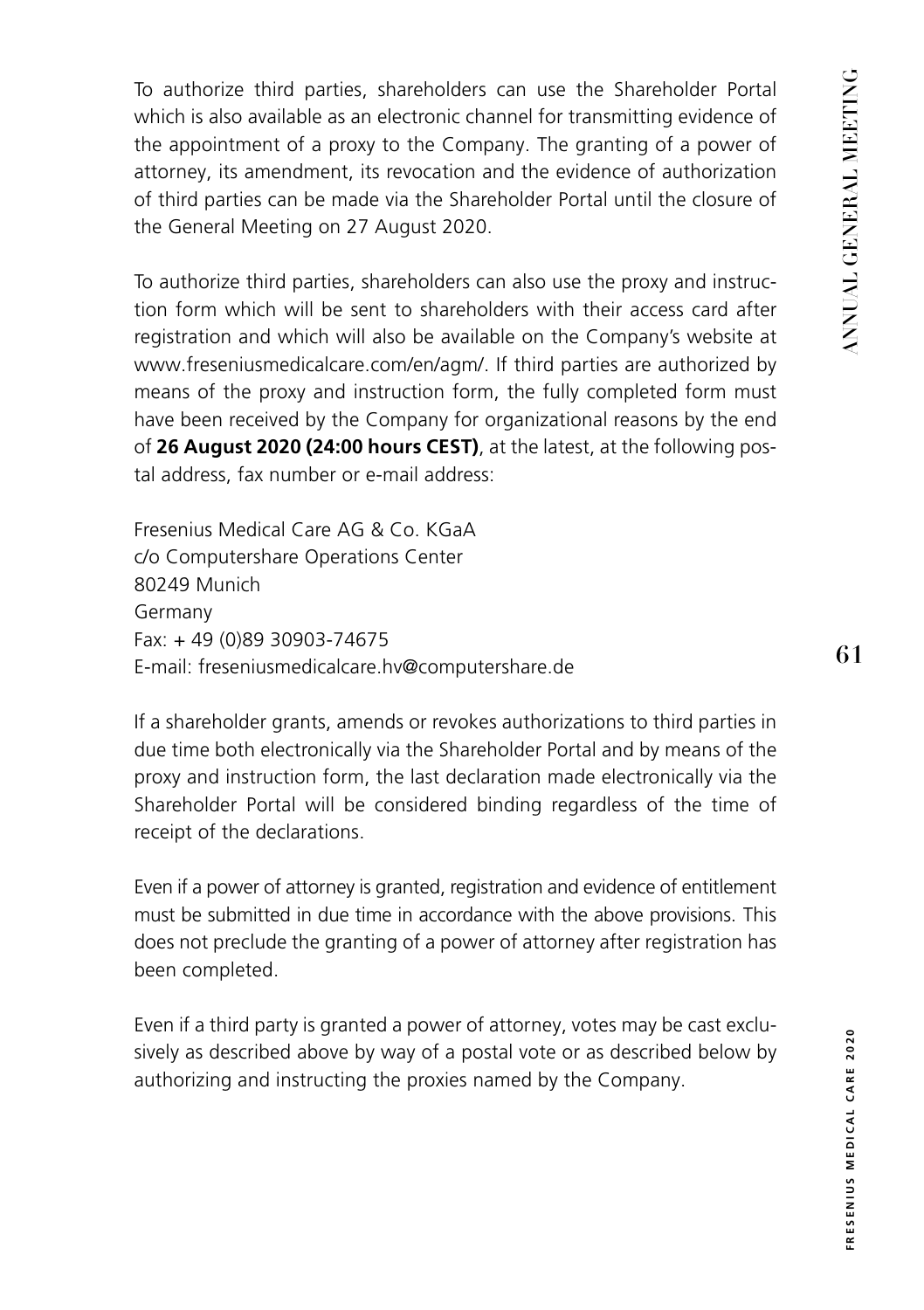To authorize third parties, shareholders can use the Shareholder Portal which is also available as an electronic channel for transmitting evidence of the appointment of a proxy to the Company. The granting of a power of attorney, its amendment, its revocation and the evidence of authorization of third parties can be made via the Shareholder Portal until the closure of the General Meeting on 27 August 2020.

To authorize third parties, shareholders can also use the proxy and instruction form which will be sent to shareholders with their access card after registration and which will also be available on the Company's website at www.freseniusmedicalcare.com/en/agm/. If third parties are authorized by means of the proxy and instruction form, the fully completed form must have been received by the Company for organizational reasons by the end of **26 August 2020 (24:00 hours CEST)**, at the latest, at the following postal address, fax number or e-mail address:

Fresenius Medical Care AG & Co. KGaA
c/o Computershare Operations Center
80249 Munich
Germany
Fax: + 49 (0)89 30903-74675
E-mail: freseniusmedicalcare.hv@computershare.de

If a shareholder grants, amends or revokes authorizations to third parties in due time both electronically via the Shareholder Portal and by means of the proxy and instruction form, the last declaration made electronically via the Shareholder Portal will be considered binding regardless of the time of receipt of the declarations.

Even if a power of attorney is granted, registration and evidence of entitlement must be submitted in due time in accordance with the above provisions. This does not preclude the granting of a power of attorney after registration has been completed.

Even if a third party is granted a power of attorney, votes may be cast exclusively as described above by way of a postal vote or as described below by authorizing and instructing the proxies named by the Company.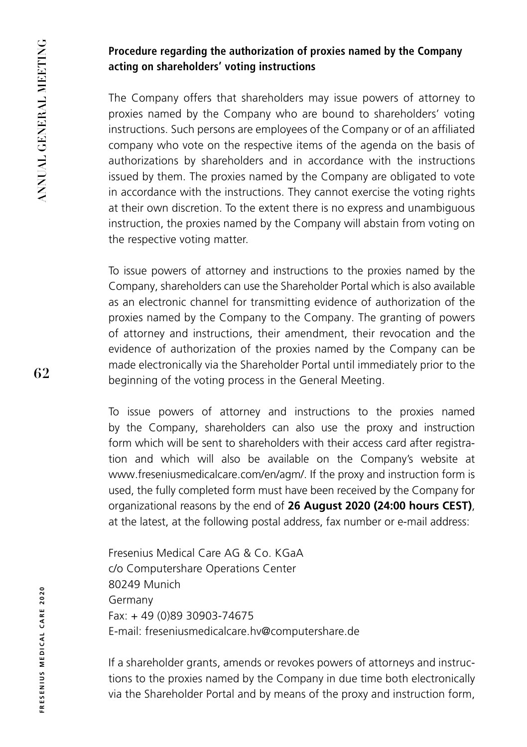**Procedure regarding the authorization of proxies named by the Company acting on shareholders' voting instructions**

The Company offers that shareholders may issue powers of attorney to proxies named by the Company who are bound to shareholders' voting instructions. Such persons are employees of the Company or of an affiliated company who vote on the respective items of the agenda on the basis of authorizations by shareholders and in accordance with the instructions issued by them. The proxies named by the Company are obligated to vote in accordance with the instructions. They cannot exercise the voting rights at their own discretion. To the extent there is no express and unambiguous instruction, the proxies named by the Company will abstain from voting on the respective voting matter.

To issue powers of attorney and instructions to the proxies named by the Company, shareholders can use the Shareholder Portal which is also available as an electronic channel for transmitting evidence of authorization of the proxies named by the Company to the Company. The granting of powers of attorney and instructions, their amendment, their revocation and the evidence of authorization of the proxies named by the Company can be made electronically via the Shareholder Portal until immediately prior to the beginning of the voting process in the General Meeting.

To issue powers of attorney and instructions to the proxies named by the Company, shareholders can also use the proxy and instruction form which will be sent to shareholders with their access card after registration and which will also be available on the Company's website at www.freseniusmedicalcare.com/en/agm/. If the proxy and instruction form is used, the fully completed form must have been received by the Company for organizational reasons by the end of **26 August 2020 (24:00 hours CEST)**, at the latest, at the following postal address, fax number or e-mail address:

Fresenius Medical Care AG & Co. KGaA
c/o Computershare Operations Center
80249 Munich
Germany
Fax: + 49 (0)89 30903-74675
E-mail: freseniusmedicalcare.hv@computershare.de

If a shareholder grants, amends or revokes powers of attorneys and instructions to the proxies named by the Company in due time both electronically via the Shareholder Portal and by means of the proxy and instruction form,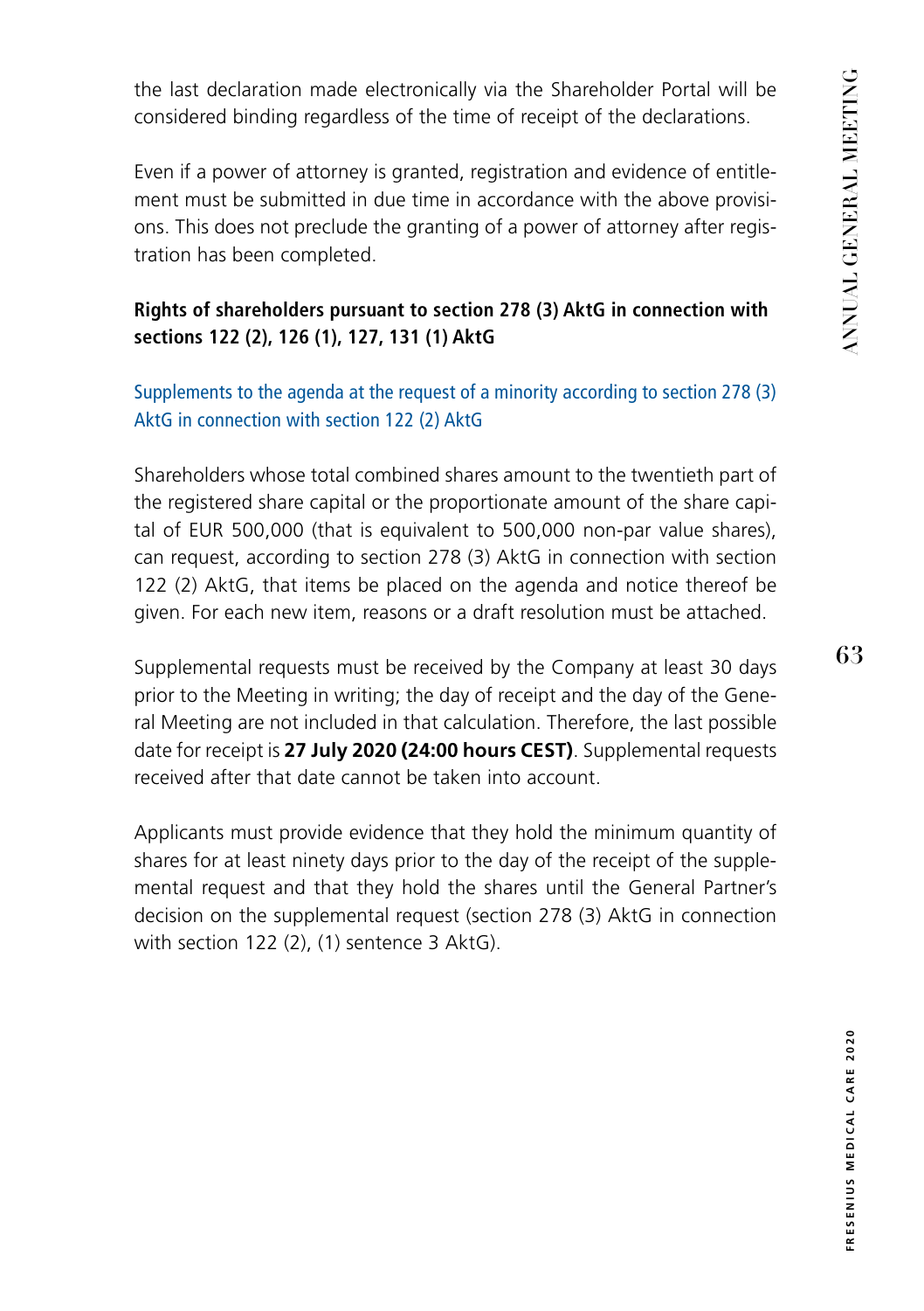the last declaration made electronically via the Shareholder Portal will be considered binding regardless of the time of receipt of the declarations.

Even if a power of attorney is granted, registration and evidence of entitlement must be submitted in due time in accordance with the above provisions. This does not preclude the granting of a power of attorney after registration has been completed.

## Rights of shareholders pursuant to section 278 (3) AktG in connection with sections 122 (2), 126 (1), 127, 131 (1) AktG

### Supplements to the agenda at the request of a minority according to section 278 (3) AktG in connection with section 122 (2) AktG

Shareholders whose total combined shares amount to the twentieth part of the registered share capital or the proportionate amount of the share capital of EUR 500,000 (that is equivalent to 500,000 non-par value shares), can request, according to section 278 (3) AktG in connection with section 122 (2) AktG, that items be placed on the agenda and notice thereof be given. For each new item, reasons or a draft resolution must be attached.

Supplemental requests must be received by the Company at least 30 days prior to the Meeting in writing; the day of receipt and the day of the General Meeting are not included in that calculation. Therefore, the last possible date for receipt is **27 July 2020 (24:00 hours CEST)**. Supplemental requests received after that date cannot be taken into account.

Applicants must provide evidence that they hold the minimum quantity of shares for at least ninety days prior to the day of the receipt of the supplemental request and that they hold the shares until the General Partner's decision on the supplemental request (section 278 (3) AktG in connection with section 122 (2), (1) sentence 3 AktG).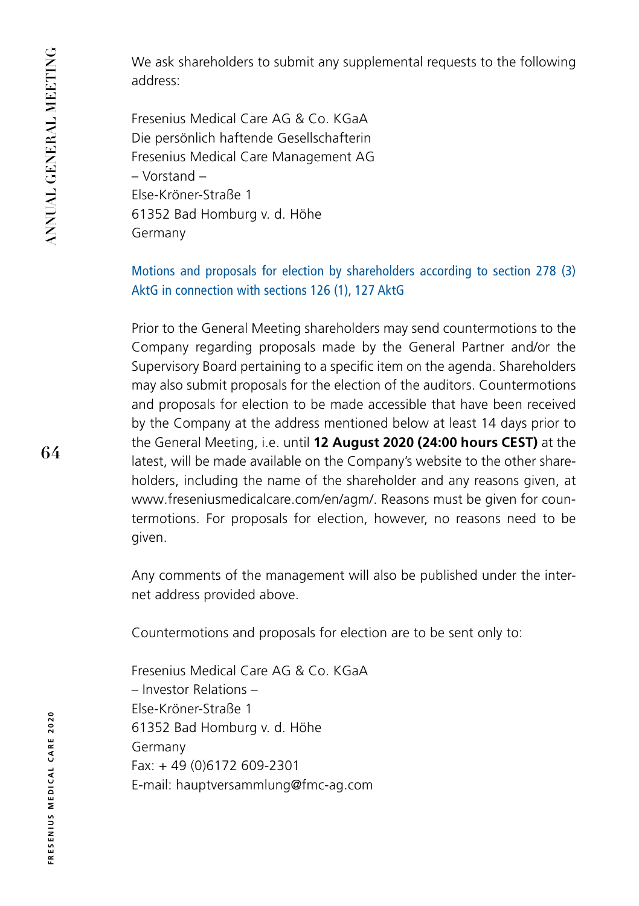We ask shareholders to submit any supplemental requests to the following address:

Fresenius Medical Care AG & Co. KGaA
Die persönlich haftende Gesellschafterin
Fresenius Medical Care Management AG
– Vorstand –
Else-Kröner-Straße 1
61352 Bad Homburg v. d. Höhe
Germany

### Motions and proposals for election by shareholders according to section 278 (3) AktG in connection with sections 126 (1), 127 AktG

Prior to the General Meeting shareholders may send countermotions to the Company regarding proposals made by the General Partner and/or the Supervisory Board pertaining to a specific item on the agenda. Shareholders may also submit proposals for the election of the auditors. Countermotions and proposals for election to be made accessible that have been received by the Company at the address mentioned below at least 14 days prior to the General Meeting, i.e. until **12 August 2020 (24:00 hours CEST)** at the latest, will be made available on the Company's website to the other shareholders, including the name of the shareholder and any reasons given, at www.freseniusmedicalcare.com/en/agm/. Reasons must be given for countermotions. For proposals for election, however, no reasons need to be given.

Any comments of the management will also be published under the internet address provided above.

Countermotions and proposals for election are to be sent only to:

Fresenius Medical Care AG & Co. KGaA
– Investor Relations –
Else-Kröner-Straße 1
61352 Bad Homburg v. d. Höhe
Germany
Fax: + 49 (0)6172 609-2301
E-mail: hauptversammlung@fmc-ag.com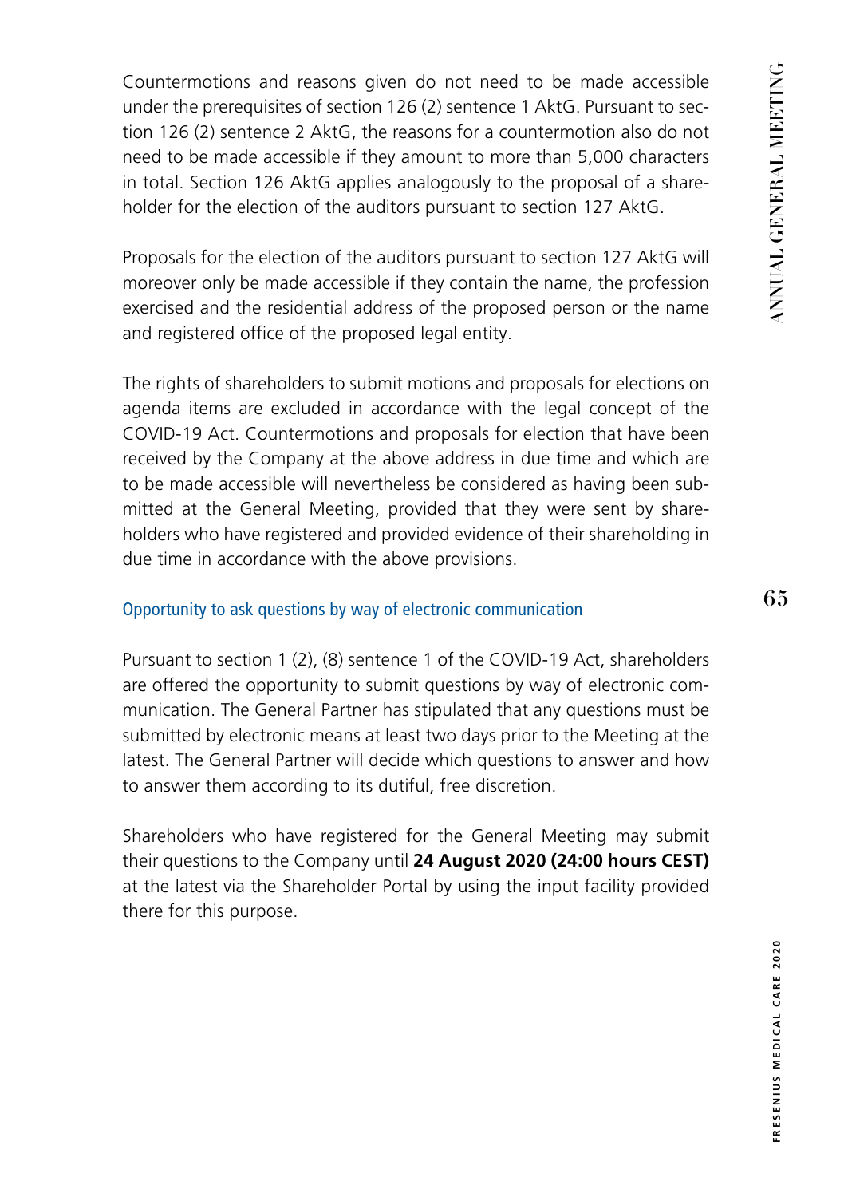Countermotions and reasons given do not need to be made accessible under the prerequisites of section 126 (2) sentence 1 AktG. Pursuant to section 126 (2) sentence 2 AktG, the reasons for a countermotion also do not need to be made accessible if they amount to more than 5,000 characters in total. Section 126 AktG applies analogously to the proposal of a shareholder for the election of the auditors pursuant to section 127 AktG.

Proposals for the election of the auditors pursuant to section 127 AktG will moreover only be made accessible if they contain the name, the profession exercised and the residential address of the proposed person or the name and registered office of the proposed legal entity.

The rights of shareholders to submit motions and proposals for elections on agenda items are excluded in accordance with the legal concept of the COVID-19 Act. Countermotions and proposals for election that have been received by the Company at the above address in due time and which are to be made accessible will nevertheless be considered as having been submitted at the General Meeting, provided that they were sent by shareholders who have registered and provided evidence of their shareholding in due time in accordance with the above provisions.

### Opportunity to ask questions by way of electronic communication

Pursuant to section 1 (2), (8) sentence 1 of the COVID-19 Act, shareholders are offered the opportunity to submit questions by way of electronic communication. The General Partner has stipulated that any questions must be submitted by electronic means at least two days prior to the Meeting at the latest. The General Partner will decide which questions to answer and how to answer them according to its dutiful, free discretion.

Shareholders who have registered for the General Meeting may submit their questions to the Company until **24 August 2020 (24:00 hours CEST)** at the latest via the Shareholder Portal by using the input facility provided there for this purpose.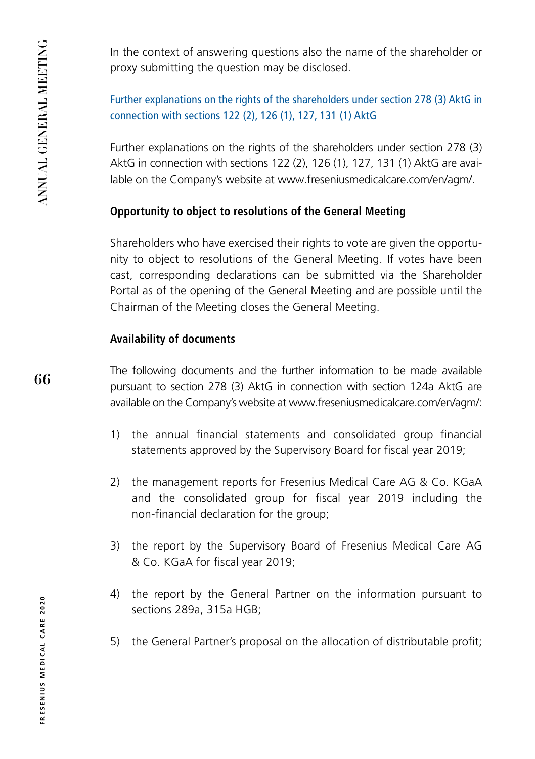In the context of answering questions also the name of the shareholder or proxy submitting the question may be disclosed.

### Further explanations on the rights of the shareholders under section 278 (3) AktG in connection with sections 122 (2), 126 (1), 127, 131 (1) AktG

Further explanations on the rights of the shareholders under section 278 (3) AktG in connection with sections 122 (2), 126 (1), 127, 131 (1) AktG are available on the Company's website at www.freseniusmedicalcare.com/en/agm/.

**Opportunity to object to resolutions of the General Meeting**

Shareholders who have exercised their rights to vote are given the opportunity to object to resolutions of the General Meeting. If votes have been cast, corresponding declarations can be submitted via the Shareholder Portal as of the opening of the General Meeting and are possible until the Chairman of the Meeting closes the General Meeting.

**Availability of documents**

The following documents and the further information to be made available pursuant to section 278 (3) AktG in connection with section 124a AktG are available on the Company's website at www.freseniusmedicalcare.com/en/agm/:

1) the annual financial statements and consolidated group financial statements approved by the Supervisory Board for fiscal year 2019;

2) the management reports for Fresenius Medical Care AG & Co. KGaA and the consolidated group for fiscal year 2019 including the non-financial declaration for the group;

3) the report by the Supervisory Board of Fresenius Medical Care AG & Co. KGaA for fiscal year 2019;

4) the report by the General Partner on the information pursuant to sections 289a, 315a HGB;

5) the General Partner's proposal on the allocation of distributable profit;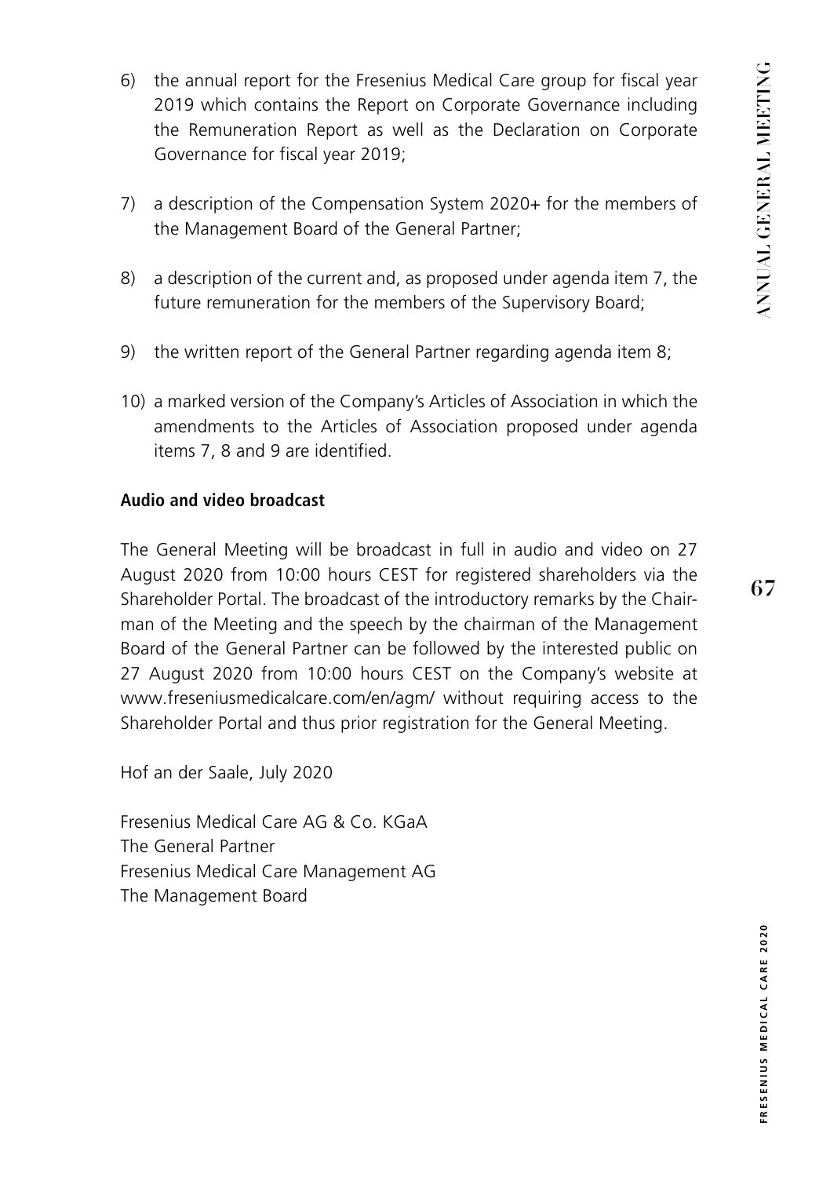6) the annual report for the Fresenius Medical Care group for fiscal year 2019 which contains the Report on Corporate Governance including the Remuneration Report as well as the Declaration on Corporate Governance for fiscal year 2019;

7) a description of the Compensation System 2020+ for the members of the Management Board of the General Partner;

8) a description of the current and, as proposed under agenda item 7, the future remuneration for the members of the Supervisory Board;

9) the written report of the General Partner regarding agenda item 8;

10) a marked version of the Company's Articles of Association in which the amendments to the Articles of Association proposed under agenda items 7, 8 and 9 are identified.

**Audio and video broadcast**

The General Meeting will be broadcast in full in audio and video on 27 August 2020 from 10:00 hours CEST for registered shareholders via the Shareholder Portal. The broadcast of the introductory remarks by the Chairman of the Meeting and the speech by the chairman of the Management Board of the General Partner can be followed by the interested public on 27 August 2020 from 10:00 hours CEST on the Company's website at www.freseniusmedicalcare.com/en/agm/ without requiring access to the Shareholder Portal and thus prior registration for the General Meeting.

Hof an der Saale, July 2020

Fresenius Medical Care AG & Co. KGaA
The General Partner
Fresenius Medical Care Management AG
The Management Board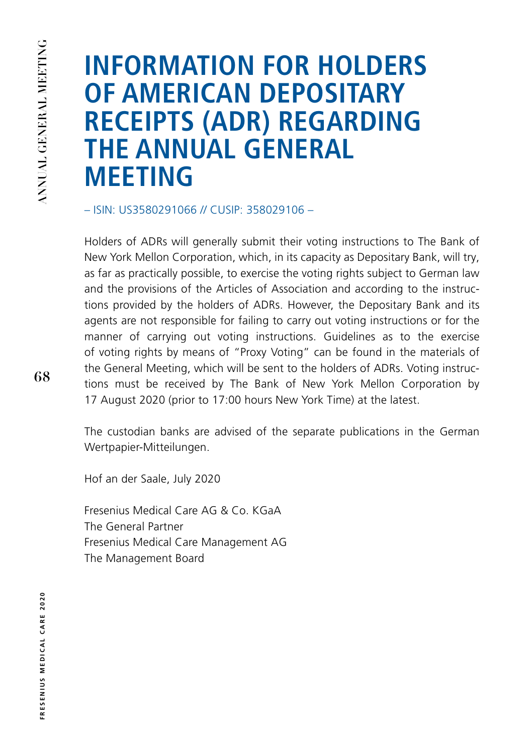# INFORMATION FOR HOLDERS OF AMERICAN DEPOSITARY RECEIPTS (ADR) REGARDING THE ANNUAL GENERAL MEETING

– ISIN: US3580291066 // CUSIP: 358029106 –

Holders of ADRs will generally submit their voting instructions to The Bank of New York Mellon Corporation, which, in its capacity as Depositary Bank, will try, as far as practically possible, to exercise the voting rights subject to German law and the provisions of the Articles of Association and according to the instructions provided by the holders of ADRs. However, the Depositary Bank and its agents are not responsible for failing to carry out voting instructions or for the manner of carrying out voting instructions. Guidelines as to the exercise of voting rights by means of "Proxy Voting" can be found in the materials of the General Meeting, which will be sent to the holders of ADRs. Voting instructions must be received by The Bank of New York Mellon Corporation by 17 August 2020 (prior to 17:00 hours New York Time) at the latest.

The custodian banks are advised of the separate publications in the German Wertpapier-Mitteilungen.

Hof an der Saale, July 2020

Fresenius Medical Care AG & Co. KGaA
The General Partner
Fresenius Medical Care Management AG
The Management Board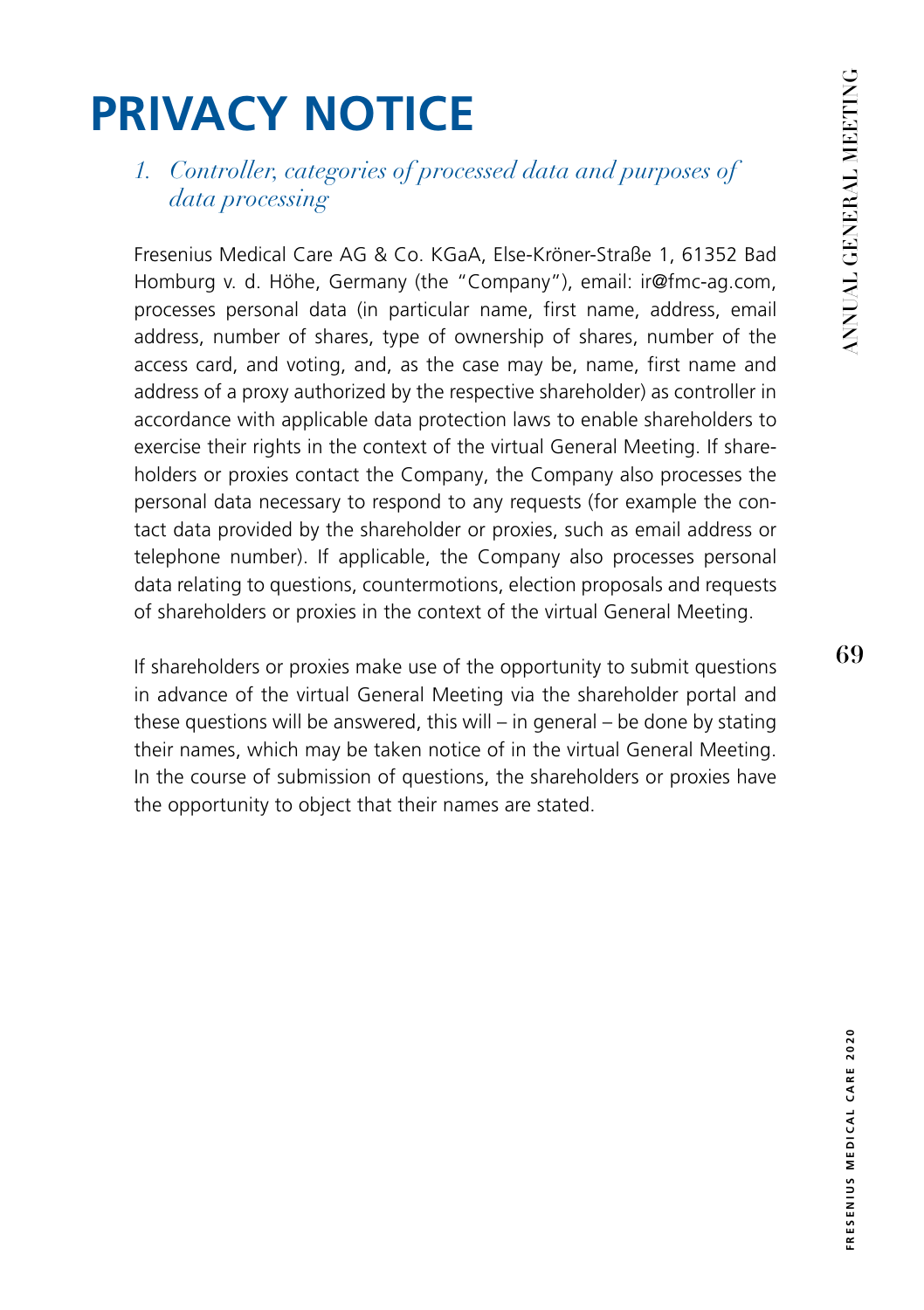# PRIVACY NOTICE

## *1. Controller, categories of processed data and purposes of data processing*

Fresenius Medical Care AG & Co. KGaA, Else-Kröner-Straße 1, 61352 Bad Homburg v. d. Höhe, Germany (the "Company"), email: ir@fmc-ag.com, processes personal data (in particular name, first name, address, email address, number of shares, type of ownership of shares, number of the access card, and voting, and, as the case may be, name, first name and address of a proxy authorized by the respective shareholder) as controller in accordance with applicable data protection laws to enable shareholders to exercise their rights in the context of the virtual General Meeting. If shareholders or proxies contact the Company, the Company also processes the personal data necessary to respond to any requests (for example the contact data provided by the shareholder or proxies, such as email address or telephone number). If applicable, the Company also processes personal data relating to questions, countermotions, election proposals and requests of shareholders or proxies in the context of the virtual General Meeting.

If shareholders or proxies make use of the opportunity to submit questions in advance of the virtual General Meeting via the shareholder portal and these questions will be answered, this will – in general – be done by stating their names, which may be taken notice of in the virtual General Meeting. In the course of submission of questions, the shareholders or proxies have the opportunity to object that their names are stated.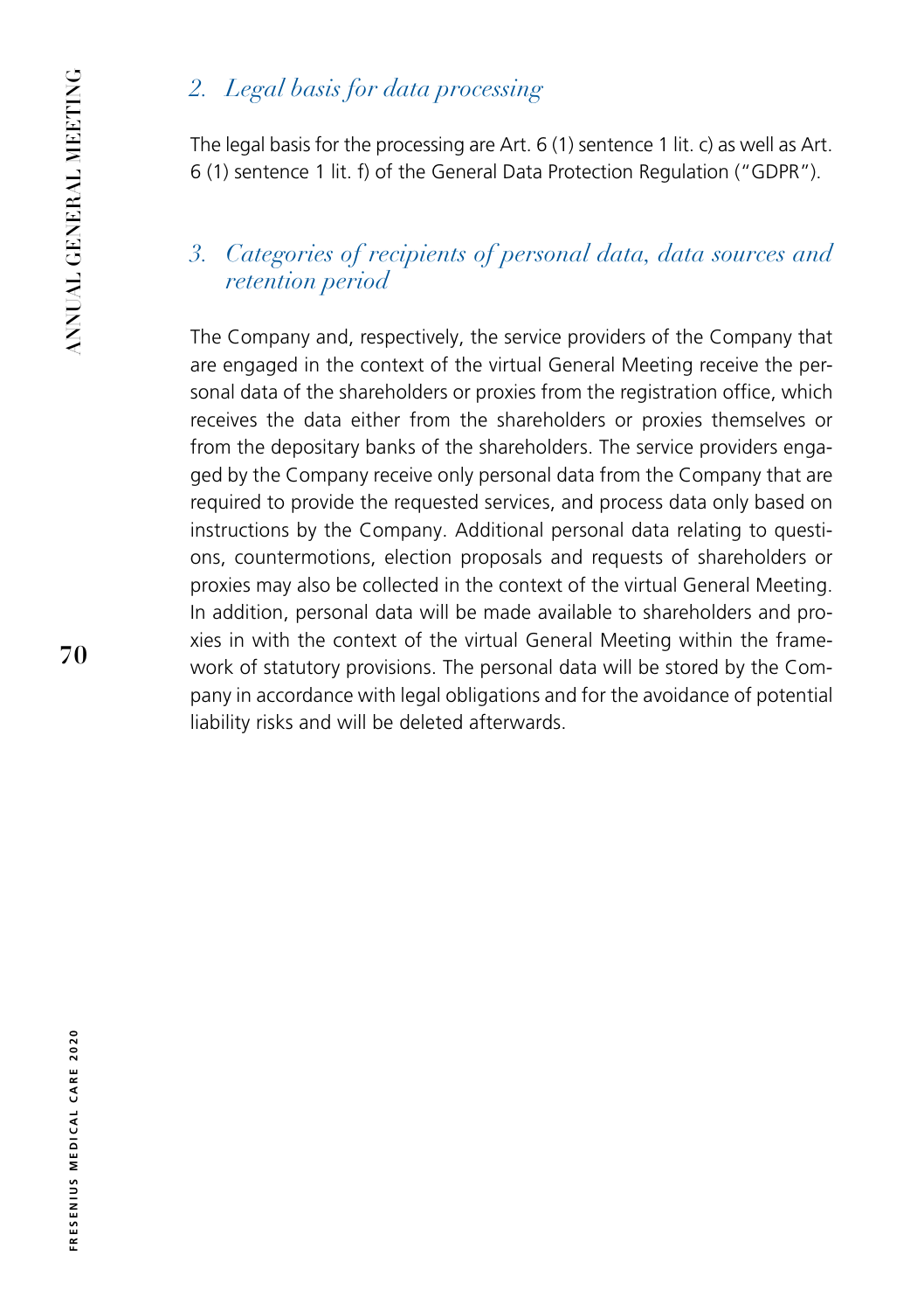## *2. Legal basis for data processing*

The legal basis for the processing are Art. 6 (1) sentence 1 lit. c) as well as Art. 6 (1) sentence 1 lit. f) of the General Data Protection Regulation ("GDPR").

## *3. Categories of recipients of personal data, data sources and retention period*

The Company and, respectively, the service providers of the Company that are engaged in the context of the virtual General Meeting receive the personal data of the shareholders or proxies from the registration office, which receives the data either from the shareholders or proxies themselves or from the depositary banks of the shareholders. The service providers engaged by the Company receive only personal data from the Company that are required to provide the requested services, and process data only based on instructions by the Company. Additional personal data relating to questions, countermotions, election proposals and requests of shareholders or proxies may also be collected in the context of the virtual General Meeting. In addition, personal data will be made available to shareholders and proxies in with the context of the virtual General Meeting within the framework of statutory provisions. The personal data will be stored by the Company in accordance with legal obligations and for the avoidance of potential liability risks and will be deleted afterwards.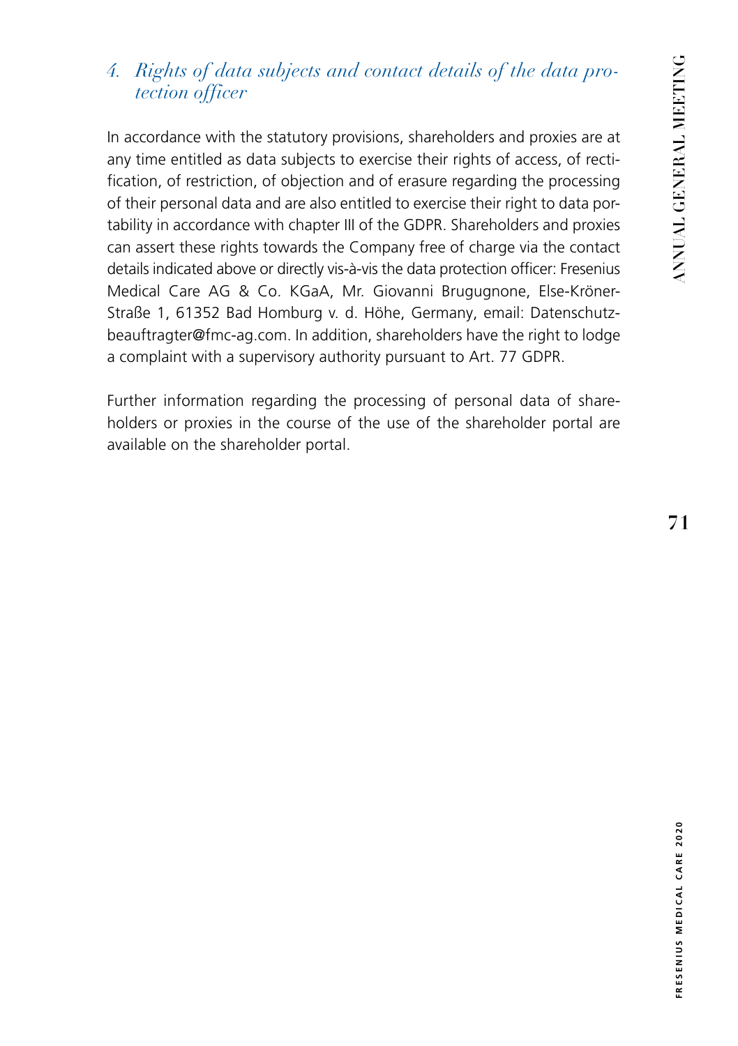### *4. Rights of data subjects and contact details of the data protection officer*

In accordance with the statutory provisions, shareholders and proxies are at any time entitled as data subjects to exercise their rights of access, of rectification, of restriction, of objection and of erasure regarding the processing of their personal data and are also entitled to exercise their right to data portability in accordance with chapter III of the GDPR. Shareholders and proxies can assert these rights towards the Company free of charge via the contact details indicated above or directly vis-à-vis the data protection officer: Fresenius Medical Care AG & Co. KGaA, Mr. Giovanni Brugugnone, Else-Kröner-Straße 1, 61352 Bad Homburg v. d. Höhe, Germany, email: Datenschutzbeauftragter@fmc-ag.com. In addition, shareholders have the right to lodge a complaint with a supervisory authority pursuant to Art. 77 GDPR.

Further information regarding the processing of personal data of shareholders or proxies in the course of the use of the shareholder portal are available on the shareholder portal.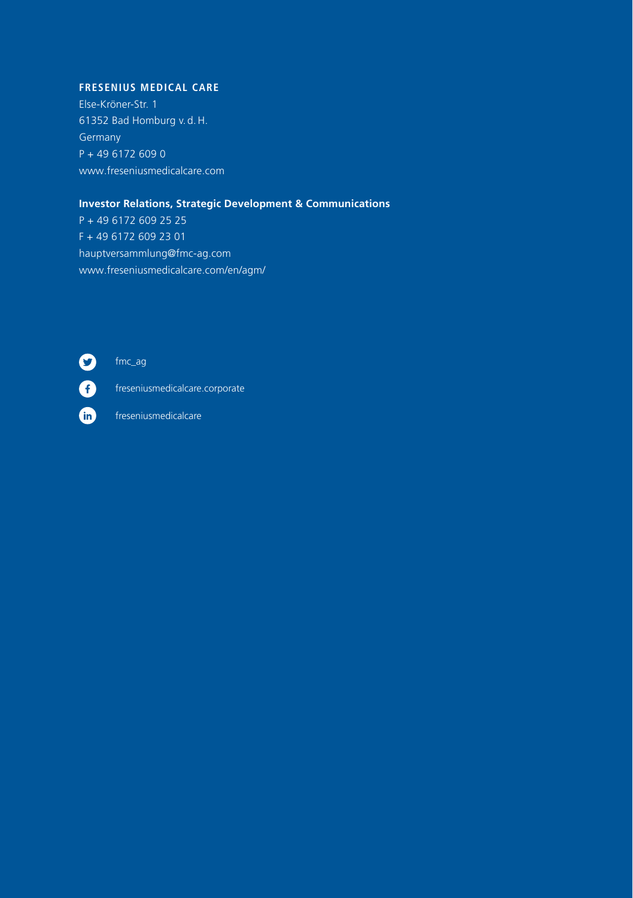**FRESENIUS MEDICAL CARE**

Else-Kröner-Str. 1
61352 Bad Homburg v. d. H.
Germany
P + 49 6172 609 0
www.freseniusmedicalcare.com

**Investor Relations, Strategic Development & Communications**

P + 49 6172 609 25 25
F + 49 6172 609 23 01
hauptversammlung@fmc-ag.com
www.freseniusmedicalcare.com/en/agm/

fmc_ag

freseniusmedicalcare.corporate

freseniusmedicalcare